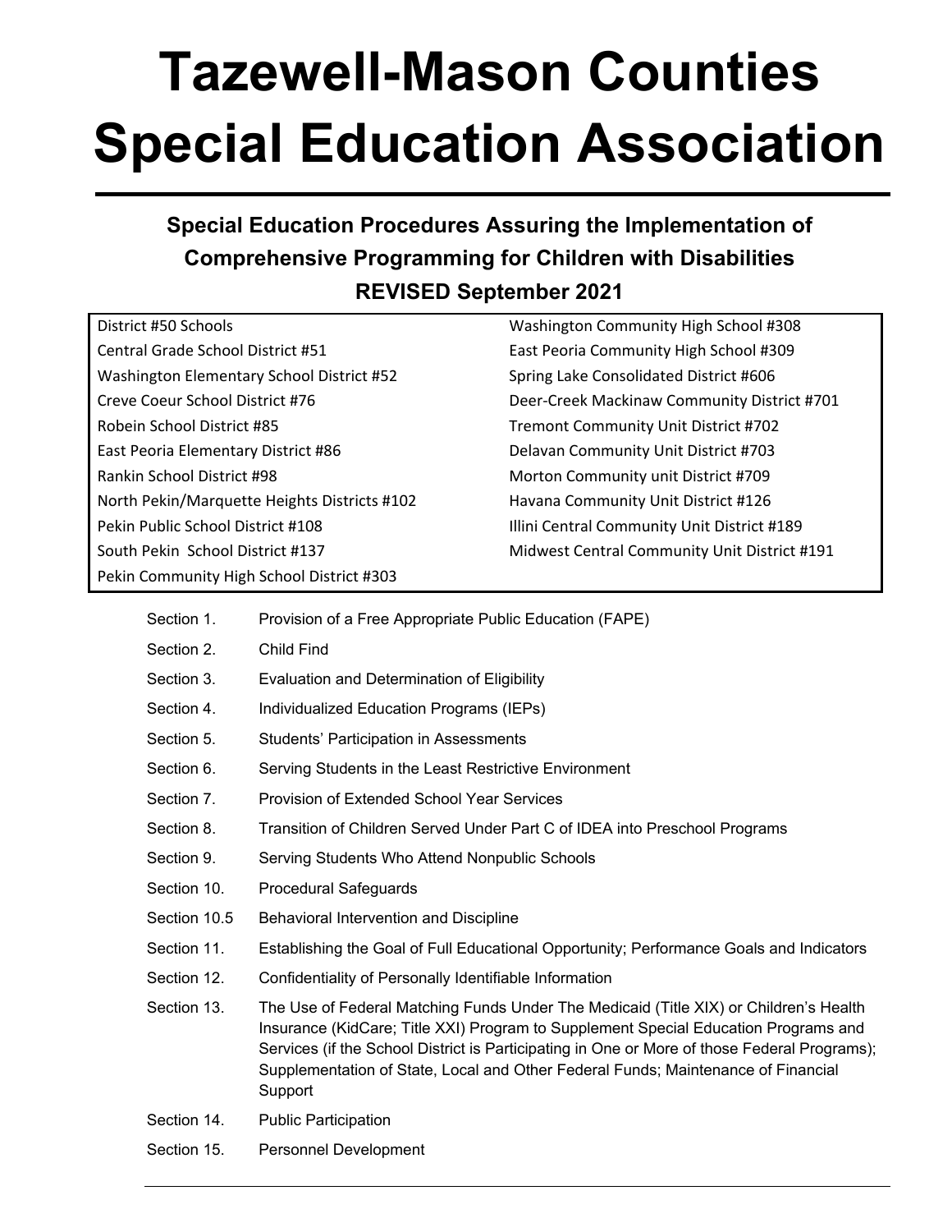# Tazewell-Mason Counties Special Education Association

## Special Education Procedures Assuring the Implementation of Comprehensive Programming for Children with Disabilities

## REVISED September 2021

| | |
|---|---|
| District #50 Schools | Washington Community High School #308 |
| Central Grade School District #51 | East Peoria Community High School #309 |
| Washington Elementary School District #52 | Spring Lake Consolidated District #606 |
| Creve Coeur School District #76 | Deer-Creek Mackinaw Community District #701 |
| Robein School District #85 | Tremont Community Unit District #702 |
| East Peoria Elementary District #86 | Delavan Community Unit District #703 |
| Rankin School District #98 | Morton Community unit District #709 |
| North Pekin/Marquette Heights Districts #102 | Havana Community Unit District #126 |
| Pekin Public School District #108 | Illini Central Community Unit District #189 |
| South Pekin School District #137 | Midwest Central Community Unit District #191 |
| Pekin Community High School District #303 | |

| | |
|---|---|
| Section 1. | Provision of a Free Appropriate Public Education (FAPE) |
| Section 2. | Child Find |
| Section 3. | Evaluation and Determination of Eligibility |
| Section 4. | Individualized Education Programs (IEPs) |
| Section 5. | Students' Participation in Assessments |
| Section 6. | Serving Students in the Least Restrictive Environment |
| Section 7. | Provision of Extended School Year Services |
| Section 8. | Transition of Children Served Under Part C of IDEA into Preschool Programs |
| Section 9. | Serving Students Who Attend Nonpublic Schools |
| Section 10. | Procedural Safeguards |
| Section 10.5 | Behavioral Intervention and Discipline |
| Section 11. | Establishing the Goal of Full Educational Opportunity; Performance Goals and Indicators |
| Section 12. | Confidentiality of Personally Identifiable Information |
| Section 13. | The Use of Federal Matching Funds Under The Medicaid (Title XIX) or Children's Health Insurance (KidCare; Title XXI) Program to Supplement Special Education Programs and Services (if the School District is Participating in One or More of those Federal Programs); Supplementation of State, Local and Other Federal Funds; Maintenance of Financial Support |
| Section 14. | Public Participation |
| Section 15. | Personnel Development |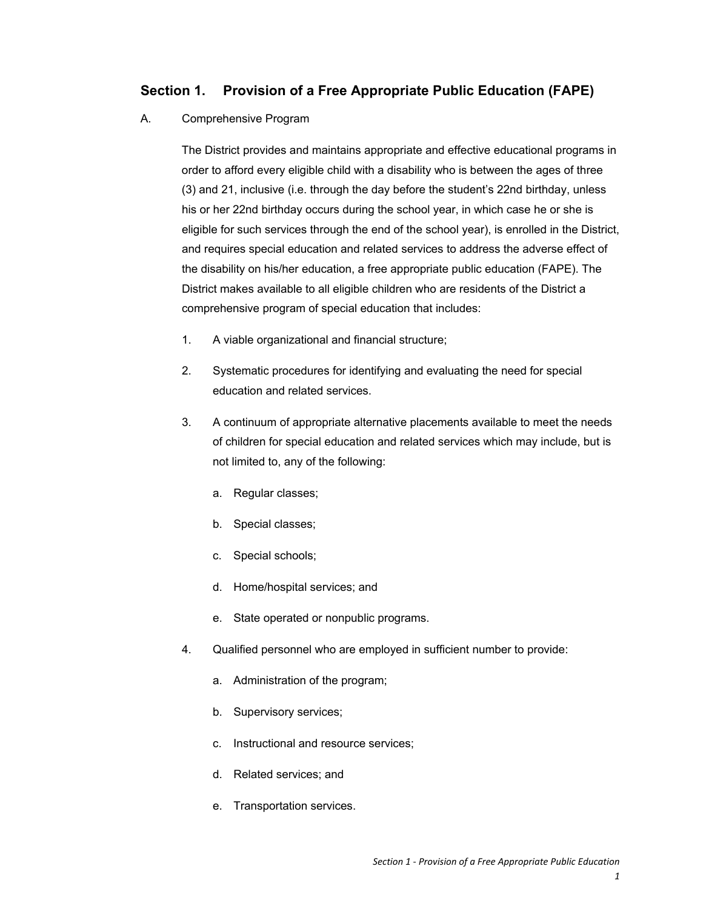## Section 1. Provision of a Free Appropriate Public Education (FAPE)

A. Comprehensive Program

The District provides and maintains appropriate and effective educational programs in order to afford every eligible child with a disability who is between the ages of three (3) and 21, inclusive (i.e. through the day before the student's 22nd birthday, unless his or her 22nd birthday occurs during the school year, in which case he or she is eligible for such services through the end of the school year), is enrolled in the District, and requires special education and related services to address the adverse effect of the disability on his/her education, a free appropriate public education (FAPE). The District makes available to all eligible children who are residents of the District a comprehensive program of special education that includes:

1. A viable organizational and financial structure;

2. Systematic procedures for identifying and evaluating the need for special education and related services.

3. A continuum of appropriate alternative placements available to meet the needs of children for special education and related services which may include, but is not limited to, any of the following:

   a. Regular classes;

   b. Special classes;

   c. Special schools;

   d. Home/hospital services; and

   e. State operated or nonpublic programs.

4. Qualified personnel who are employed in sufficient number to provide:

   a. Administration of the program;

   b. Supervisory services;

   c. Instructional and resource services;

   d. Related services; and

   e. Transportation services.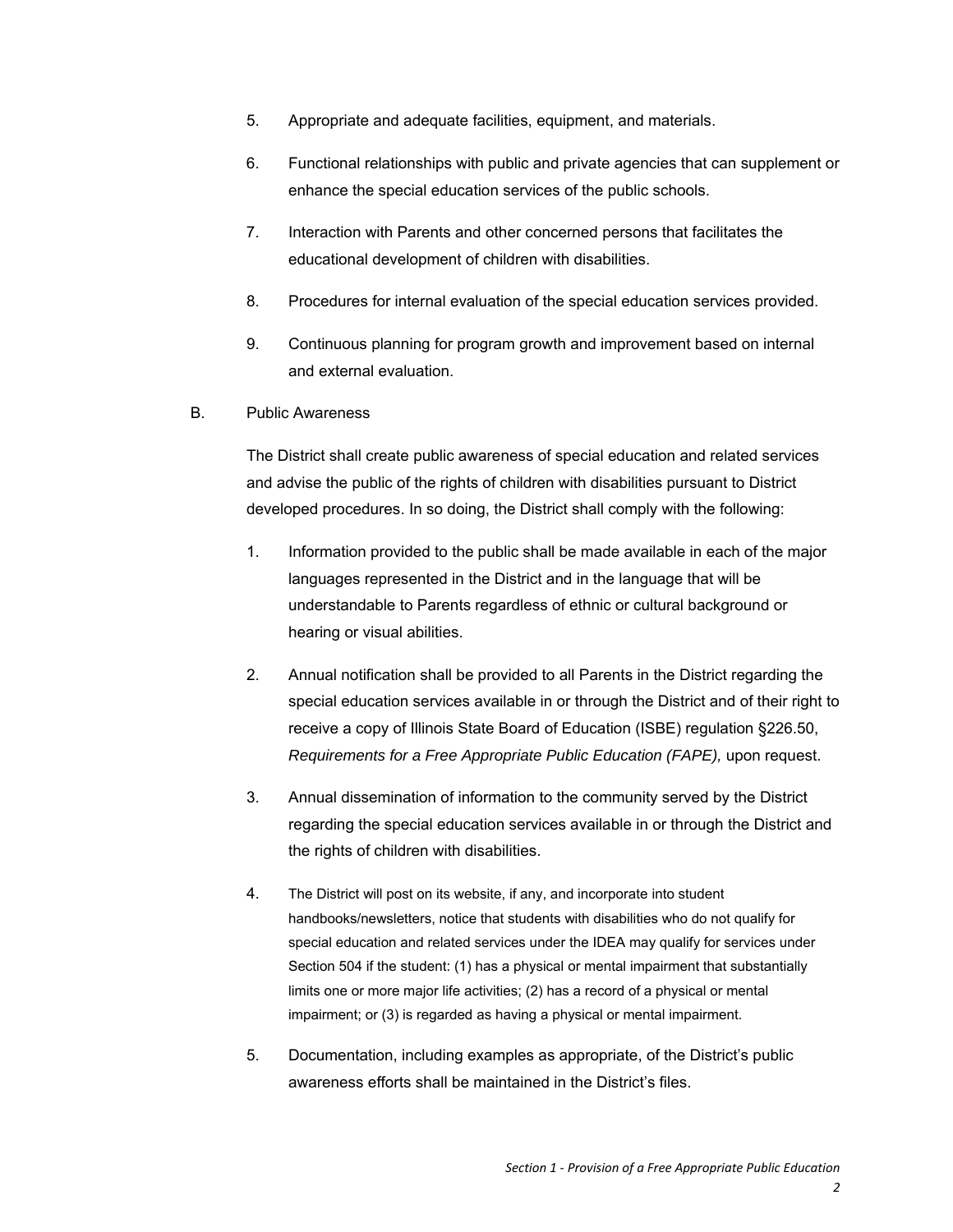5. Appropriate and adequate facilities, equipment, and materials.

6. Functional relationships with public and private agencies that can supplement or enhance the special education services of the public schools.

7. Interaction with Parents and other concerned persons that facilitates the educational development of children with disabilities.

8. Procedures for internal evaluation of the special education services provided.

9. Continuous planning for program growth and improvement based on internal and external evaluation.

B. Public Awareness

The District shall create public awareness of special education and related services and advise the public of the rights of children with disabilities pursuant to District developed procedures. In so doing, the District shall comply with the following:

1. Information provided to the public shall be made available in each of the major languages represented in the District and in the language that will be understandable to Parents regardless of ethnic or cultural background or hearing or visual abilities.

2. Annual notification shall be provided to all Parents in the District regarding the special education services available in or through the District and of their right to receive a copy of Illinois State Board of Education (ISBE) regulation §226.50, *Requirements for a Free Appropriate Public Education (FAPE),* upon request.

3. Annual dissemination of information to the community served by the District regarding the special education services available in or through the District and the rights of children with disabilities.

4. The District will post on its website, if any, and incorporate into student handbooks/newsletters, notice that students with disabilities who do not qualify for special education and related services under the IDEA may qualify for services under Section 504 if the student: (1) has a physical or mental impairment that substantially limits one or more major life activities; (2) has a record of a physical or mental impairment; or (3) is regarded as having a physical or mental impairment.

5. Documentation, including examples as appropriate, of the District's public awareness efforts shall be maintained in the District's files.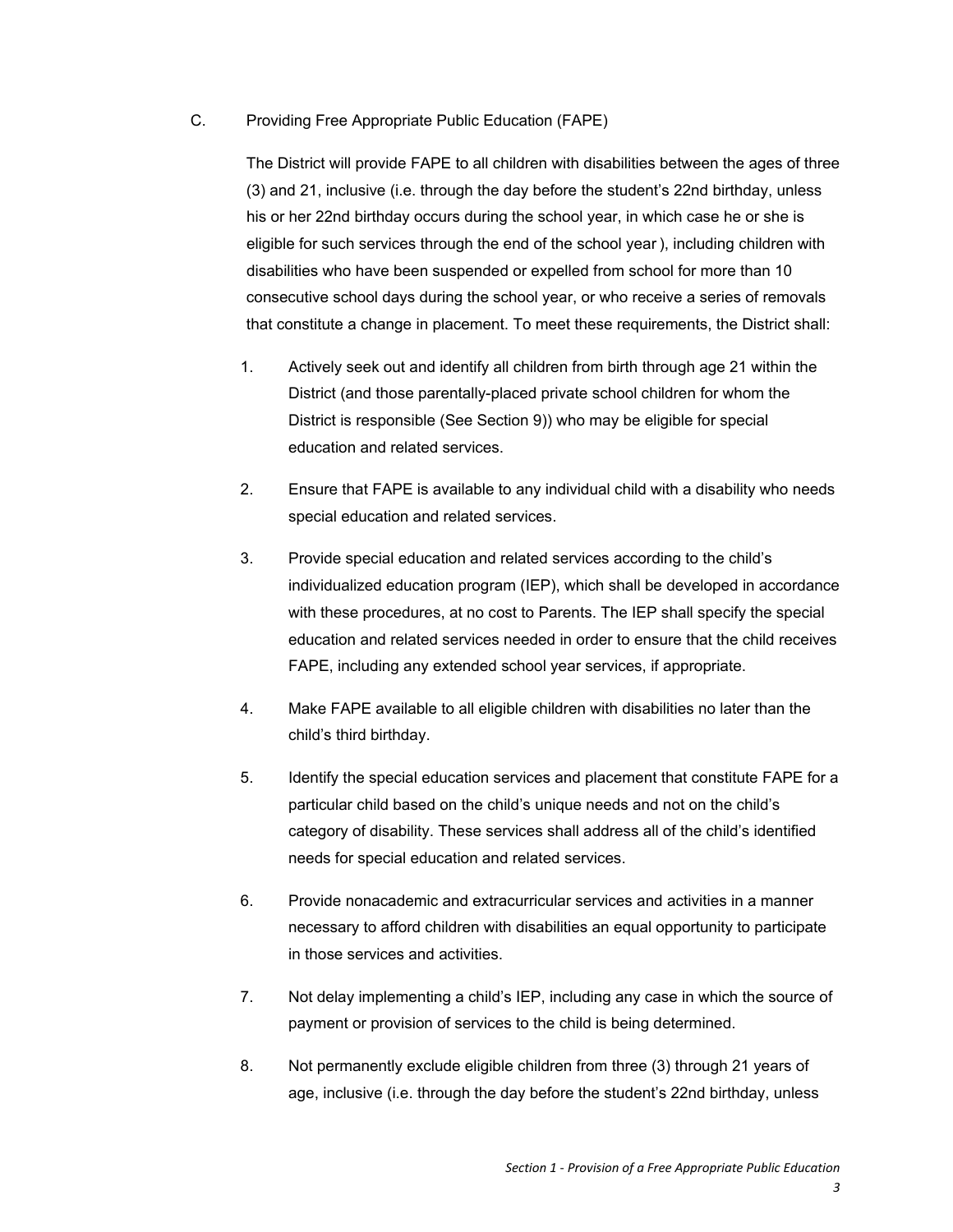C. Providing Free Appropriate Public Education (FAPE)

The District will provide FAPE to all children with disabilities between the ages of three (3) and 21, inclusive (i.e. through the day before the student's 22nd birthday, unless his or her 22nd birthday occurs during the school year, in which case he or she is eligible for such services through the end of the school year ), including children with disabilities who have been suspended or expelled from school for more than 10 consecutive school days during the school year, or who receive a series of removals that constitute a change in placement. To meet these requirements, the District shall:

1. Actively seek out and identify all children from birth through age 21 within the District (and those parentally-placed private school children for whom the District is responsible (See Section 9)) who may be eligible for special education and related services.

2. Ensure that FAPE is available to any individual child with a disability who needs special education and related services.

3. Provide special education and related services according to the child's individualized education program (IEP), which shall be developed in accordance with these procedures, at no cost to Parents. The IEP shall specify the special education and related services needed in order to ensure that the child receives FAPE, including any extended school year services, if appropriate.

4. Make FAPE available to all eligible children with disabilities no later than the child's third birthday.

5. Identify the special education services and placement that constitute FAPE for a particular child based on the child's unique needs and not on the child's category of disability. These services shall address all of the child's identified needs for special education and related services.

6. Provide nonacademic and extracurricular services and activities in a manner necessary to afford children with disabilities an equal opportunity to participate in those services and activities.

7. Not delay implementing a child's IEP, including any case in which the source of payment or provision of services to the child is being determined.

8. Not permanently exclude eligible children from three (3) through 21 years of age, inclusive (i.e. through the day before the student's 22nd birthday, unless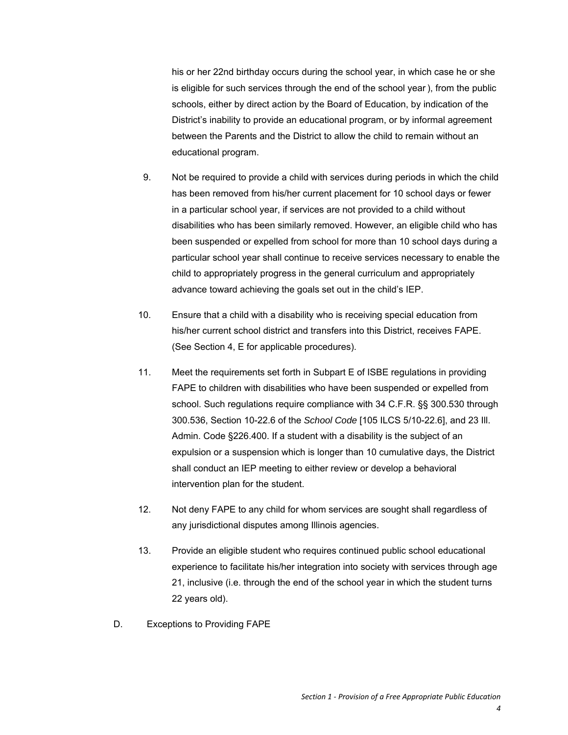his or her 22nd birthday occurs during the school year, in which case he or she is eligible for such services through the end of the school year ), from the public schools, either by direct action by the Board of Education, by indication of the District's inability to provide an educational program, or by informal agreement between the Parents and the District to allow the child to remain without an educational program.

9. Not be required to provide a child with services during periods in which the child has been removed from his/her current placement for 10 school days or fewer in a particular school year, if services are not provided to a child without disabilities who has been similarly removed. However, an eligible child who has been suspended or expelled from school for more than 10 school days during a particular school year shall continue to receive services necessary to enable the child to appropriately progress in the general curriculum and appropriately advance toward achieving the goals set out in the child's IEP.

10. Ensure that a child with a disability who is receiving special education from his/her current school district and transfers into this District, receives FAPE. (See Section 4, E for applicable procedures).

11. Meet the requirements set forth in Subpart E of ISBE regulations in providing FAPE to children with disabilities who have been suspended or expelled from school. Such regulations require compliance with 34 C.F.R. §§ 300.530 through 300.536, Section 10-22.6 of the *School Code* [105 ILCS 5/10-22.6], and 23 Ill. Admin. Code §226.400. If a student with a disability is the subject of an expulsion or a suspension which is longer than 10 cumulative days, the District shall conduct an IEP meeting to either review or develop a behavioral intervention plan for the student.

12. Not deny FAPE to any child for whom services are sought shall regardless of any jurisdictional disputes among Illinois agencies.

13. Provide an eligible student who requires continued public school educational experience to facilitate his/her integration into society with services through age 21, inclusive (i.e. through the end of the school year in which the student turns 22 years old).

D. Exceptions to Providing FAPE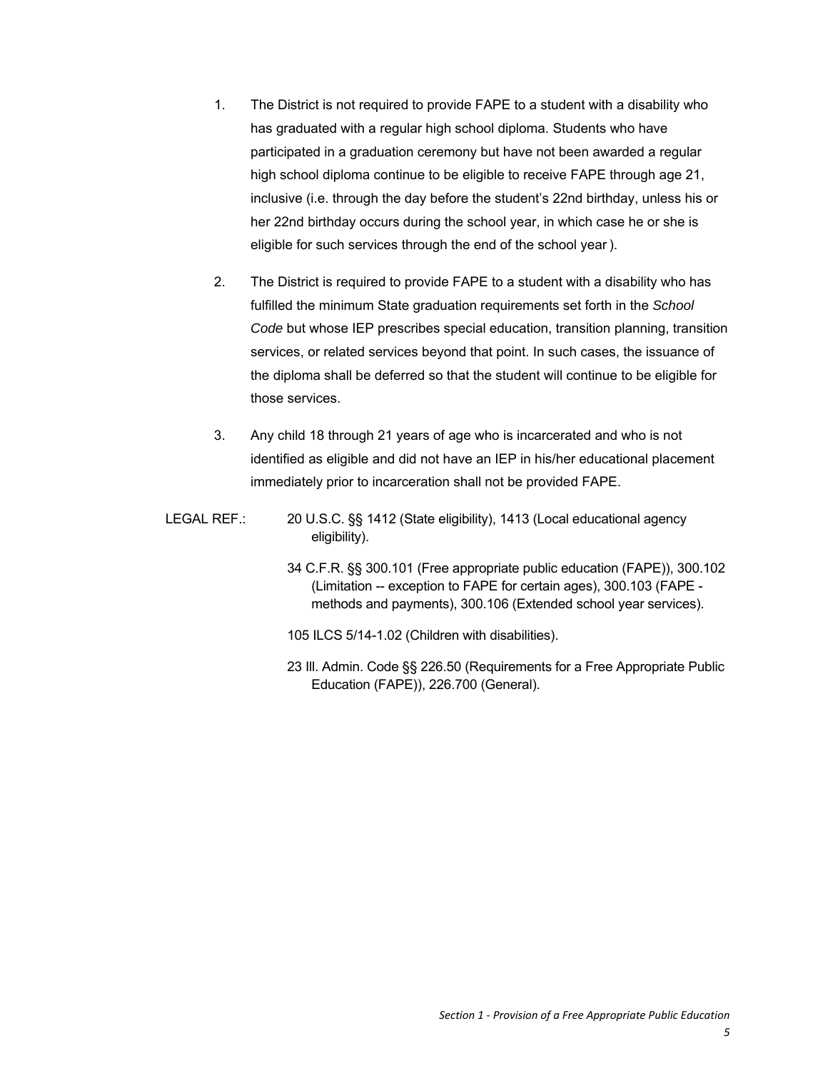1. The District is not required to provide FAPE to a student with a disability who has graduated with a regular high school diploma. Students who have participated in a graduation ceremony but have not been awarded a regular high school diploma continue to be eligible to receive FAPE through age 21, inclusive (i.e. through the day before the student's 22nd birthday, unless his or her 22nd birthday occurs during the school year, in which case he or she is eligible for such services through the end of the school year ).

2. The District is required to provide FAPE to a student with a disability who has fulfilled the minimum State graduation requirements set forth in the *School Code* but whose IEP prescribes special education, transition planning, transition services, or related services beyond that point. In such cases, the issuance of the diploma shall be deferred so that the student will continue to be eligible for those services.

3. Any child 18 through 21 years of age who is incarcerated and who is not identified as eligible and did not have an IEP in his/her educational placement immediately prior to incarceration shall not be provided FAPE.

LEGAL REF.: 20 U.S.C. §§ 1412 (State eligibility), 1413 (Local educational agency eligibility).

34 C.F.R. §§ 300.101 (Free appropriate public education (FAPE)), 300.102 (Limitation -- exception to FAPE for certain ages), 300.103 (FAPE - methods and payments), 300.106 (Extended school year services).

105 ILCS 5/14-1.02 (Children with disabilities).

23 Ill. Admin. Code §§ 226.50 (Requirements for a Free Appropriate Public Education (FAPE)), 226.700 (General).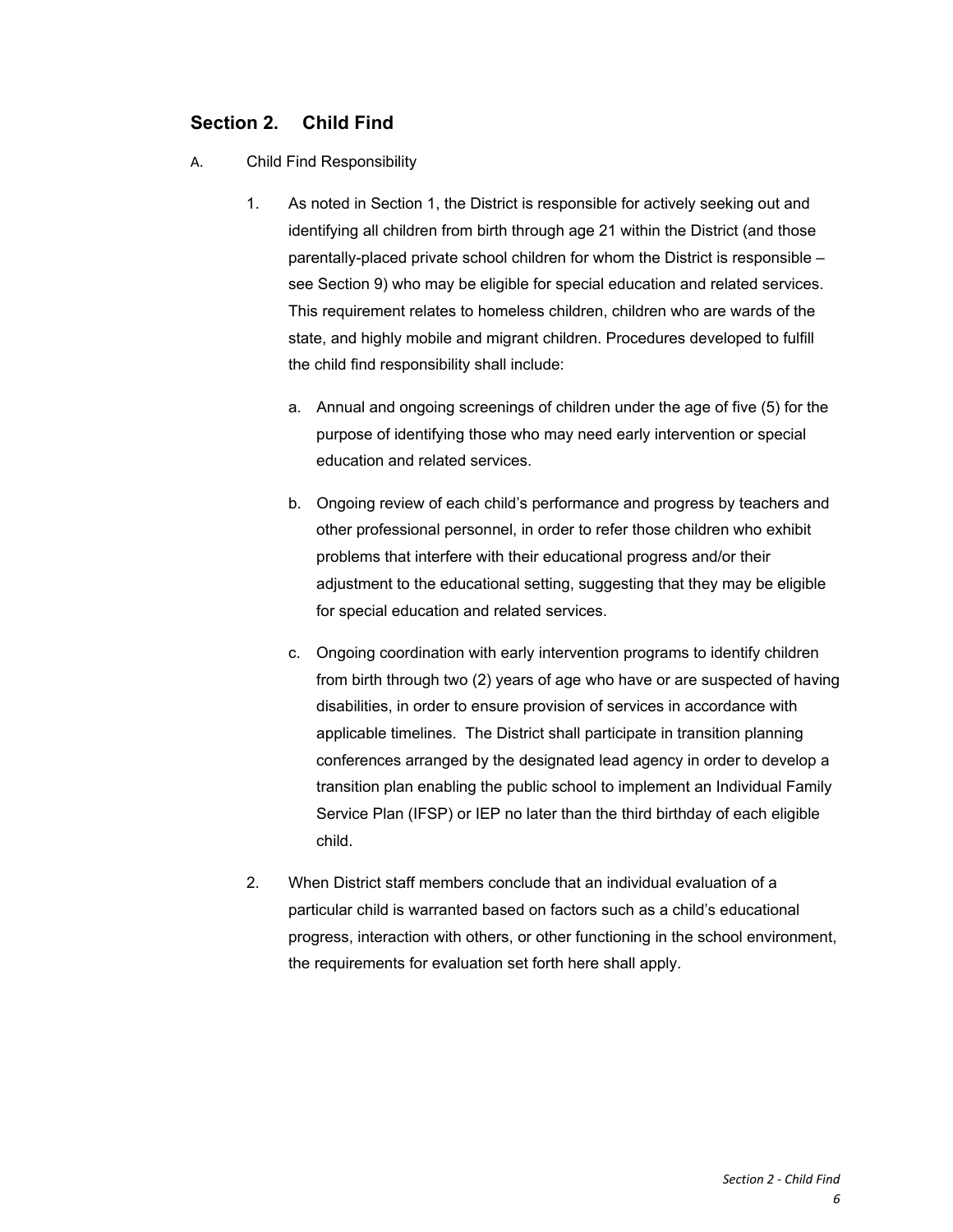## Section 2. Child Find

A. Child Find Responsibility

1. As noted in Section 1, the District is responsible for actively seeking out and identifying all children from birth through age 21 within the District (and those parentally-placed private school children for whom the District is responsible – see Section 9) who may be eligible for special education and related services. This requirement relates to homeless children, children who are wards of the state, and highly mobile and migrant children. Procedures developed to fulfill the child find responsibility shall include:

   a. Annual and ongoing screenings of children under the age of five (5) for the purpose of identifying those who may need early intervention or special education and related services.

   b. Ongoing review of each child's performance and progress by teachers and other professional personnel, in order to refer those children who exhibit problems that interfere with their educational progress and/or their adjustment to the educational setting, suggesting that they may be eligible for special education and related services.

   c. Ongoing coordination with early intervention programs to identify children from birth through two (2) years of age who have or are suspected of having disabilities, in order to ensure provision of services in accordance with applicable timelines. The District shall participate in transition planning conferences arranged by the designated lead agency in order to develop a transition plan enabling the public school to implement an Individual Family Service Plan (IFSP) or IEP no later than the third birthday of each eligible child.

2. When District staff members conclude that an individual evaluation of a particular child is warranted based on factors such as a child's educational progress, interaction with others, or other functioning in the school environment, the requirements for evaluation set forth here shall apply.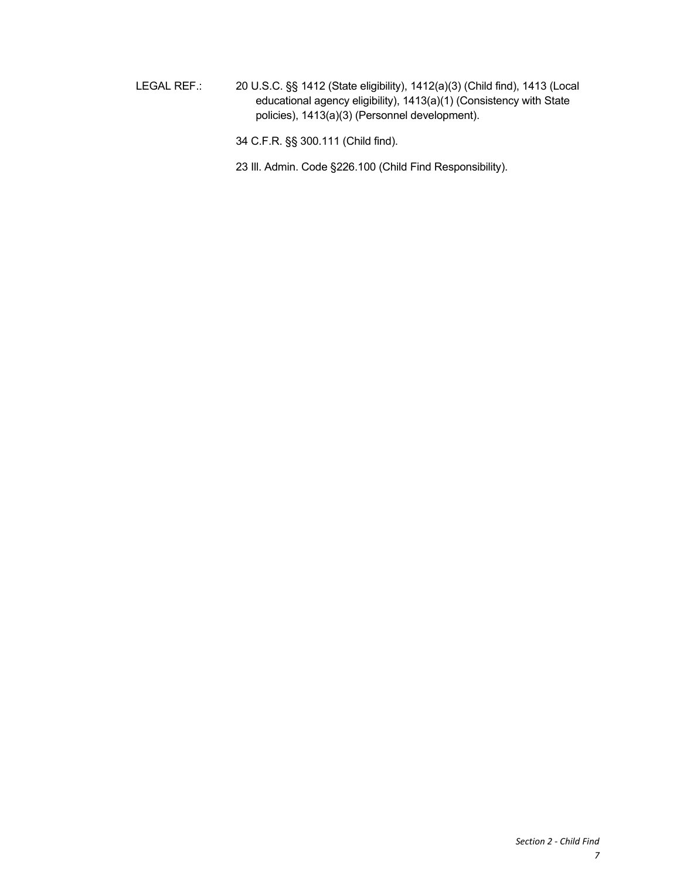LEGAL REF.: 20 U.S.C. §§ 1412 (State eligibility), 1412(a)(3) (Child find), 1413 (Local educational agency eligibility), 1413(a)(1) (Consistency with State policies), 1413(a)(3) (Personnel development).

34 C.F.R. §§ 300.111 (Child find).

23 Ill. Admin. Code §226.100 (Child Find Responsibility).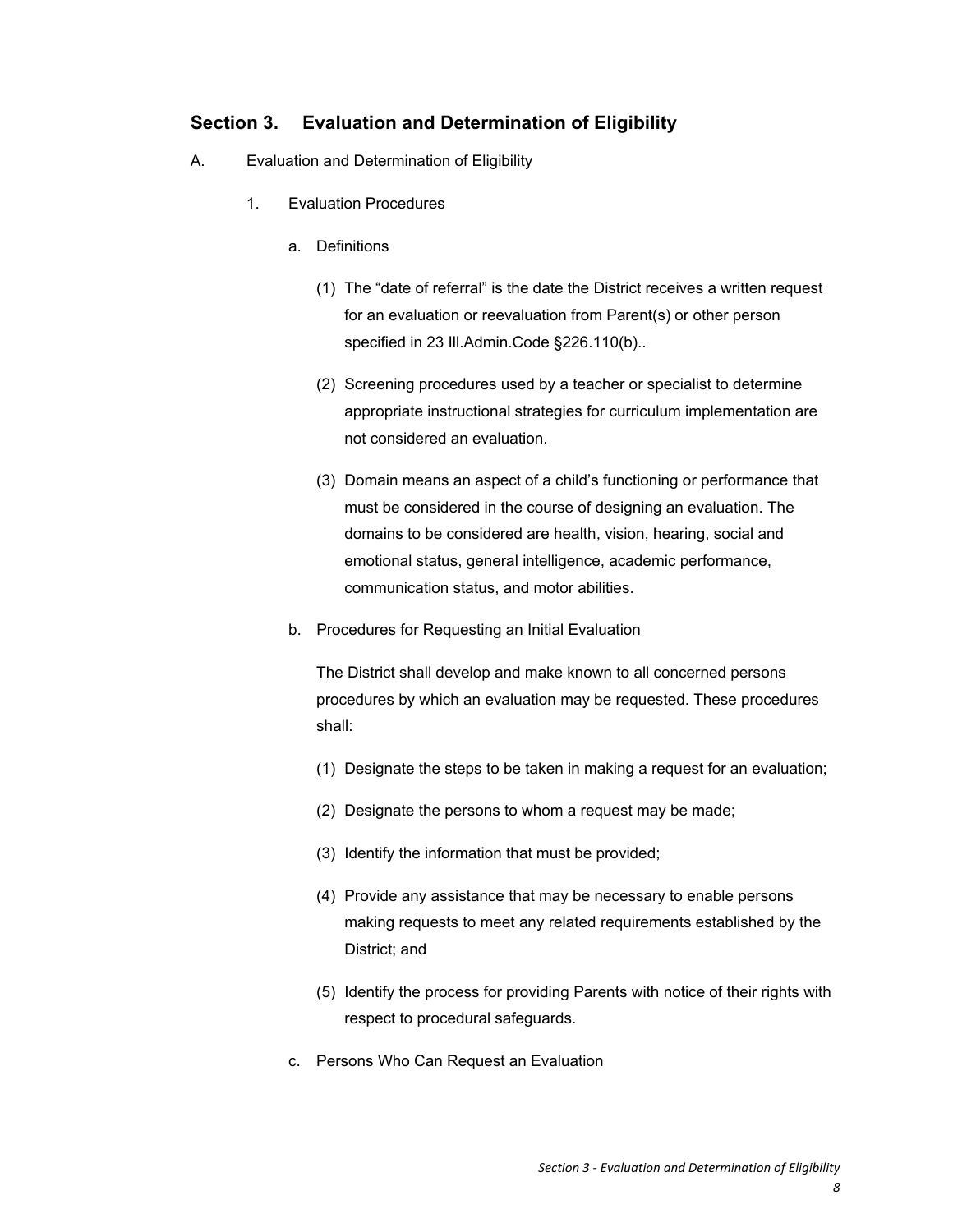## Section 3. Evaluation and Determination of Eligibility

A. Evaluation and Determination of Eligibility

1. Evaluation Procedures

a. Definitions

(1) The "date of referral" is the date the District receives a written request for an evaluation or reevaluation from Parent(s) or other person specified in 23 Ill.Admin.Code §226.110(b)..

(2) Screening procedures used by a teacher or specialist to determine appropriate instructional strategies for curriculum implementation are not considered an evaluation.

(3) Domain means an aspect of a child's functioning or performance that must be considered in the course of designing an evaluation. The domains to be considered are health, vision, hearing, social and emotional status, general intelligence, academic performance, communication status, and motor abilities.

b. Procedures for Requesting an Initial Evaluation

The District shall develop and make known to all concerned persons procedures by which an evaluation may be requested. These procedures shall:

(1) Designate the steps to be taken in making a request for an evaluation;

(2) Designate the persons to whom a request may be made;

(3) Identify the information that must be provided;

(4) Provide any assistance that may be necessary to enable persons making requests to meet any related requirements established by the District; and

(5) Identify the process for providing Parents with notice of their rights with respect to procedural safeguards.

c. Persons Who Can Request an Evaluation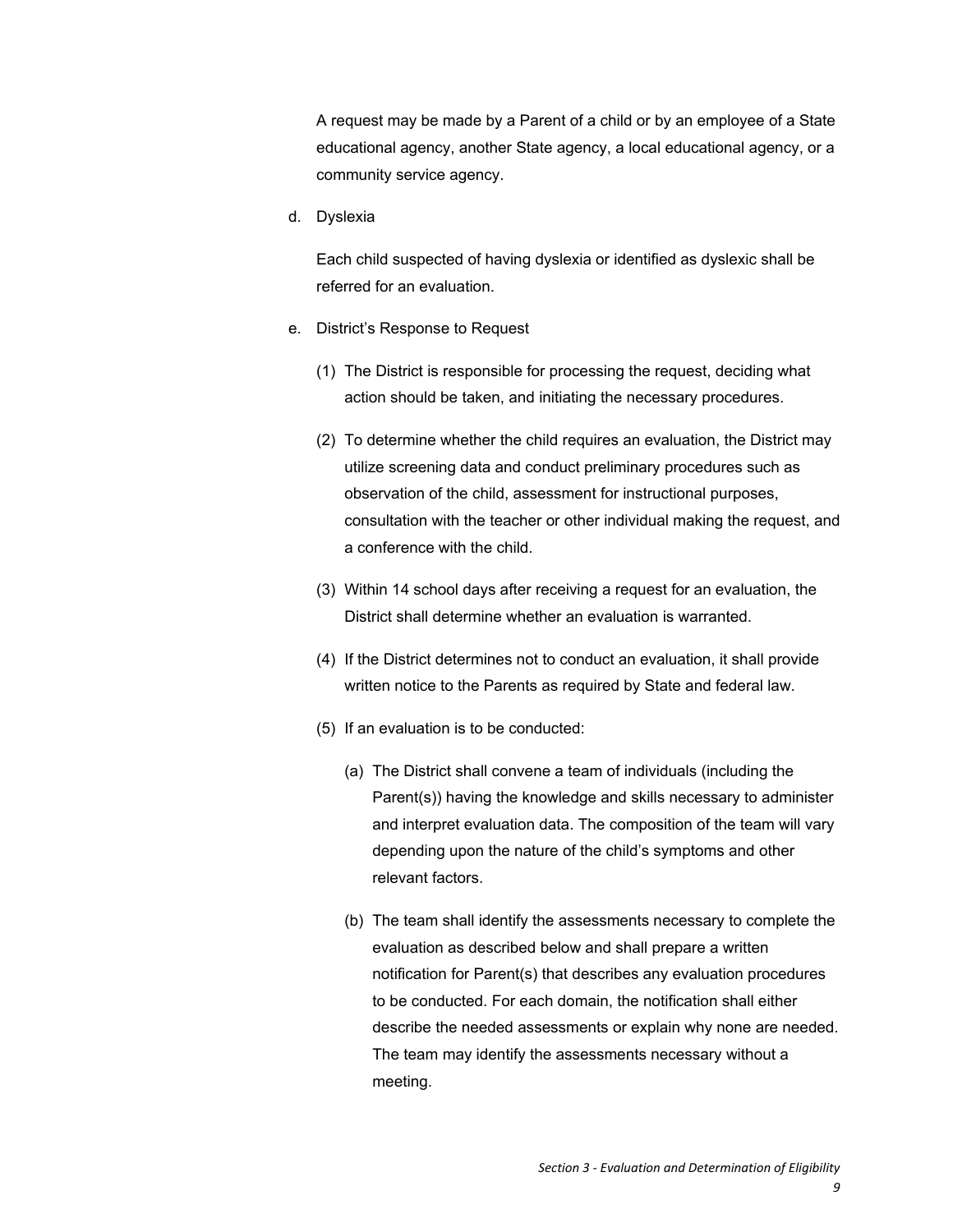A request may be made by a Parent of a child or by an employee of a State educational agency, another State agency, a local educational agency, or a community service agency.

d. Dyslexia

   Each child suspected of having dyslexia or identified as dyslexic shall be referred for an evaluation.

e. District's Response to Request

   (1) The District is responsible for processing the request, deciding what action should be taken, and initiating the necessary procedures.

   (2) To determine whether the child requires an evaluation, the District may utilize screening data and conduct preliminary procedures such as observation of the child, assessment for instructional purposes, consultation with the teacher or other individual making the request, and a conference with the child.

   (3) Within 14 school days after receiving a request for an evaluation, the District shall determine whether an evaluation is warranted.

   (4) If the District determines not to conduct an evaluation, it shall provide written notice to the Parents as required by State and federal law.

   (5) If an evaluation is to be conducted:

      (a) The District shall convene a team of individuals (including the Parent(s)) having the knowledge and skills necessary to administer and interpret evaluation data. The composition of the team will vary depending upon the nature of the child's symptoms and other relevant factors.

      (b) The team shall identify the assessments necessary to complete the evaluation as described below and shall prepare a written notification for Parent(s) that describes any evaluation procedures to be conducted. For each domain, the notification shall either describe the needed assessments or explain why none are needed. The team may identify the assessments necessary without a meeting.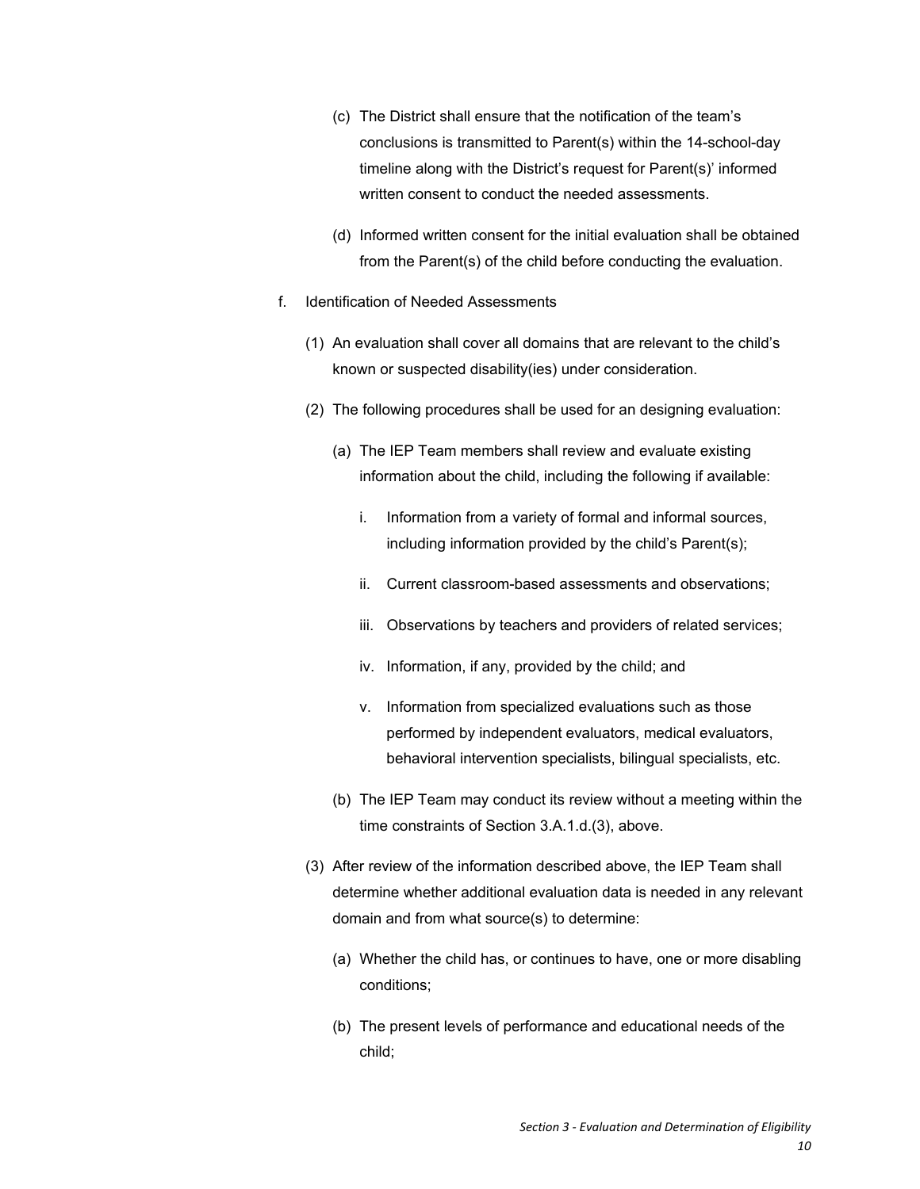(c) The District shall ensure that the notification of the team's conclusions is transmitted to Parent(s) within the 14-school-day timeline along with the District's request for Parent(s)' informed written consent to conduct the needed assessments.

(d) Informed written consent for the initial evaluation shall be obtained from the Parent(s) of the child before conducting the evaluation.

f. Identification of Needed Assessments

(1) An evaluation shall cover all domains that are relevant to the child's known or suspected disability(ies) under consideration.

(2) The following procedures shall be used for an designing evaluation:

(a) The IEP Team members shall review and evaluate existing information about the child, including the following if available:

i. Information from a variety of formal and informal sources, including information provided by the child's Parent(s);

ii. Current classroom-based assessments and observations;

iii. Observations by teachers and providers of related services;

iv. Information, if any, provided by the child; and

v. Information from specialized evaluations such as those performed by independent evaluators, medical evaluators, behavioral intervention specialists, bilingual specialists, etc.

(b) The IEP Team may conduct its review without a meeting within the time constraints of Section 3.A.1.d.(3), above.

(3) After review of the information described above, the IEP Team shall determine whether additional evaluation data is needed in any relevant domain and from what source(s) to determine:

(a) Whether the child has, or continues to have, one or more disabling conditions;

(b) The present levels of performance and educational needs of the child;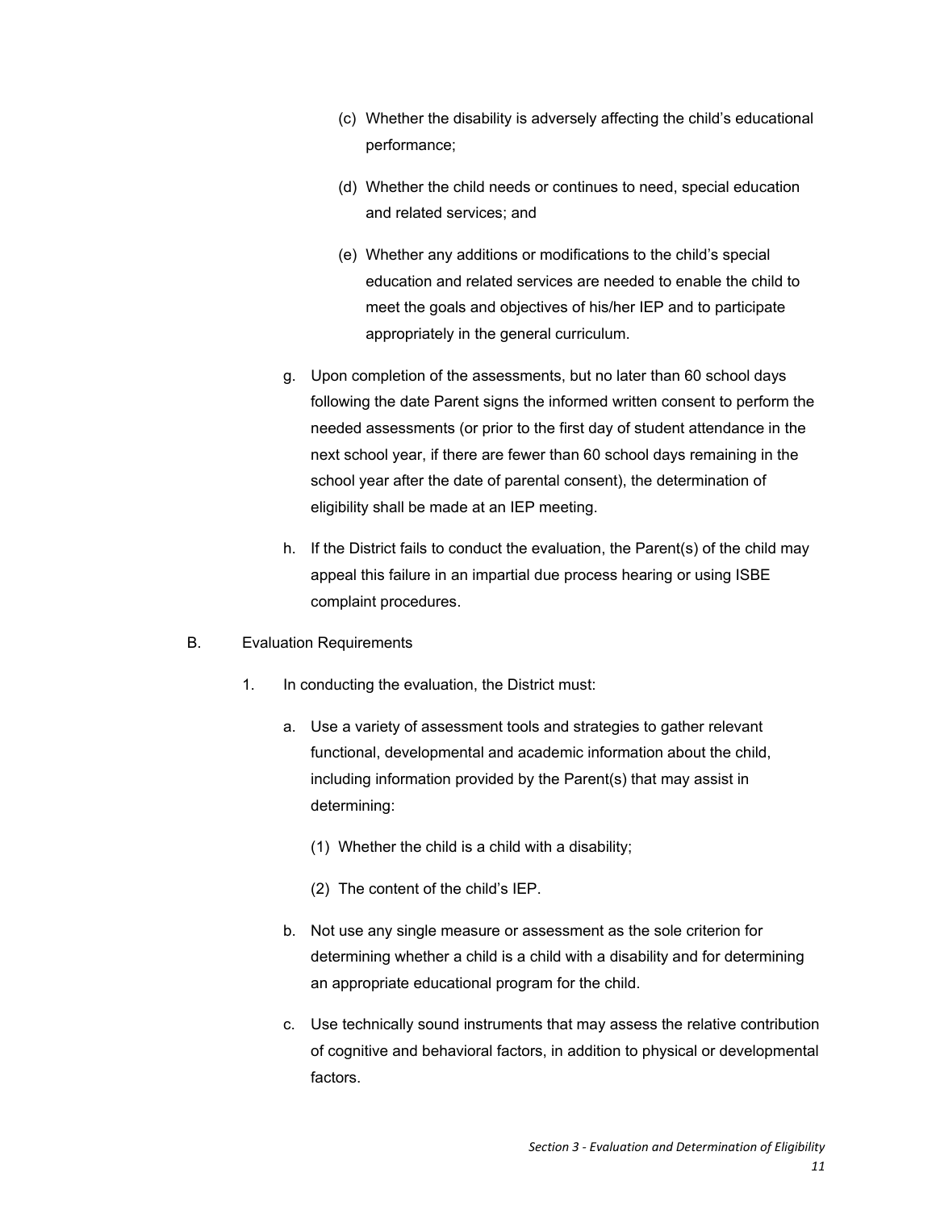(c) Whether the disability is adversely affecting the child's educational performance;

(d) Whether the child needs or continues to need, special education and related services; and

(e) Whether any additions or modifications to the child's special education and related services are needed to enable the child to meet the goals and objectives of his/her IEP and to participate appropriately in the general curriculum.

g. Upon completion of the assessments, but no later than 60 school days following the date Parent signs the informed written consent to perform the needed assessments (or prior to the first day of student attendance in the next school year, if there are fewer than 60 school days remaining in the school year after the date of parental consent), the determination of eligibility shall be made at an IEP meeting.

h. If the District fails to conduct the evaluation, the Parent(s) of the child may appeal this failure in an impartial due process hearing or using ISBE complaint procedures.

B. Evaluation Requirements

1. In conducting the evaluation, the District must:

a. Use a variety of assessment tools and strategies to gather relevant functional, developmental and academic information about the child, including information provided by the Parent(s) that may assist in determining:

(1) Whether the child is a child with a disability;

(2) The content of the child's IEP.

b. Not use any single measure or assessment as the sole criterion for determining whether a child is a child with a disability and for determining an appropriate educational program for the child.

c. Use technically sound instruments that may assess the relative contribution of cognitive and behavioral factors, in addition to physical or developmental factors.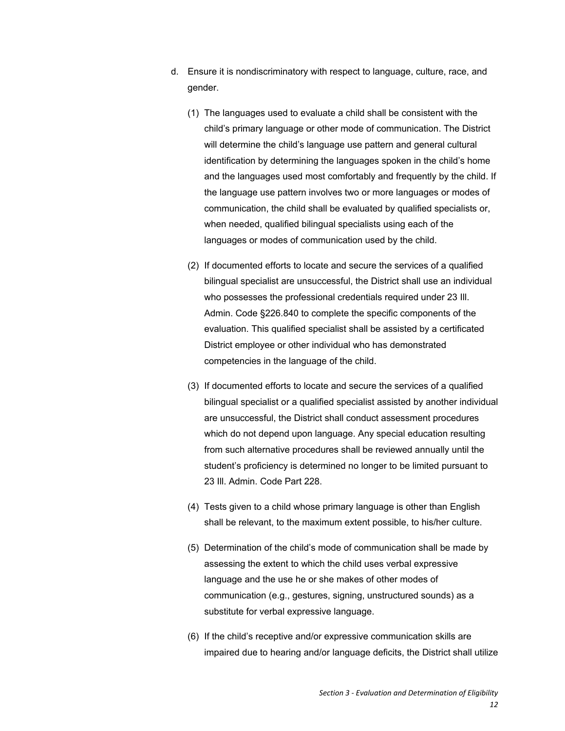d. Ensure it is nondiscriminatory with respect to language, culture, race, and gender.

    (1) The languages used to evaluate a child shall be consistent with the child's primary language or other mode of communication. The District will determine the child's language use pattern and general cultural identification by determining the languages spoken in the child's home and the languages used most comfortably and frequently by the child. If the language use pattern involves two or more languages or modes of communication, the child shall be evaluated by qualified specialists or, when needed, qualified bilingual specialists using each of the languages or modes of communication used by the child.

    (2) If documented efforts to locate and secure the services of a qualified bilingual specialist are unsuccessful, the District shall use an individual who possesses the professional credentials required under 23 Ill. Admin. Code §226.840 to complete the specific components of the evaluation. This qualified specialist shall be assisted by a certificated District employee or other individual who has demonstrated competencies in the language of the child.

    (3) If documented efforts to locate and secure the services of a qualified bilingual specialist or a qualified specialist assisted by another individual are unsuccessful, the District shall conduct assessment procedures which do not depend upon language. Any special education resulting from such alternative procedures shall be reviewed annually until the student's proficiency is determined no longer to be limited pursuant to 23 Ill. Admin. Code Part 228.

    (4) Tests given to a child whose primary language is other than English shall be relevant, to the maximum extent possible, to his/her culture.

    (5) Determination of the child's mode of communication shall be made by assessing the extent to which the child uses verbal expressive language and the use he or she makes of other modes of communication (e.g., gestures, signing, unstructured sounds) as a substitute for verbal expressive language.

    (6) If the child's receptive and/or expressive communication skills are impaired due to hearing and/or language deficits, the District shall utilize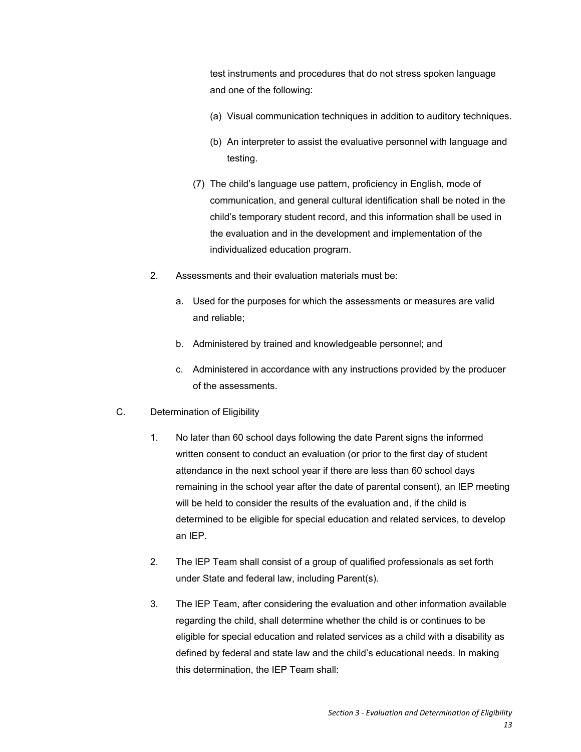test instruments and procedures that do not stress spoken language and one of the following:

(a) Visual communication techniques in addition to auditory techniques.

(b) An interpreter to assist the evaluative personnel with language and testing.

(7) The child's language use pattern, proficiency in English, mode of communication, and general cultural identification shall be noted in the child's temporary student record, and this information shall be used in the evaluation and in the development and implementation of the individualized education program.

2. Assessments and their evaluation materials must be:

   a. Used for the purposes for which the assessments or measures are valid and reliable;

   b. Administered by trained and knowledgeable personnel; and

   c. Administered in accordance with any instructions provided by the producer of the assessments.

C. Determination of Eligibility

1. No later than 60 school days following the date Parent signs the informed written consent to conduct an evaluation (or prior to the first day of student attendance in the next school year if there are less than 60 school days remaining in the school year after the date of parental consent), an IEP meeting will be held to consider the results of the evaluation and, if the child is determined to be eligible for special education and related services, to develop an IEP.

2. The IEP Team shall consist of a group of qualified professionals as set forth under State and federal law, including Parent(s).

3. The IEP Team, after considering the evaluation and other information available regarding the child, shall determine whether the child is or continues to be eligible for special education and related services as a child with a disability as defined by federal and state law and the child's educational needs. In making this determination, the IEP Team shall: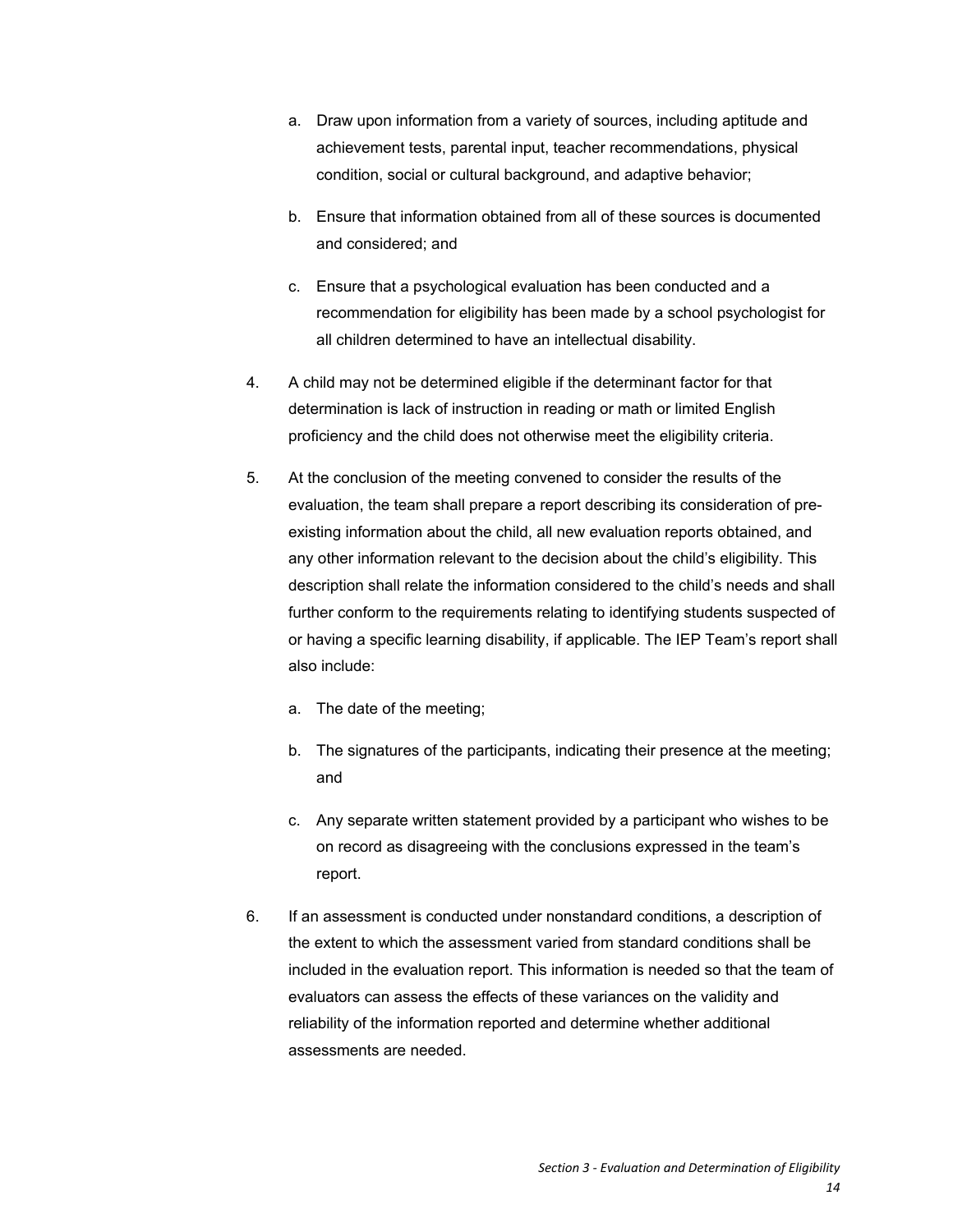a. Draw upon information from a variety of sources, including aptitude and achievement tests, parental input, teacher recommendations, physical condition, social or cultural background, and adaptive behavior;

b. Ensure that information obtained from all of these sources is documented and considered; and

c. Ensure that a psychological evaluation has been conducted and a recommendation for eligibility has been made by a school psychologist for all children determined to have an intellectual disability.

4. A child may not be determined eligible if the determinant factor for that determination is lack of instruction in reading or math or limited English proficiency and the child does not otherwise meet the eligibility criteria.

5. At the conclusion of the meeting convened to consider the results of the evaluation, the team shall prepare a report describing its consideration of pre-existing information about the child, all new evaluation reports obtained, and any other information relevant to the decision about the child's eligibility. This description shall relate the information considered to the child's needs and shall further conform to the requirements relating to identifying students suspected of or having a specific learning disability, if applicable. The IEP Team's report shall also include:

   a. The date of the meeting;

   b. The signatures of the participants, indicating their presence at the meeting; and

   c. Any separate written statement provided by a participant who wishes to be on record as disagreeing with the conclusions expressed in the team's report.

6. If an assessment is conducted under nonstandard conditions, a description of the extent to which the assessment varied from standard conditions shall be included in the evaluation report. This information is needed so that the team of evaluators can assess the effects of these variances on the validity and reliability of the information reported and determine whether additional assessments are needed.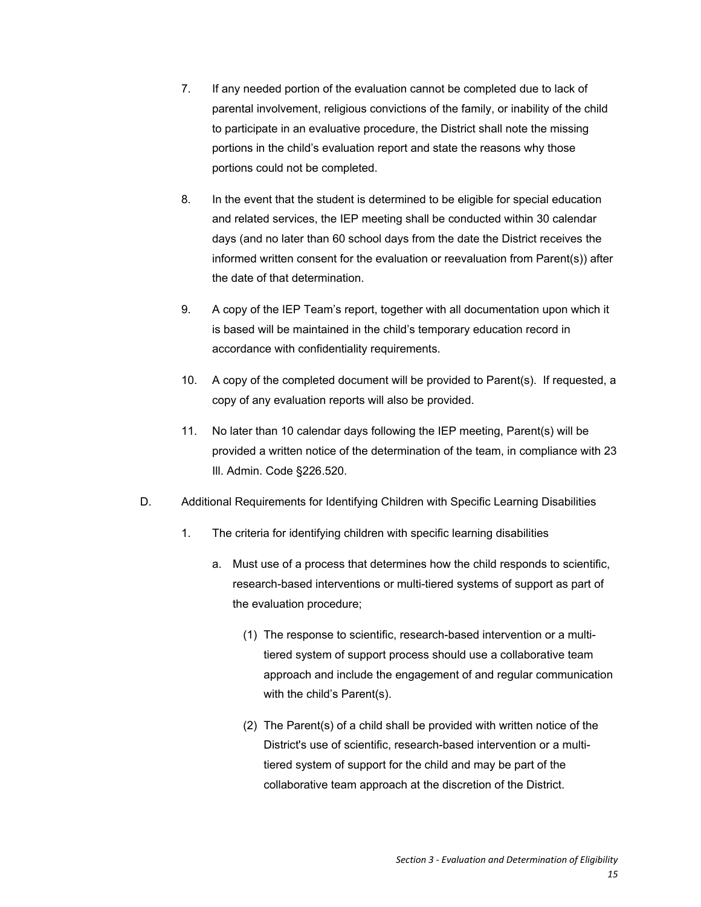7. If any needed portion of the evaluation cannot be completed due to lack of parental involvement, religious convictions of the family, or inability of the child to participate in an evaluative procedure, the District shall note the missing portions in the child's evaluation report and state the reasons why those portions could not be completed.

8. In the event that the student is determined to be eligible for special education and related services, the IEP meeting shall be conducted within 30 calendar days (and no later than 60 school days from the date the District receives the informed written consent for the evaluation or reevaluation from Parent(s)) after the date of that determination.

9. A copy of the IEP Team's report, together with all documentation upon which it is based will be maintained in the child's temporary education record in accordance with confidentiality requirements.

10. A copy of the completed document will be provided to Parent(s). If requested, a copy of any evaluation reports will also be provided.

11. No later than 10 calendar days following the IEP meeting, Parent(s) will be provided a written notice of the determination of the team, in compliance with 23 Ill. Admin. Code §226.520.

D. Additional Requirements for Identifying Children with Specific Learning Disabilities

   1. The criteria for identifying children with specific learning disabilities

      a. Must use of a process that determines how the child responds to scientific, research-based interventions or multi-tiered systems of support as part of the evaluation procedure;

         (1) The response to scientific, research-based intervention or a multi-tiered system of support process should use a collaborative team approach and include the engagement of and regular communication with the child's Parent(s).

         (2) The Parent(s) of a child shall be provided with written notice of the District's use of scientific, research-based intervention or a multi-tiered system of support for the child and may be part of the collaborative team approach at the discretion of the District.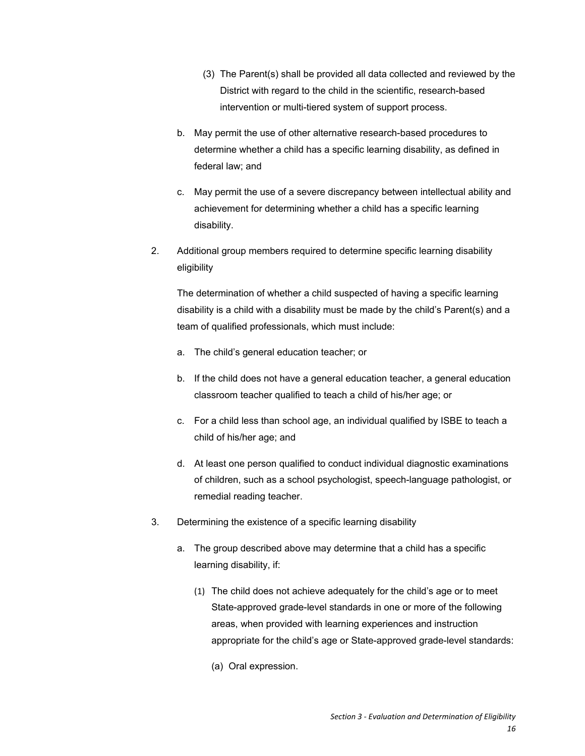(3) The Parent(s) shall be provided all data collected and reviewed by the District with regard to the child in the scientific, research-based intervention or multi-tiered system of support process.

b. May permit the use of other alternative research-based procedures to determine whether a child has a specific learning disability, as defined in federal law; and

c. May permit the use of a severe discrepancy between intellectual ability and achievement for determining whether a child has a specific learning disability.

2. Additional group members required to determine specific learning disability eligibility

   The determination of whether a child suspected of having a specific learning disability is a child with a disability must be made by the child's Parent(s) and a team of qualified professionals, which must include:

   a. The child's general education teacher; or

   b. If the child does not have a general education teacher, a general education classroom teacher qualified to teach a child of his/her age; or

   c. For a child less than school age, an individual qualified by ISBE to teach a child of his/her age; and

   d. At least one person qualified to conduct individual diagnostic examinations of children, such as a school psychologist, speech-language pathologist, or remedial reading teacher.

3. Determining the existence of a specific learning disability

   a. The group described above may determine that a child has a specific learning disability, if:

      (1) The child does not achieve adequately for the child's age or to meet State-approved grade-level standards in one or more of the following areas, when provided with learning experiences and instruction appropriate for the child's age or State-approved grade-level standards:

         (a) Oral expression.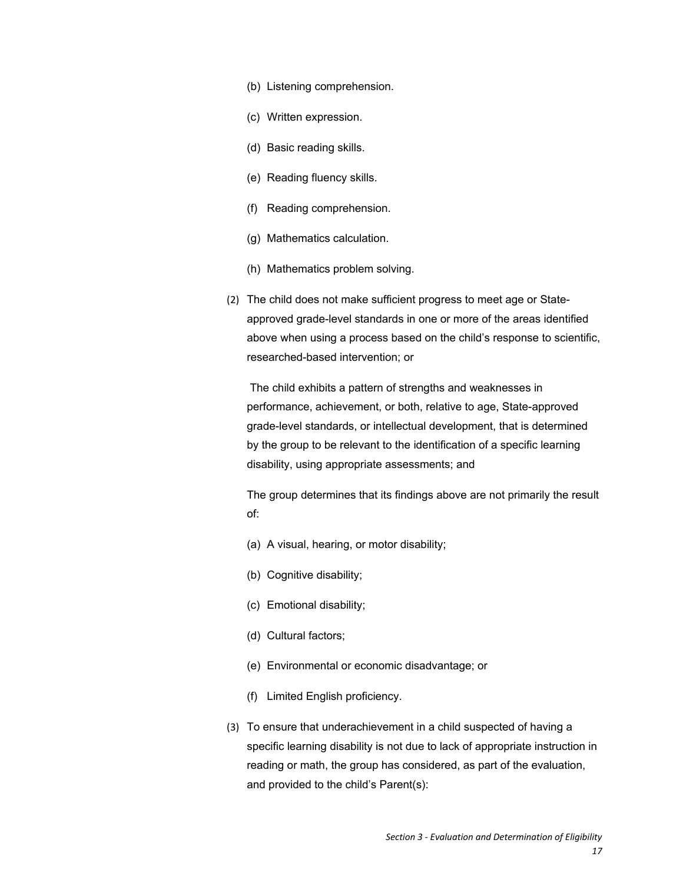(b) Listening comprehension.

(c) Written expression.

(d) Basic reading skills.

(e) Reading fluency skills.

(f) Reading comprehension.

(g) Mathematics calculation.

(h) Mathematics problem solving.

(2) The child does not make sufficient progress to meet age or State-approved grade-level standards in one or more of the areas identified above when using a process based on the child's response to scientific, researched-based intervention; or

The child exhibits a pattern of strengths and weaknesses in performance, achievement, or both, relative to age, State-approved grade-level standards, or intellectual development, that is determined by the group to be relevant to the identification of a specific learning disability, using appropriate assessments; and

The group determines that its findings above are not primarily the result of:

(a) A visual, hearing, or motor disability;

(b) Cognitive disability;

(c) Emotional disability;

(d) Cultural factors;

(e) Environmental or economic disadvantage; or

(f) Limited English proficiency.

(3) To ensure that underachievement in a child suspected of having a specific learning disability is not due to lack of appropriate instruction in reading or math, the group has considered, as part of the evaluation, and provided to the child's Parent(s):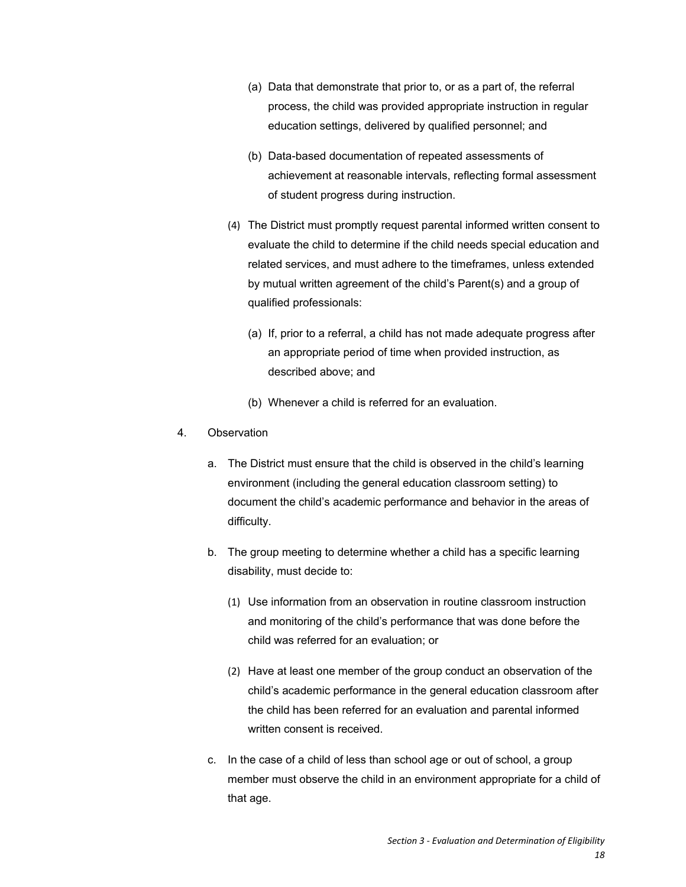(a) Data that demonstrate that prior to, or as a part of, the referral process, the child was provided appropriate instruction in regular education settings, delivered by qualified personnel; and

(b) Data-based documentation of repeated assessments of achievement at reasonable intervals, reflecting formal assessment of student progress during instruction.

(4) The District must promptly request parental informed written consent to evaluate the child to determine if the child needs special education and related services, and must adhere to the timeframes, unless extended by mutual written agreement of the child's Parent(s) and a group of qualified professionals:

(a) If, prior to a referral, a child has not made adequate progress after an appropriate period of time when provided instruction, as described above; and

(b) Whenever a child is referred for an evaluation.

4. Observation

a. The District must ensure that the child is observed in the child's learning environment (including the general education classroom setting) to document the child's academic performance and behavior in the areas of difficulty.

b. The group meeting to determine whether a child has a specific learning disability, must decide to:

(1) Use information from an observation in routine classroom instruction and monitoring of the child's performance that was done before the child was referred for an evaluation; or

(2) Have at least one member of the group conduct an observation of the child's academic performance in the general education classroom after the child has been referred for an evaluation and parental informed written consent is received.

c. In the case of a child of less than school age or out of school, a group member must observe the child in an environment appropriate for a child of that age.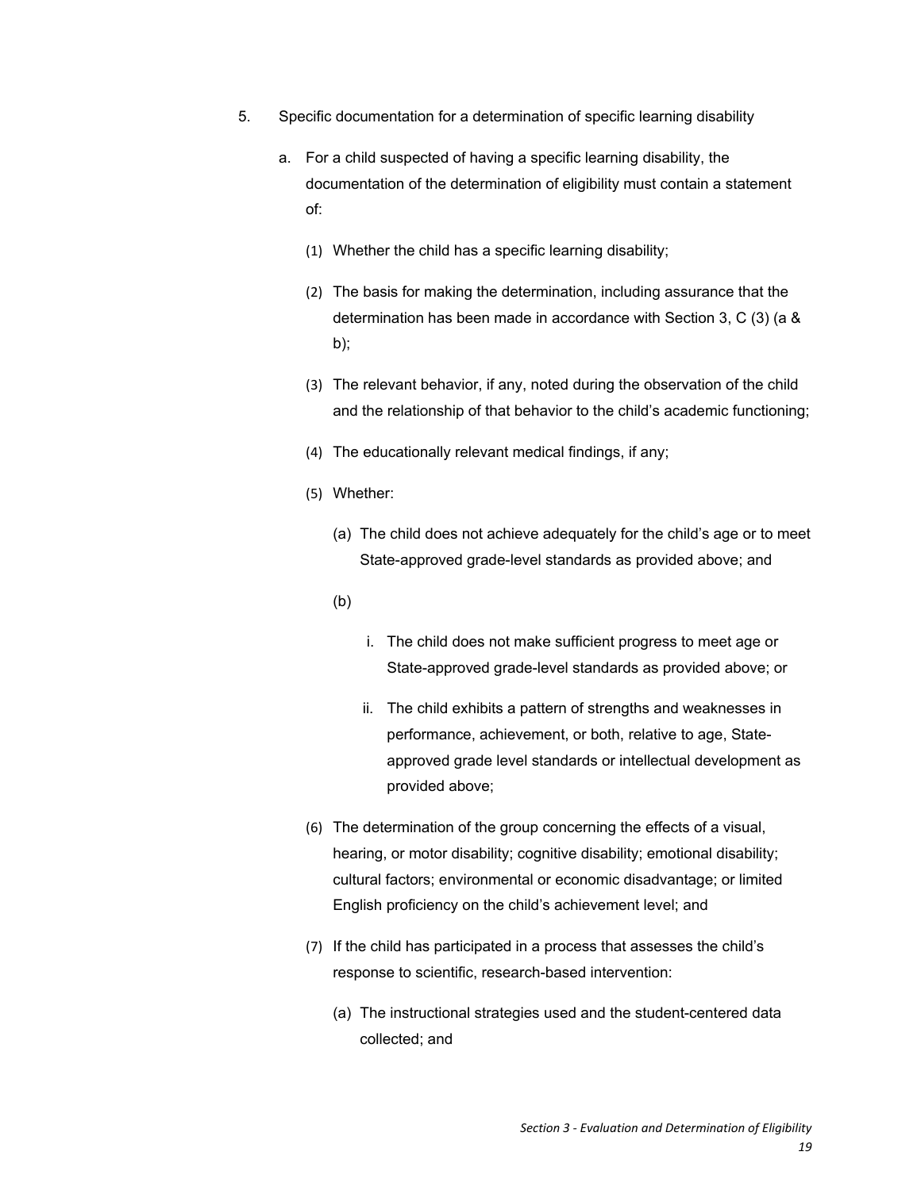5. Specific documentation for a determination of specific learning disability

   a. For a child suspected of having a specific learning disability, the documentation of the determination of eligibility must contain a statement of:

      (1) Whether the child has a specific learning disability;

      (2) The basis for making the determination, including assurance that the determination has been made in accordance with Section 3, C (3) (a & b);

      (3) The relevant behavior, if any, noted during the observation of the child and the relationship of that behavior to the child's academic functioning;

      (4) The educationally relevant medical findings, if any;

      (5) Whether:

         (a) The child does not achieve adequately for the child's age or to meet State-approved grade-level standards as provided above; and

         (b)

            i. The child does not make sufficient progress to meet age or State-approved grade-level standards as provided above; or

            ii. The child exhibits a pattern of strengths and weaknesses in performance, achievement, or both, relative to age, State-approved grade level standards or intellectual development as provided above;

      (6) The determination of the group concerning the effects of a visual, hearing, or motor disability; cognitive disability; emotional disability; cultural factors; environmental or economic disadvantage; or limited English proficiency on the child's achievement level; and

      (7) If the child has participated in a process that assesses the child's response to scientific, research-based intervention:

         (a) The instructional strategies used and the student-centered data collected; and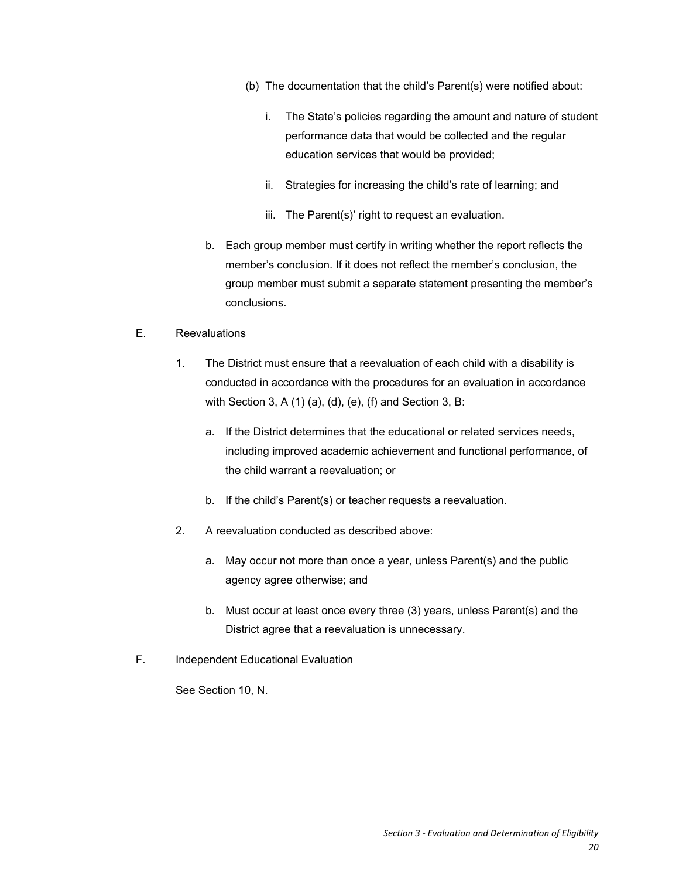(b) The documentation that the child's Parent(s) were notified about:

i. The State's policies regarding the amount and nature of student performance data that would be collected and the regular education services that would be provided;

ii. Strategies for increasing the child's rate of learning; and

iii. The Parent(s)' right to request an evaluation.

b. Each group member must certify in writing whether the report reflects the member's conclusion. If it does not reflect the member's conclusion, the group member must submit a separate statement presenting the member's conclusions.

E. Reevaluations

1. The District must ensure that a reevaluation of each child with a disability is conducted in accordance with the procedures for an evaluation in accordance with Section 3, A (1) (a), (d), (e), (f) and Section 3, B:

   a. If the District determines that the educational or related services needs, including improved academic achievement and functional performance, of the child warrant a reevaluation; or

   b. If the child's Parent(s) or teacher requests a reevaluation.

2. A reevaluation conducted as described above:

   a. May occur not more than once a year, unless Parent(s) and the public agency agree otherwise; and

   b. Must occur at least once every three (3) years, unless Parent(s) and the District agree that a reevaluation is unnecessary.

F. Independent Educational Evaluation

See Section 10, N.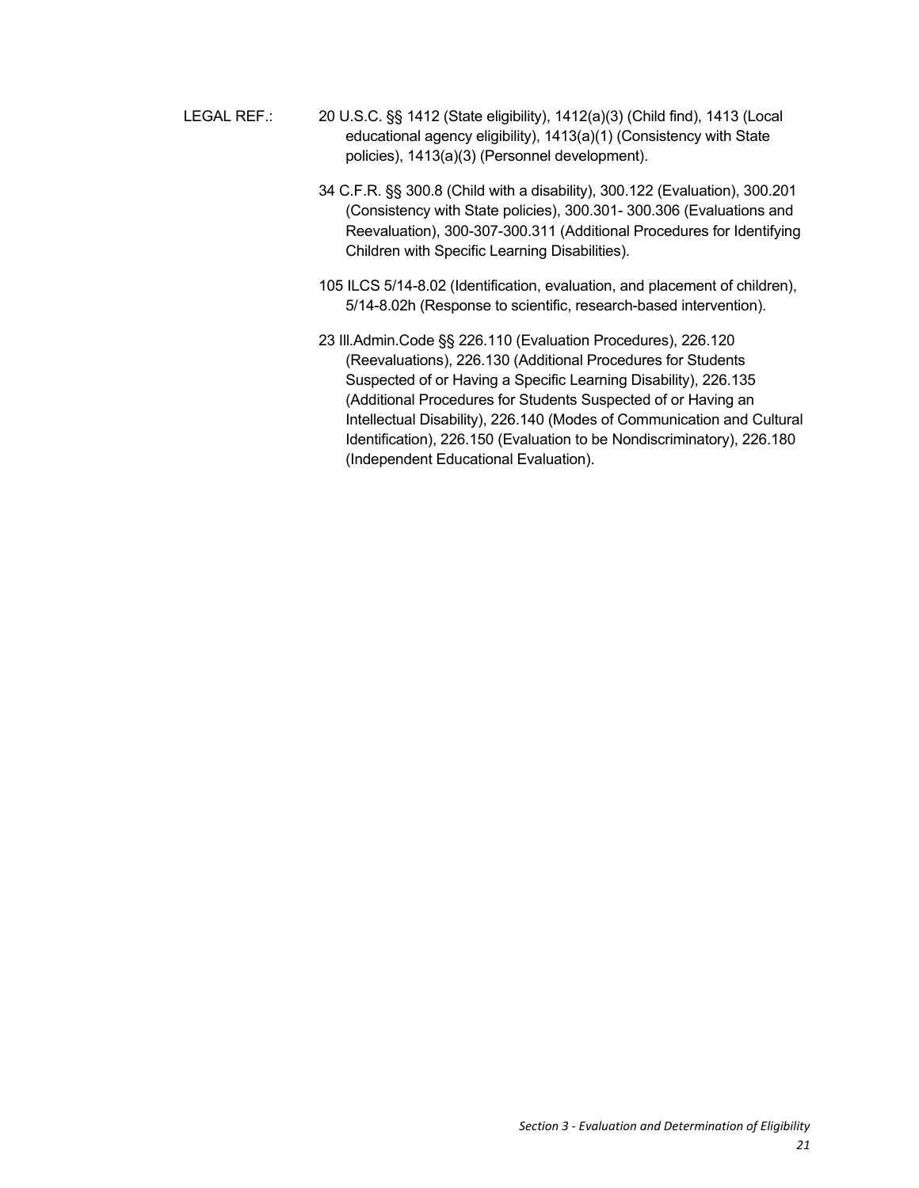LEGAL REF.: 20 U.S.C. §§ 1412 (State eligibility), 1412(a)(3) (Child find), 1413 (Local educational agency eligibility), 1413(a)(1) (Consistency with State policies), 1413(a)(3) (Personnel development).

34 C.F.R. §§ 300.8 (Child with a disability), 300.122 (Evaluation), 300.201 (Consistency with State policies), 300.301- 300.306 (Evaluations and Reevaluation), 300-307-300.311 (Additional Procedures for Identifying Children with Specific Learning Disabilities).

105 ILCS 5/14-8.02 (Identification, evaluation, and placement of children), 5/14-8.02h (Response to scientific, research-based intervention).

23 Ill.Admin.Code §§ 226.110 (Evaluation Procedures), 226.120 (Reevaluations), 226.130 (Additional Procedures for Students Suspected of or Having a Specific Learning Disability), 226.135 (Additional Procedures for Students Suspected of or Having an Intellectual Disability), 226.140 (Modes of Communication and Cultural Identification), 226.150 (Evaluation to be Nondiscriminatory), 226.180 (Independent Educational Evaluation).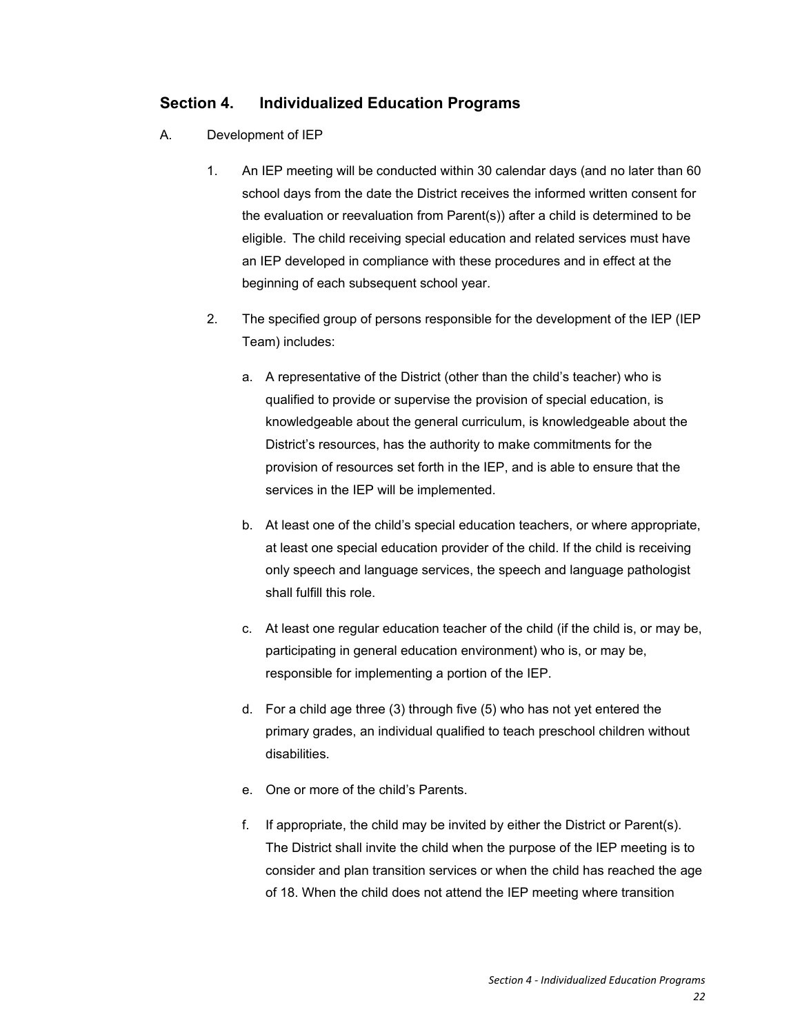## Section 4. Individualized Education Programs

A. Development of IEP

1. An IEP meeting will be conducted within 30 calendar days (and no later than 60 school days from the date the District receives the informed written consent for the evaluation or reevaluation from Parent(s)) after a child is determined to be eligible. The child receiving special education and related services must have an IEP developed in compliance with these procedures and in effect at the beginning of each subsequent school year.

2. The specified group of persons responsible for the development of the IEP (IEP Team) includes:

   a. A representative of the District (other than the child's teacher) who is qualified to provide or supervise the provision of special education, is knowledgeable about the general curriculum, is knowledgeable about the District's resources, has the authority to make commitments for the provision of resources set forth in the IEP, and is able to ensure that the services in the IEP will be implemented.

   b. At least one of the child's special education teachers, or where appropriate, at least one special education provider of the child. If the child is receiving only speech and language services, the speech and language pathologist shall fulfill this role.

   c. At least one regular education teacher of the child (if the child is, or may be, participating in general education environment) who is, or may be, responsible for implementing a portion of the IEP.

   d. For a child age three (3) through five (5) who has not yet entered the primary grades, an individual qualified to teach preschool children without disabilities.

   e. One or more of the child's Parents.

   f. If appropriate, the child may be invited by either the District or Parent(s). The District shall invite the child when the purpose of the IEP meeting is to consider and plan transition services or when the child has reached the age of 18. When the child does not attend the IEP meeting where transition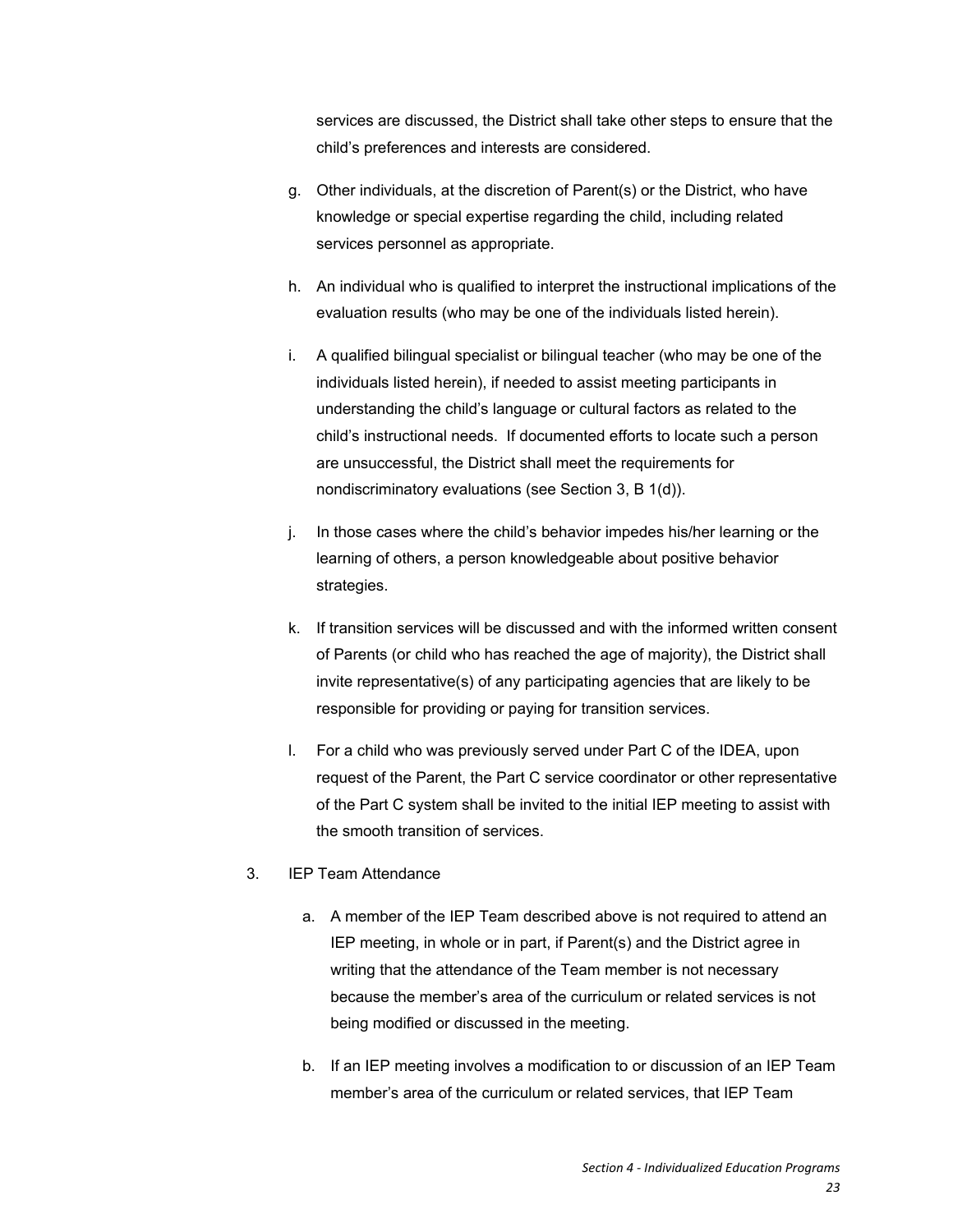services are discussed, the District shall take other steps to ensure that the child's preferences and interests are considered.

g. Other individuals, at the discretion of Parent(s) or the District, who have knowledge or special expertise regarding the child, including related services personnel as appropriate.

h. An individual who is qualified to interpret the instructional implications of the evaluation results (who may be one of the individuals listed herein).

i. A qualified bilingual specialist or bilingual teacher (who may be one of the individuals listed herein), if needed to assist meeting participants in understanding the child's language or cultural factors as related to the child's instructional needs. If documented efforts to locate such a person are unsuccessful, the District shall meet the requirements for nondiscriminatory evaluations (see Section 3, B 1(d)).

j. In those cases where the child's behavior impedes his/her learning or the learning of others, a person knowledgeable about positive behavior strategies.

k. If transition services will be discussed and with the informed written consent of Parents (or child who has reached the age of majority), the District shall invite representative(s) of any participating agencies that are likely to be responsible for providing or paying for transition services.

l. For a child who was previously served under Part C of the IDEA, upon request of the Parent, the Part C service coordinator or other representative of the Part C system shall be invited to the initial IEP meeting to assist with the smooth transition of services.

3. IEP Team Attendance

   a. A member of the IEP Team described above is not required to attend an IEP meeting, in whole or in part, if Parent(s) and the District agree in writing that the attendance of the Team member is not necessary because the member's area of the curriculum or related services is not being modified or discussed in the meeting.

   b. If an IEP meeting involves a modification to or discussion of an IEP Team member's area of the curriculum or related services, that IEP Team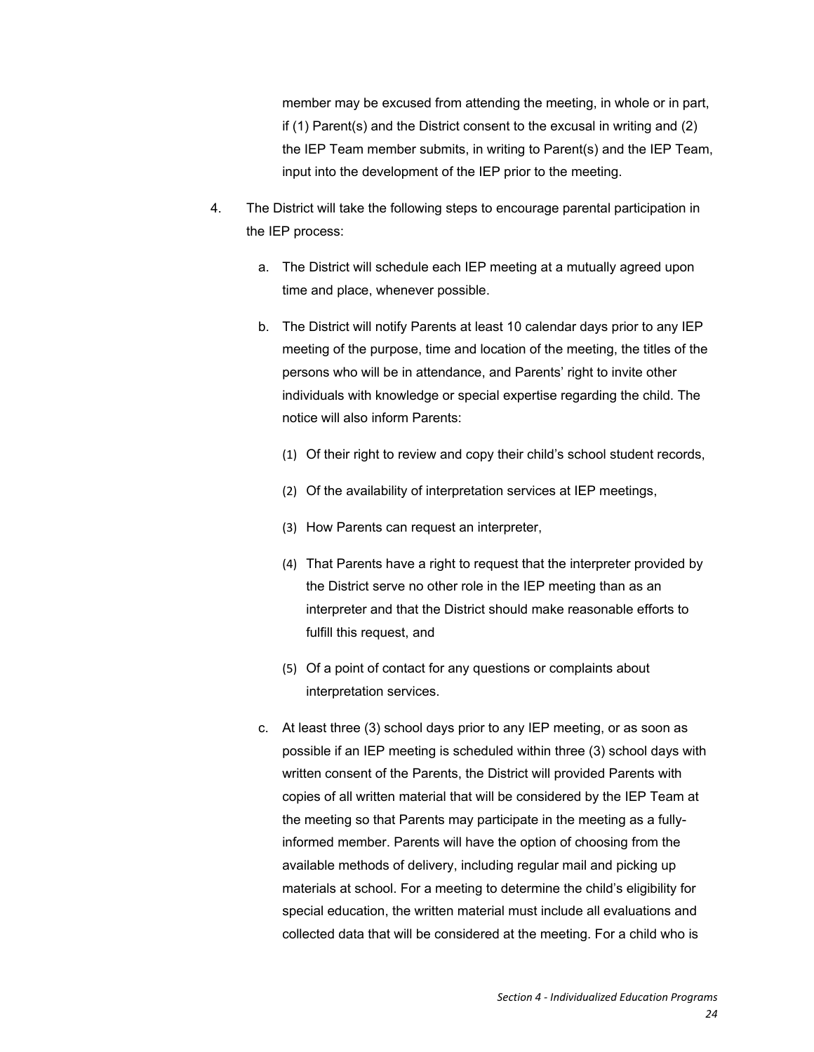member may be excused from attending the meeting, in whole or in part, if (1) Parent(s) and the District consent to the excusal in writing and (2) the IEP Team member submits, in writing to Parent(s) and the IEP Team, input into the development of the IEP prior to the meeting.

4. The District will take the following steps to encourage parental participation in the IEP process:

   a. The District will schedule each IEP meeting at a mutually agreed upon time and place, whenever possible.

   b. The District will notify Parents at least 10 calendar days prior to any IEP meeting of the purpose, time and location of the meeting, the titles of the persons who will be in attendance, and Parents' right to invite other individuals with knowledge or special expertise regarding the child. The notice will also inform Parents:

      (1) Of their right to review and copy their child's school student records,

      (2) Of the availability of interpretation services at IEP meetings,

      (3) How Parents can request an interpreter,

      (4) That Parents have a right to request that the interpreter provided by the District serve no other role in the IEP meeting than as an interpreter and that the District should make reasonable efforts to fulfill this request, and

      (5) Of a point of contact for any questions or complaints about interpretation services.

   c. At least three (3) school days prior to any IEP meeting, or as soon as possible if an IEP meeting is scheduled within three (3) school days with written consent of the Parents, the District will provided Parents with copies of all written material that will be considered by the IEP Team at the meeting so that Parents may participate in the meeting as a fully-informed member. Parents will have the option of choosing from the available methods of delivery, including regular mail and picking up materials at school. For a meeting to determine the child's eligibility for special education, the written material must include all evaluations and collected data that will be considered at the meeting. For a child who is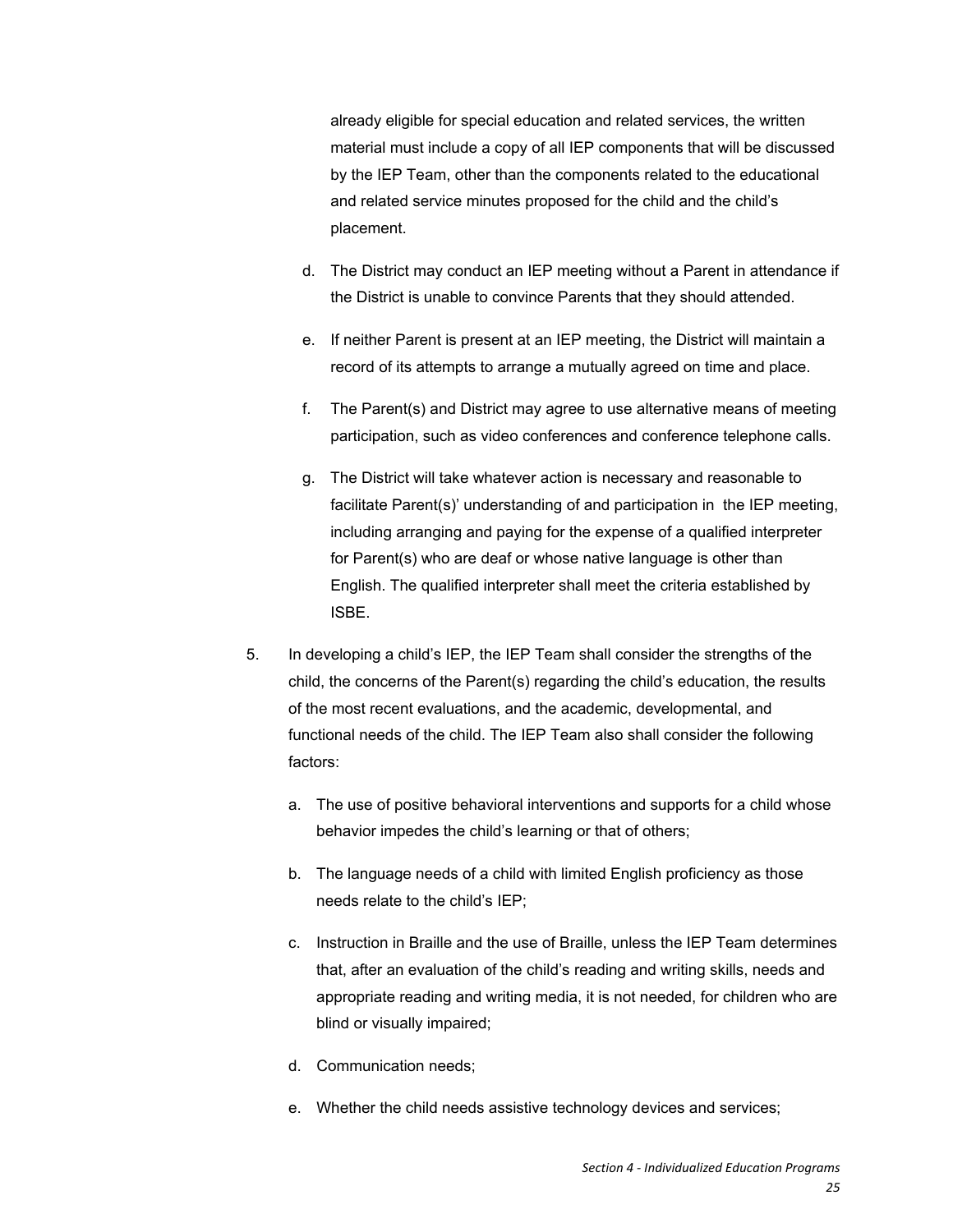already eligible for special education and related services, the written material must include a copy of all IEP components that will be discussed by the IEP Team, other than the components related to the educational and related service minutes proposed for the child and the child's placement.

d. The District may conduct an IEP meeting without a Parent in attendance if the District is unable to convince Parents that they should attended.

e. If neither Parent is present at an IEP meeting, the District will maintain a record of its attempts to arrange a mutually agreed on time and place.

f. The Parent(s) and District may agree to use alternative means of meeting participation, such as video conferences and conference telephone calls.

g. The District will take whatever action is necessary and reasonable to facilitate Parent(s)' understanding of and participation in the IEP meeting, including arranging and paying for the expense of a qualified interpreter for Parent(s) who are deaf or whose native language is other than English. The qualified interpreter shall meet the criteria established by ISBE.

5. In developing a child's IEP, the IEP Team shall consider the strengths of the child, the concerns of the Parent(s) regarding the child's education, the results of the most recent evaluations, and the academic, developmental, and functional needs of the child. The IEP Team also shall consider the following factors:

   a. The use of positive behavioral interventions and supports for a child whose behavior impedes the child's learning or that of others;

   b. The language needs of a child with limited English proficiency as those needs relate to the child's IEP;

   c. Instruction in Braille and the use of Braille, unless the IEP Team determines that, after an evaluation of the child's reading and writing skills, needs and appropriate reading and writing media, it is not needed, for children who are blind or visually impaired;

   d. Communication needs;

   e. Whether the child needs assistive technology devices and services;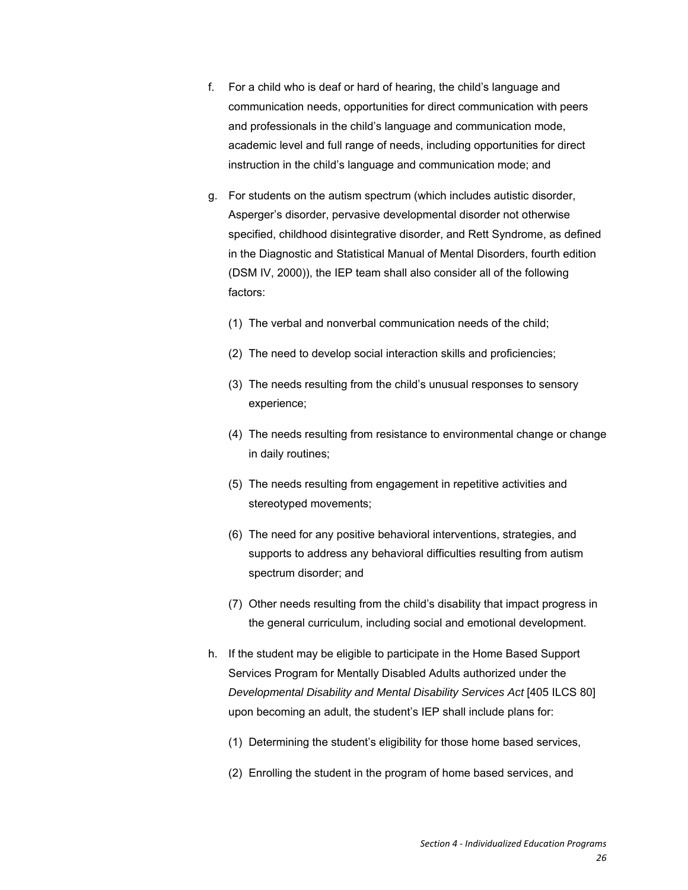f. For a child who is deaf or hard of hearing, the child's language and communication needs, opportunities for direct communication with peers and professionals in the child's language and communication mode, academic level and full range of needs, including opportunities for direct instruction in the child's language and communication mode; and

g. For students on the autism spectrum (which includes autistic disorder, Asperger's disorder, pervasive developmental disorder not otherwise specified, childhood disintegrative disorder, and Rett Syndrome, as defined in the Diagnostic and Statistical Manual of Mental Disorders, fourth edition (DSM IV, 2000)), the IEP team shall also consider all of the following factors:

   (1) The verbal and nonverbal communication needs of the child;

   (2) The need to develop social interaction skills and proficiencies;

   (3) The needs resulting from the child's unusual responses to sensory experience;

   (4) The needs resulting from resistance to environmental change or change in daily routines;

   (5) The needs resulting from engagement in repetitive activities and stereotyped movements;

   (6) The need for any positive behavioral interventions, strategies, and supports to address any behavioral difficulties resulting from autism spectrum disorder; and

   (7) Other needs resulting from the child's disability that impact progress in the general curriculum, including social and emotional development.

h. If the student may be eligible to participate in the Home Based Support Services Program for Mentally Disabled Adults authorized under the *Developmental Disability and Mental Disability Services Act* [405 ILCS 80] upon becoming an adult, the student's IEP shall include plans for:

   (1) Determining the student's eligibility for those home based services,

   (2) Enrolling the student in the program of home based services, and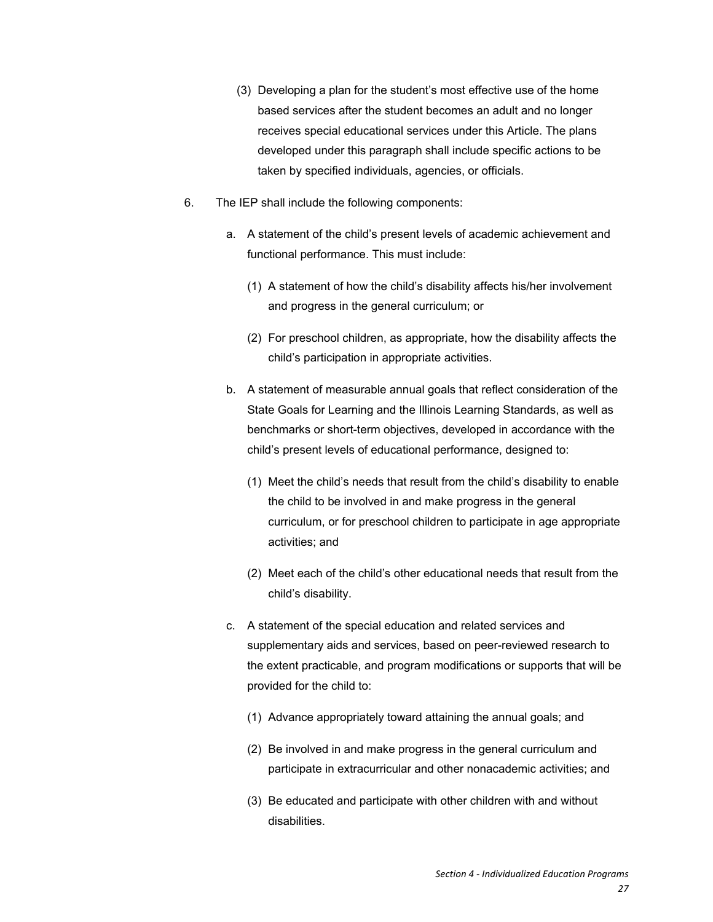(3) Developing a plan for the student's most effective use of the home based services after the student becomes an adult and no longer receives special educational services under this Article. The plans developed under this paragraph shall include specific actions to be taken by specified individuals, agencies, or officials.

6. The IEP shall include the following components:

   a. A statement of the child's present levels of academic achievement and functional performance. This must include:

      (1) A statement of how the child's disability affects his/her involvement and progress in the general curriculum; or

      (2) For preschool children, as appropriate, how the disability affects the child's participation in appropriate activities.

   b. A statement of measurable annual goals that reflect consideration of the State Goals for Learning and the Illinois Learning Standards, as well as benchmarks or short-term objectives, developed in accordance with the child's present levels of educational performance, designed to:

      (1) Meet the child's needs that result from the child's disability to enable the child to be involved in and make progress in the general curriculum, or for preschool children to participate in age appropriate activities; and

      (2) Meet each of the child's other educational needs that result from the child's disability.

   c. A statement of the special education and related services and supplementary aids and services, based on peer-reviewed research to the extent practicable, and program modifications or supports that will be provided for the child to:

      (1) Advance appropriately toward attaining the annual goals; and

      (2) Be involved in and make progress in the general curriculum and participate in extracurricular and other nonacademic activities; and

      (3) Be educated and participate with other children with and without disabilities.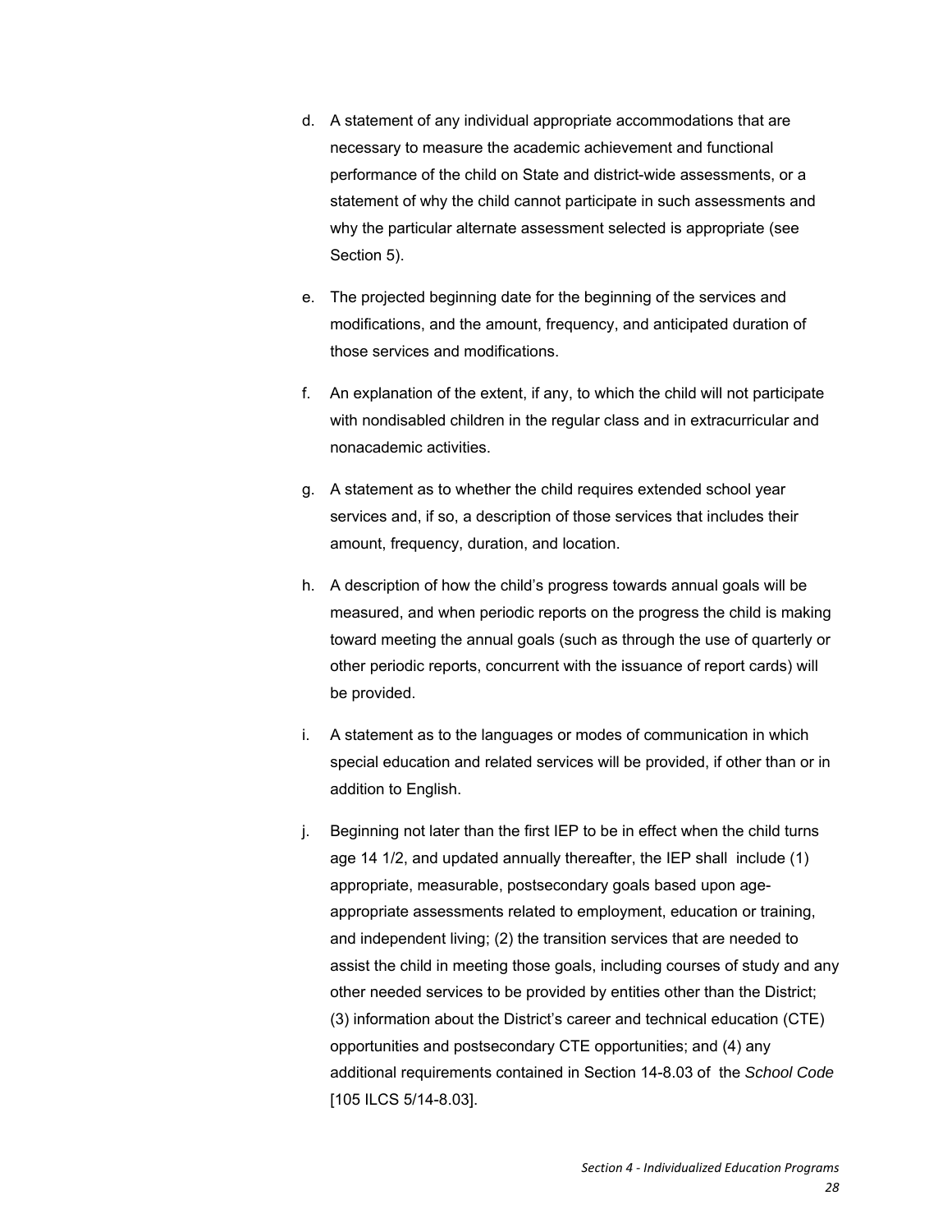d. A statement of any individual appropriate accommodations that are necessary to measure the academic achievement and functional performance of the child on State and district-wide assessments, or a statement of why the child cannot participate in such assessments and why the particular alternate assessment selected is appropriate (see Section 5).

e. The projected beginning date for the beginning of the services and modifications, and the amount, frequency, and anticipated duration of those services and modifications.

f. An explanation of the extent, if any, to which the child will not participate with nondisabled children in the regular class and in extracurricular and nonacademic activities.

g. A statement as to whether the child requires extended school year services and, if so, a description of those services that includes their amount, frequency, duration, and location.

h. A description of how the child's progress towards annual goals will be measured, and when periodic reports on the progress the child is making toward meeting the annual goals (such as through the use of quarterly or other periodic reports, concurrent with the issuance of report cards) will be provided.

i. A statement as to the languages or modes of communication in which special education and related services will be provided, if other than or in addition to English.

j. Beginning not later than the first IEP to be in effect when the child turns age 14 1/2, and updated annually thereafter, the IEP shall include (1) appropriate, measurable, postsecondary goals based upon age-appropriate assessments related to employment, education or training, and independent living; (2) the transition services that are needed to assist the child in meeting those goals, including courses of study and any other needed services to be provided by entities other than the District; (3) information about the District's career and technical education (CTE) opportunities and postsecondary CTE opportunities; and (4) any additional requirements contained in Section 14-8.03 of the *School Code* [105 ILCS 5/14-8.03].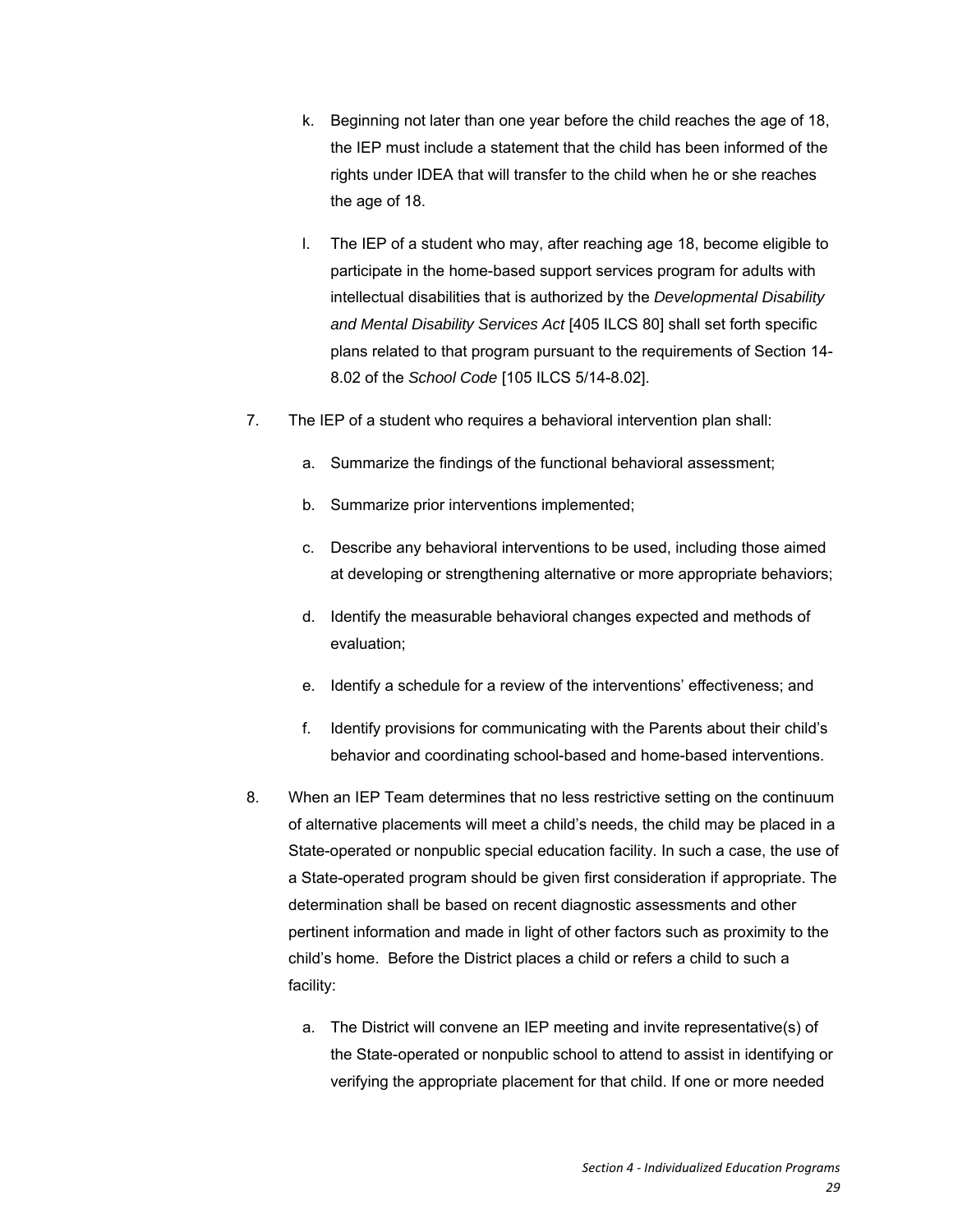k. Beginning not later than one year before the child reaches the age of 18, the IEP must include a statement that the child has been informed of the rights under IDEA that will transfer to the child when he or she reaches the age of 18.

   l. The IEP of a student who may, after reaching age 18, become eligible to participate in the home-based support services program for adults with intellectual disabilities that is authorized by the *Developmental Disability and Mental Disability Services Act* [405 ILCS 80] shall set forth specific plans related to that program pursuant to the requirements of Section 14-8.02 of the *School Code* [105 ILCS 5/14-8.02].

7. The IEP of a student who requires a behavioral intervention plan shall:

   a. Summarize the findings of the functional behavioral assessment;

   b. Summarize prior interventions implemented;

   c. Describe any behavioral interventions to be used, including those aimed at developing or strengthening alternative or more appropriate behaviors;

   d. Identify the measurable behavioral changes expected and methods of evaluation;

   e. Identify a schedule for a review of the interventions' effectiveness; and

   f. Identify provisions for communicating with the Parents about their child's behavior and coordinating school-based and home-based interventions.

8. When an IEP Team determines that no less restrictive setting on the continuum of alternative placements will meet a child's needs, the child may be placed in a State-operated or nonpublic special education facility. In such a case, the use of a State-operated program should be given first consideration if appropriate. The determination shall be based on recent diagnostic assessments and other pertinent information and made in light of other factors such as proximity to the child's home. Before the District places a child or refers a child to such a facility:

   a. The District will convene an IEP meeting and invite representative(s) of the State-operated or nonpublic school to attend to assist in identifying or verifying the appropriate placement for that child. If one or more needed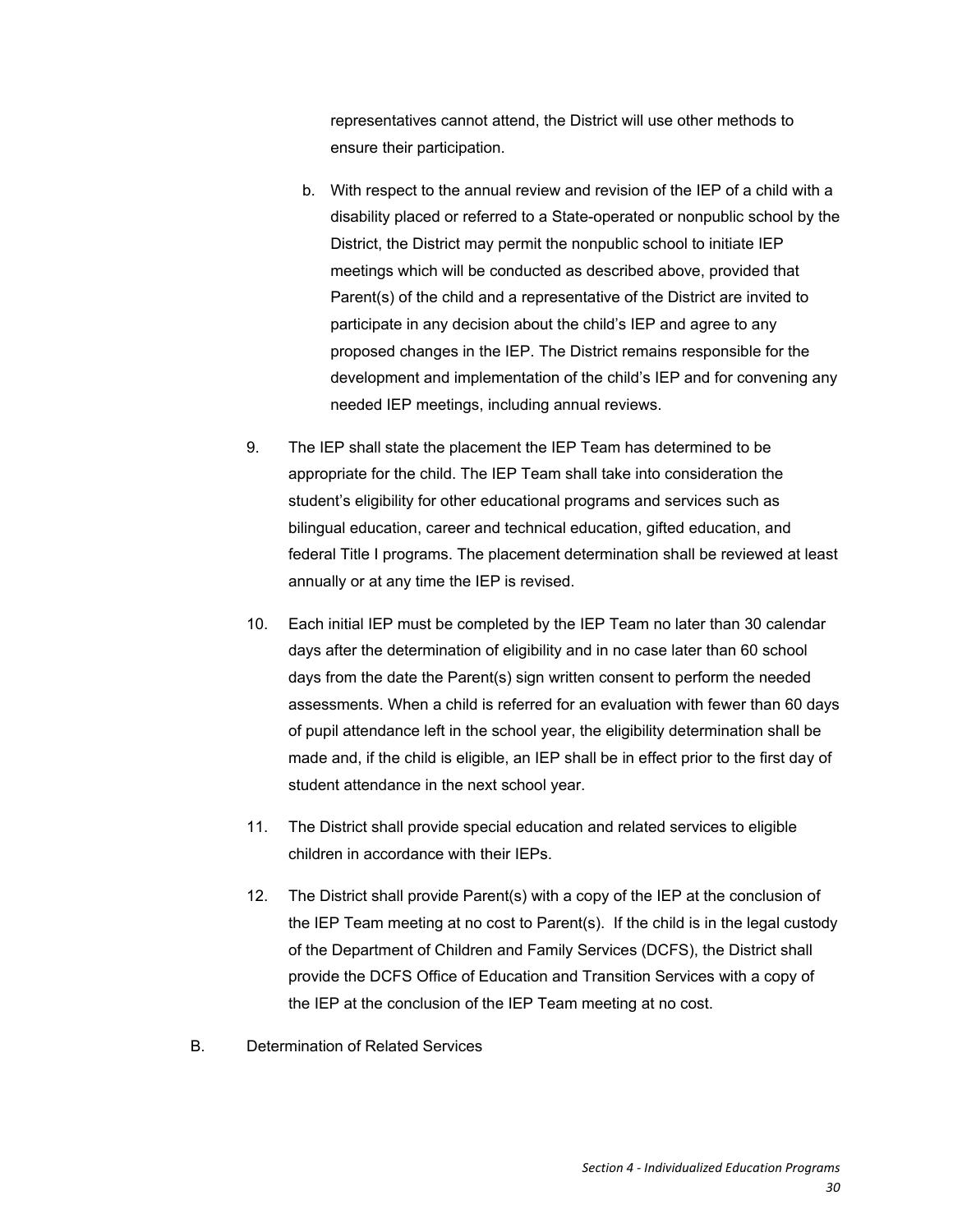representatives cannot attend, the District will use other methods to ensure their participation.

b. With respect to the annual review and revision of the IEP of a child with a disability placed or referred to a State-operated or nonpublic school by the District, the District may permit the nonpublic school to initiate IEP meetings which will be conducted as described above, provided that Parent(s) of the child and a representative of the District are invited to participate in any decision about the child's IEP and agree to any proposed changes in the IEP. The District remains responsible for the development and implementation of the child's IEP and for convening any needed IEP meetings, including annual reviews.

9. The IEP shall state the placement the IEP Team has determined to be appropriate for the child. The IEP Team shall take into consideration the student's eligibility for other educational programs and services such as bilingual education, career and technical education, gifted education, and federal Title I programs. The placement determination shall be reviewed at least annually or at any time the IEP is revised.

10. Each initial IEP must be completed by the IEP Team no later than 30 calendar days after the determination of eligibility and in no case later than 60 school days from the date the Parent(s) sign written consent to perform the needed assessments. When a child is referred for an evaluation with fewer than 60 days of pupil attendance left in the school year, the eligibility determination shall be made and, if the child is eligible, an IEP shall be in effect prior to the first day of student attendance in the next school year.

11. The District shall provide special education and related services to eligible children in accordance with their IEPs.

12. The District shall provide Parent(s) with a copy of the IEP at the conclusion of the IEP Team meeting at no cost to Parent(s). If the child is in the legal custody of the Department of Children and Family Services (DCFS), the District shall provide the DCFS Office of Education and Transition Services with a copy of the IEP at the conclusion of the IEP Team meeting at no cost.

B. Determination of Related Services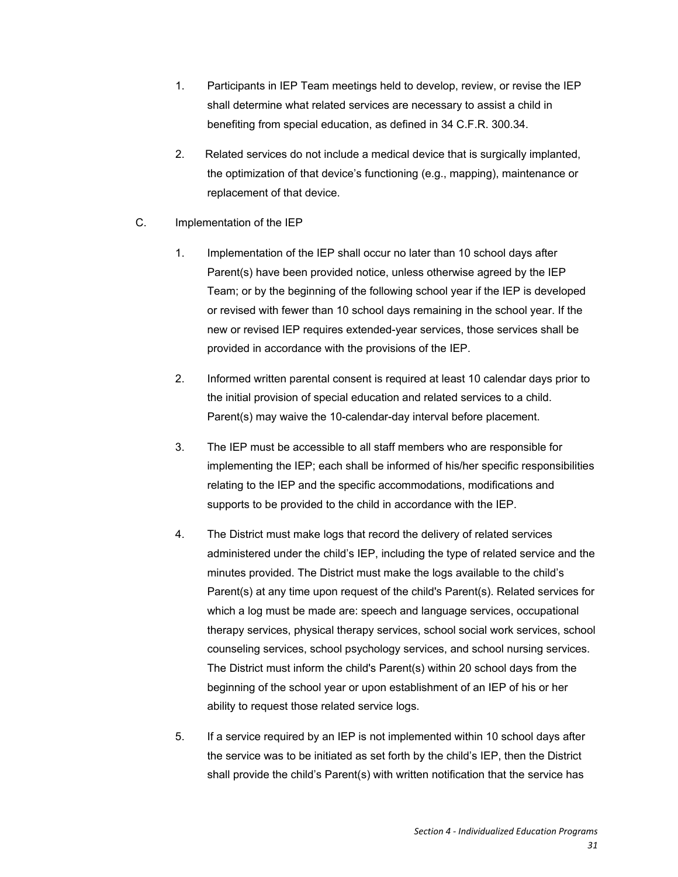1. Participants in IEP Team meetings held to develop, review, or revise the IEP shall determine what related services are necessary to assist a child in benefiting from special education, as defined in 34 C.F.R. 300.34.

2. Related services do not include a medical device that is surgically implanted, the optimization of that device's functioning (e.g., mapping), maintenance or replacement of that device.

C. Implementation of the IEP

1. Implementation of the IEP shall occur no later than 10 school days after Parent(s) have been provided notice, unless otherwise agreed by the IEP Team; or by the beginning of the following school year if the IEP is developed or revised with fewer than 10 school days remaining in the school year. If the new or revised IEP requires extended-year services, those services shall be provided in accordance with the provisions of the IEP.

2. Informed written parental consent is required at least 10 calendar days prior to the initial provision of special education and related services to a child. Parent(s) may waive the 10-calendar-day interval before placement.

3. The IEP must be accessible to all staff members who are responsible for implementing the IEP; each shall be informed of his/her specific responsibilities relating to the IEP and the specific accommodations, modifications and supports to be provided to the child in accordance with the IEP.

4. The District must make logs that record the delivery of related services administered under the child's IEP, including the type of related service and the minutes provided. The District must make the logs available to the child's Parent(s) at any time upon request of the child's Parent(s). Related services for which a log must be made are: speech and language services, occupational therapy services, physical therapy services, school social work services, school counseling services, school psychology services, and school nursing services. The District must inform the child's Parent(s) within 20 school days from the beginning of the school year or upon establishment of an IEP of his or her ability to request those related service logs.

5. If a service required by an IEP is not implemented within 10 school days after the service was to be initiated as set forth by the child's IEP, then the District shall provide the child's Parent(s) with written notification that the service has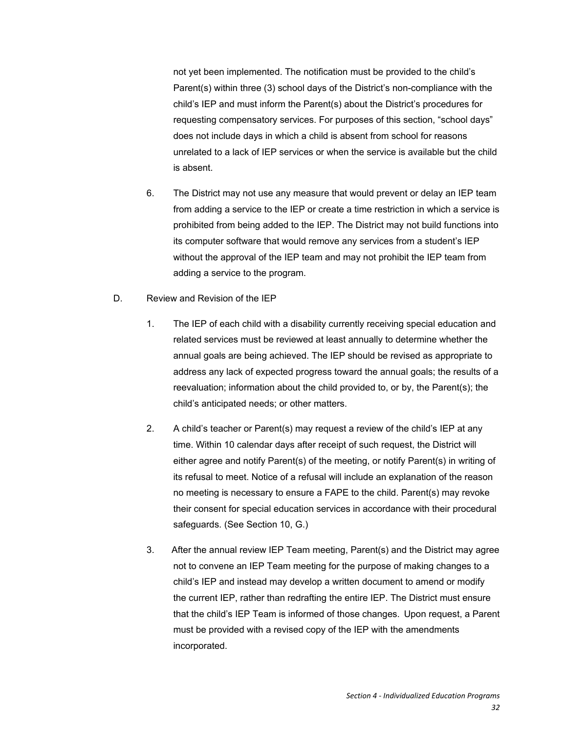not yet been implemented. The notification must be provided to the child's Parent(s) within three (3) school days of the District's non-compliance with the child's IEP and must inform the Parent(s) about the District's procedures for requesting compensatory services. For purposes of this section, "school days" does not include days in which a child is absent from school for reasons unrelated to a lack of IEP services or when the service is available but the child is absent.

6. The District may not use any measure that would prevent or delay an IEP team from adding a service to the IEP or create a time restriction in which a service is prohibited from being added to the IEP. The District may not build functions into its computer software that would remove any services from a student's IEP without the approval of the IEP team and may not prohibit the IEP team from adding a service to the program.

D. Review and Revision of the IEP

1. The IEP of each child with a disability currently receiving special education and related services must be reviewed at least annually to determine whether the annual goals are being achieved. The IEP should be revised as appropriate to address any lack of expected progress toward the annual goals; the results of a reevaluation; information about the child provided to, or by, the Parent(s); the child's anticipated needs; or other matters.

2. A child's teacher or Parent(s) may request a review of the child's IEP at any time. Within 10 calendar days after receipt of such request, the District will either agree and notify Parent(s) of the meeting, or notify Parent(s) in writing of its refusal to meet. Notice of a refusal will include an explanation of the reason no meeting is necessary to ensure a FAPE to the child. Parent(s) may revoke their consent for special education services in accordance with their procedural safeguards. (See Section 10, G.)

3. After the annual review IEP Team meeting, Parent(s) and the District may agree not to convene an IEP Team meeting for the purpose of making changes to a child's IEP and instead may develop a written document to amend or modify the current IEP, rather than redrafting the entire IEP. The District must ensure that the child's IEP Team is informed of those changes. Upon request, a Parent must be provided with a revised copy of the IEP with the amendments incorporated.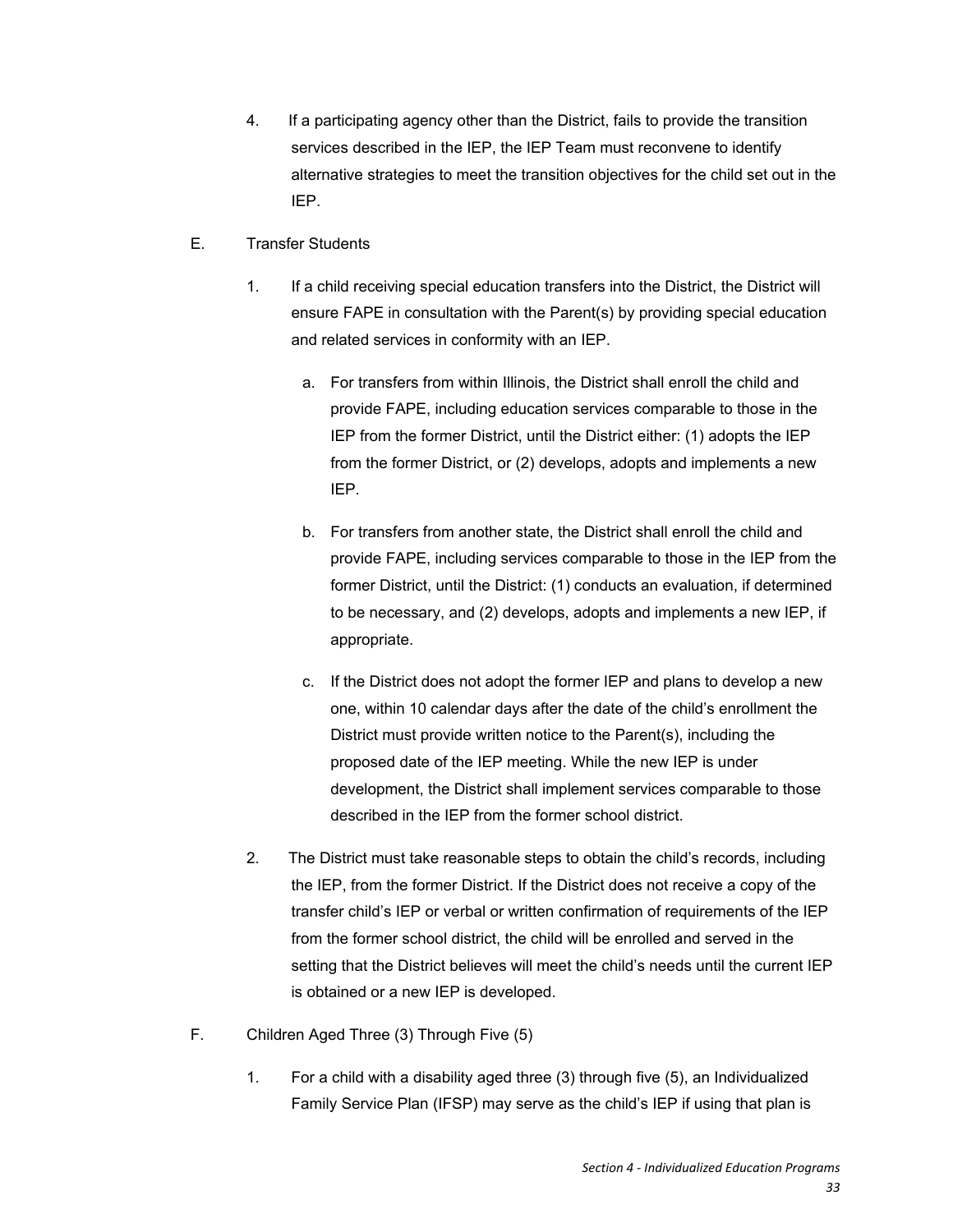4. If a participating agency other than the District, fails to provide the transition services described in the IEP, the IEP Team must reconvene to identify alternative strategies to meet the transition objectives for the child set out in the IEP.

E. Transfer Students

1. If a child receiving special education transfers into the District, the District will ensure FAPE in consultation with the Parent(s) by providing special education and related services in conformity with an IEP.

   a. For transfers from within Illinois, the District shall enroll the child and provide FAPE, including education services comparable to those in the IEP from the former District, until the District either: (1) adopts the IEP from the former District, or (2) develops, adopts and implements a new IEP.

   b. For transfers from another state, the District shall enroll the child and provide FAPE, including services comparable to those in the IEP from the former District, until the District: (1) conducts an evaluation, if determined to be necessary, and (2) develops, adopts and implements a new IEP, if appropriate.

   c. If the District does not adopt the former IEP and plans to develop a new one, within 10 calendar days after the date of the child's enrollment the District must provide written notice to the Parent(s), including the proposed date of the IEP meeting. While the new IEP is under development, the District shall implement services comparable to those described in the IEP from the former school district.

2. The District must take reasonable steps to obtain the child's records, including the IEP, from the former District. If the District does not receive a copy of the transfer child's IEP or verbal or written confirmation of requirements of the IEP from the former school district, the child will be enrolled and served in the setting that the District believes will meet the child's needs until the current IEP is obtained or a new IEP is developed.

F. Children Aged Three (3) Through Five (5)

1. For a child with a disability aged three (3) through five (5), an Individualized Family Service Plan (IFSP) may serve as the child's IEP if using that plan is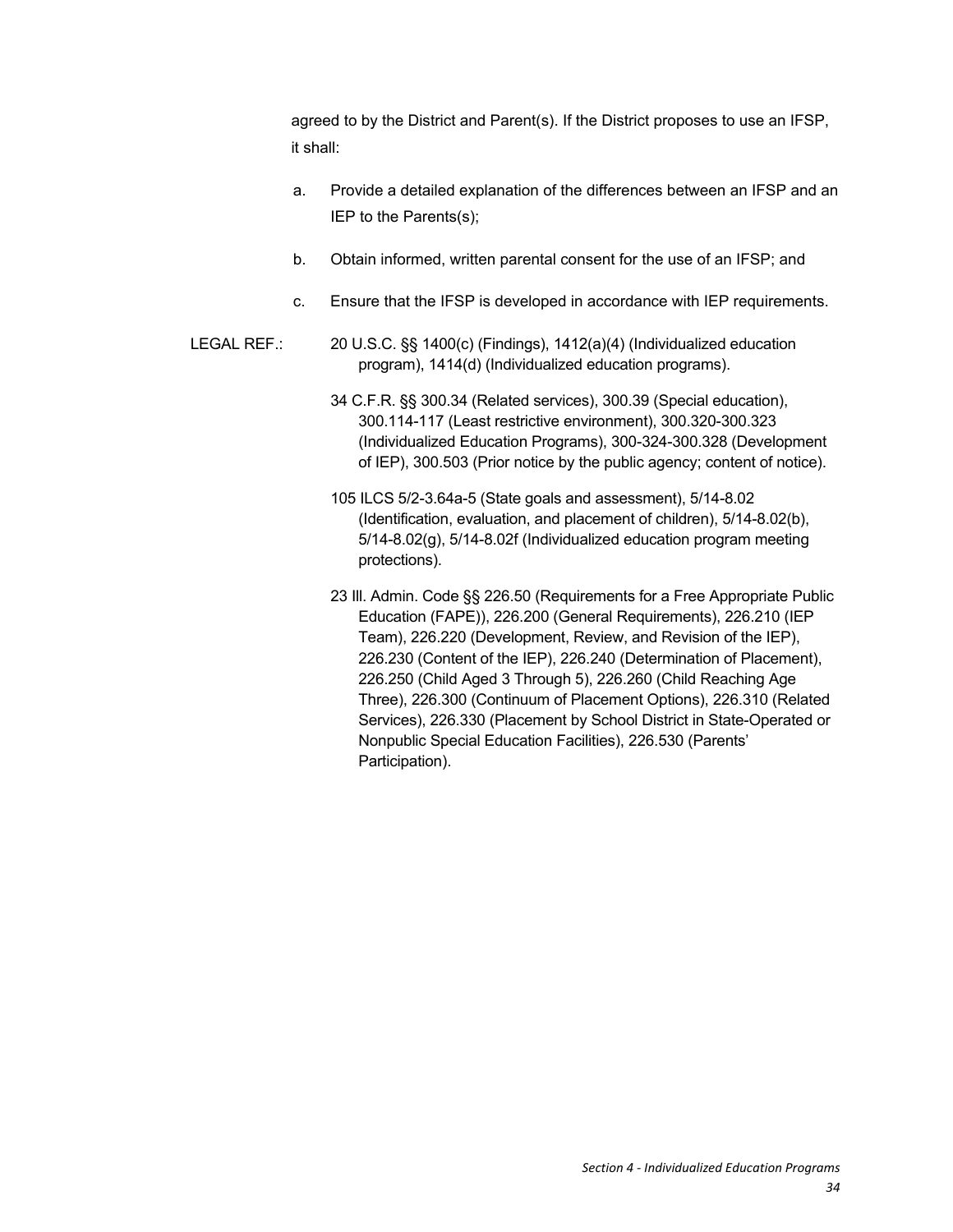agreed to by the District and Parent(s). If the District proposes to use an IFSP, it shall:

a. Provide a detailed explanation of the differences between an IFSP and an IEP to the Parents(s);

b. Obtain informed, written parental consent for the use of an IFSP; and

c. Ensure that the IFSP is developed in accordance with IEP requirements.

LEGAL REF.: 20 U.S.C. §§ 1400(c) (Findings), 1412(a)(4) (Individualized education program), 1414(d) (Individualized education programs).

34 C.F.R. §§ 300.34 (Related services), 300.39 (Special education), 300.114-117 (Least restrictive environment), 300.320-300.323 (Individualized Education Programs), 300-324-300.328 (Development of IEP), 300.503 (Prior notice by the public agency; content of notice).

105 ILCS 5/2-3.64a-5 (State goals and assessment), 5/14-8.02 (Identification, evaluation, and placement of children), 5/14-8.02(b), 5/14-8.02(g), 5/14-8.02f (Individualized education program meeting protections).

23 Ill. Admin. Code §§ 226.50 (Requirements for a Free Appropriate Public Education (FAPE)), 226.200 (General Requirements), 226.210 (IEP Team), 226.220 (Development, Review, and Revision of the IEP), 226.230 (Content of the IEP), 226.240 (Determination of Placement), 226.250 (Child Aged 3 Through 5), 226.260 (Child Reaching Age Three), 226.300 (Continuum of Placement Options), 226.310 (Related Services), 226.330 (Placement by School District in State-Operated or Nonpublic Special Education Facilities), 226.530 (Parents' Participation).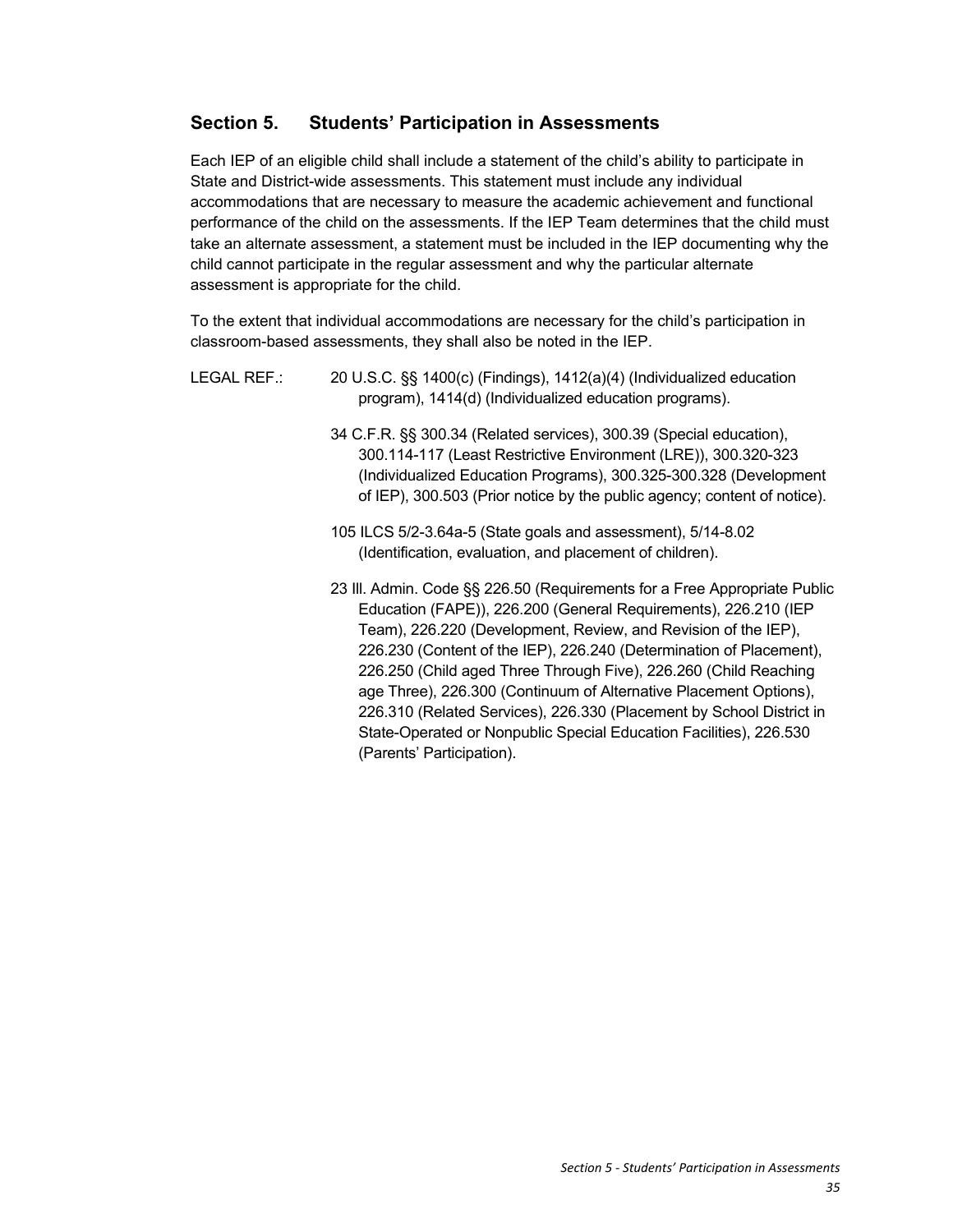## Section 5. Students' Participation in Assessments

Each IEP of an eligible child shall include a statement of the child's ability to participate in State and District-wide assessments. This statement must include any individual accommodations that are necessary to measure the academic achievement and functional performance of the child on the assessments. If the IEP Team determines that the child must take an alternate assessment, a statement must be included in the IEP documenting why the child cannot participate in the regular assessment and why the particular alternate assessment is appropriate for the child.

To the extent that individual accommodations are necessary for the child's participation in classroom-based assessments, they shall also be noted in the IEP.

LEGAL REF.: 20 U.S.C. §§ 1400(c) (Findings), 1412(a)(4) (Individualized education program), 1414(d) (Individualized education programs).

34 C.F.R. §§ 300.34 (Related services), 300.39 (Special education), 300.114-117 (Least Restrictive Environment (LRE)), 300.320-323 (Individualized Education Programs), 300.325-300.328 (Development of IEP), 300.503 (Prior notice by the public agency; content of notice).

105 ILCS 5/2-3.64a-5 (State goals and assessment), 5/14-8.02 (Identification, evaluation, and placement of children).

23 Ill. Admin. Code §§ 226.50 (Requirements for a Free Appropriate Public Education (FAPE)), 226.200 (General Requirements), 226.210 (IEP Team), 226.220 (Development, Review, and Revision of the IEP), 226.230 (Content of the IEP), 226.240 (Determination of Placement), 226.250 (Child aged Three Through Five), 226.260 (Child Reaching age Three), 226.300 (Continuum of Alternative Placement Options), 226.310 (Related Services), 226.330 (Placement by School District in State-Operated or Nonpublic Special Education Facilities), 226.530 (Parents' Participation).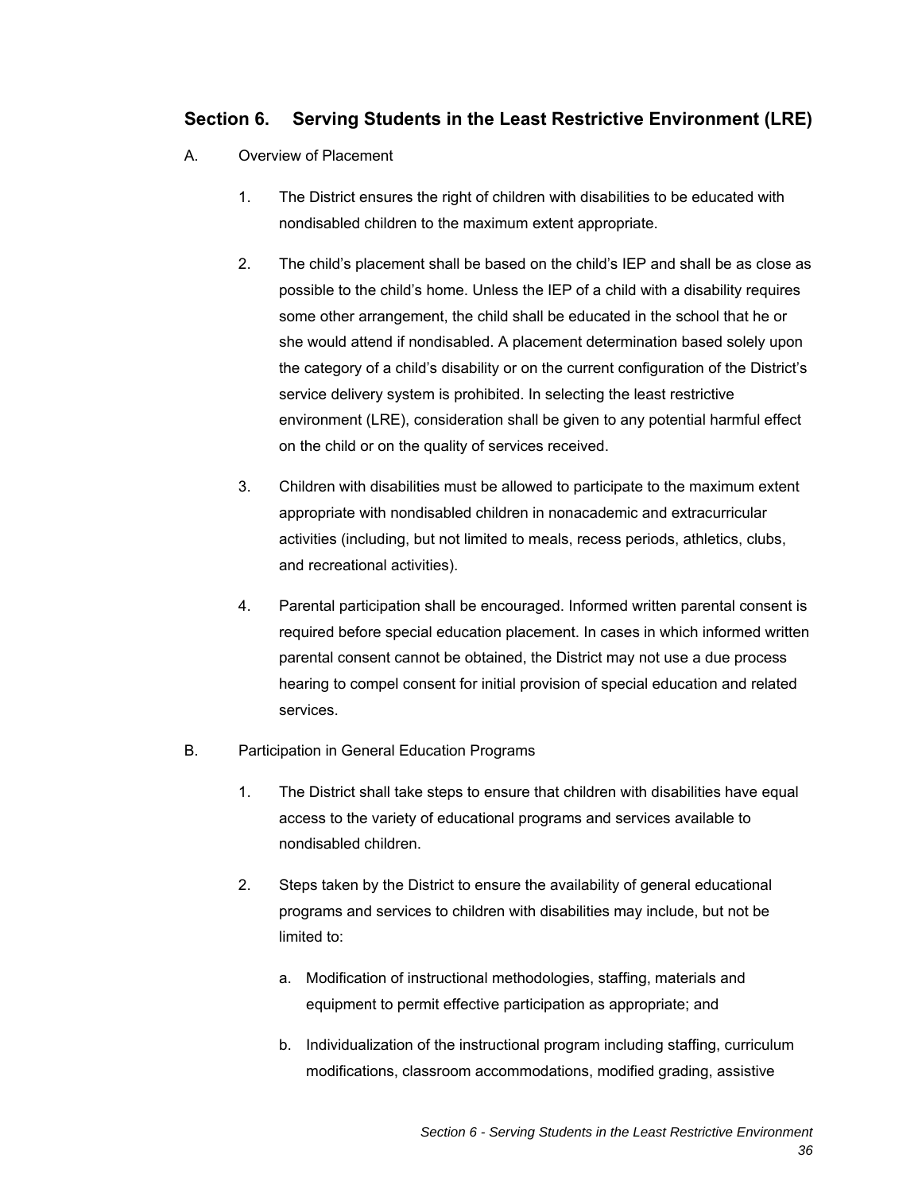## Section 6. Serving Students in the Least Restrictive Environment (LRE)

A. Overview of Placement

1. The District ensures the right of children with disabilities to be educated with nondisabled children to the maximum extent appropriate.

2. The child's placement shall be based on the child's IEP and shall be as close as possible to the child's home. Unless the IEP of a child with a disability requires some other arrangement, the child shall be educated in the school that he or she would attend if nondisabled. A placement determination based solely upon the category of a child's disability or on the current configuration of the District's service delivery system is prohibited. In selecting the least restrictive environment (LRE), consideration shall be given to any potential harmful effect on the child or on the quality of services received.

3. Children with disabilities must be allowed to participate to the maximum extent appropriate with nondisabled children in nonacademic and extracurricular activities (including, but not limited to meals, recess periods, athletics, clubs, and recreational activities).

4. Parental participation shall be encouraged. Informed written parental consent is required before special education placement. In cases in which informed written parental consent cannot be obtained, the District may not use a due process hearing to compel consent for initial provision of special education and related services.

B. Participation in General Education Programs

1. The District shall take steps to ensure that children with disabilities have equal access to the variety of educational programs and services available to nondisabled children.

2. Steps taken by the District to ensure the availability of general educational programs and services to children with disabilities may include, but not be limited to:

   a. Modification of instructional methodologies, staffing, materials and equipment to permit effective participation as appropriate; and

   b. Individualization of the instructional program including staffing, curriculum modifications, classroom accommodations, modified grading, assistive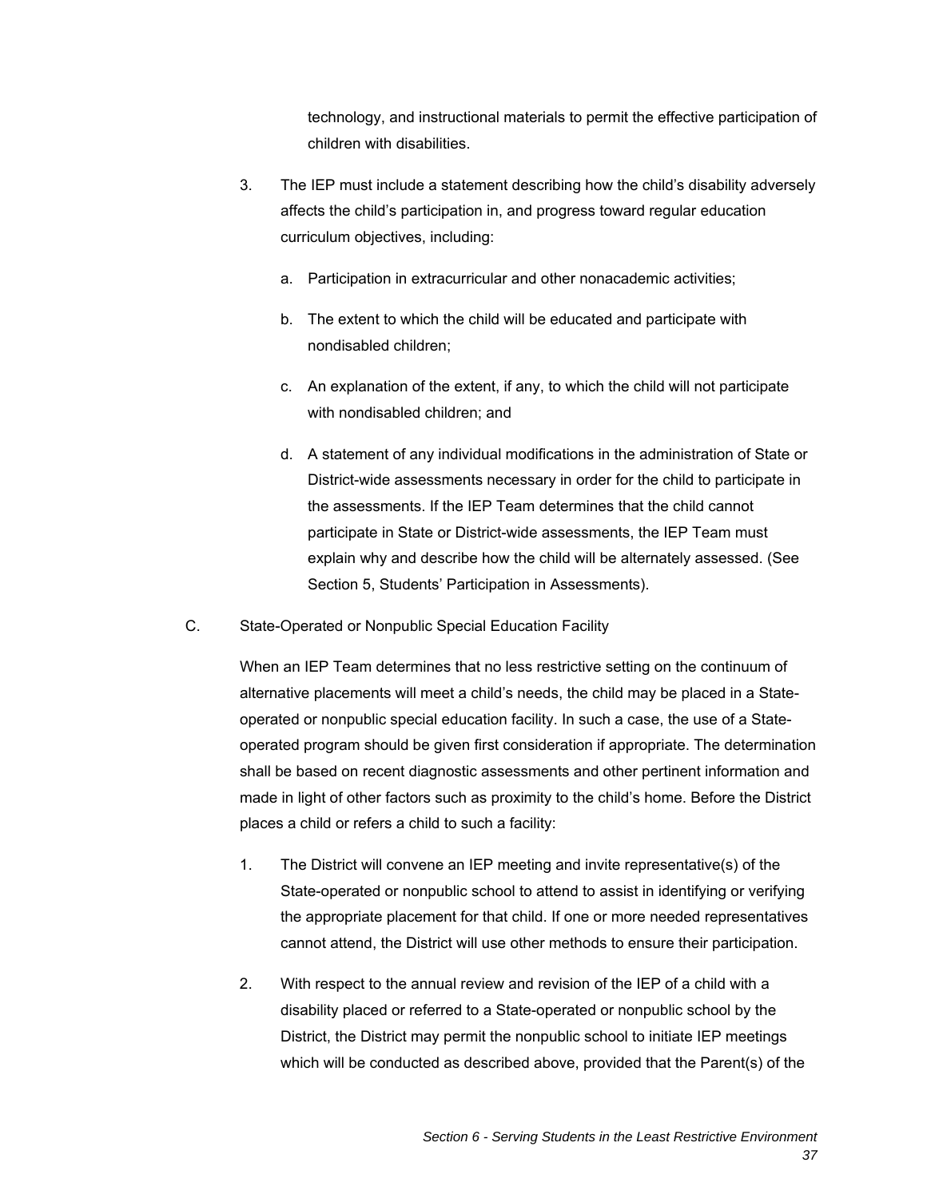technology, and instructional materials to permit the effective participation of children with disabilities.

3. The IEP must include a statement describing how the child's disability adversely affects the child's participation in, and progress toward regular education curriculum objectives, including:

   a. Participation in extracurricular and other nonacademic activities;

   b. The extent to which the child will be educated and participate with nondisabled children;

   c. An explanation of the extent, if any, to which the child will not participate with nondisabled children; and

   d. A statement of any individual modifications in the administration of State or District-wide assessments necessary in order for the child to participate in the assessments. If the IEP Team determines that the child cannot participate in State or District-wide assessments, the IEP Team must explain why and describe how the child will be alternately assessed. (See Section 5, Students' Participation in Assessments).

C. State-Operated or Nonpublic Special Education Facility

When an IEP Team determines that no less restrictive setting on the continuum of alternative placements will meet a child's needs, the child may be placed in a State-operated or nonpublic special education facility. In such a case, the use of a State-operated program should be given first consideration if appropriate. The determination shall be based on recent diagnostic assessments and other pertinent information and made in light of other factors such as proximity to the child's home. Before the District places a child or refers a child to such a facility:

1. The District will convene an IEP meeting and invite representative(s) of the State-operated or nonpublic school to attend to assist in identifying or verifying the appropriate placement for that child. If one or more needed representatives cannot attend, the District will use other methods to ensure their participation.

2. With respect to the annual review and revision of the IEP of a child with a disability placed or referred to a State-operated or nonpublic school by the District, the District may permit the nonpublic school to initiate IEP meetings which will be conducted as described above, provided that the Parent(s) of the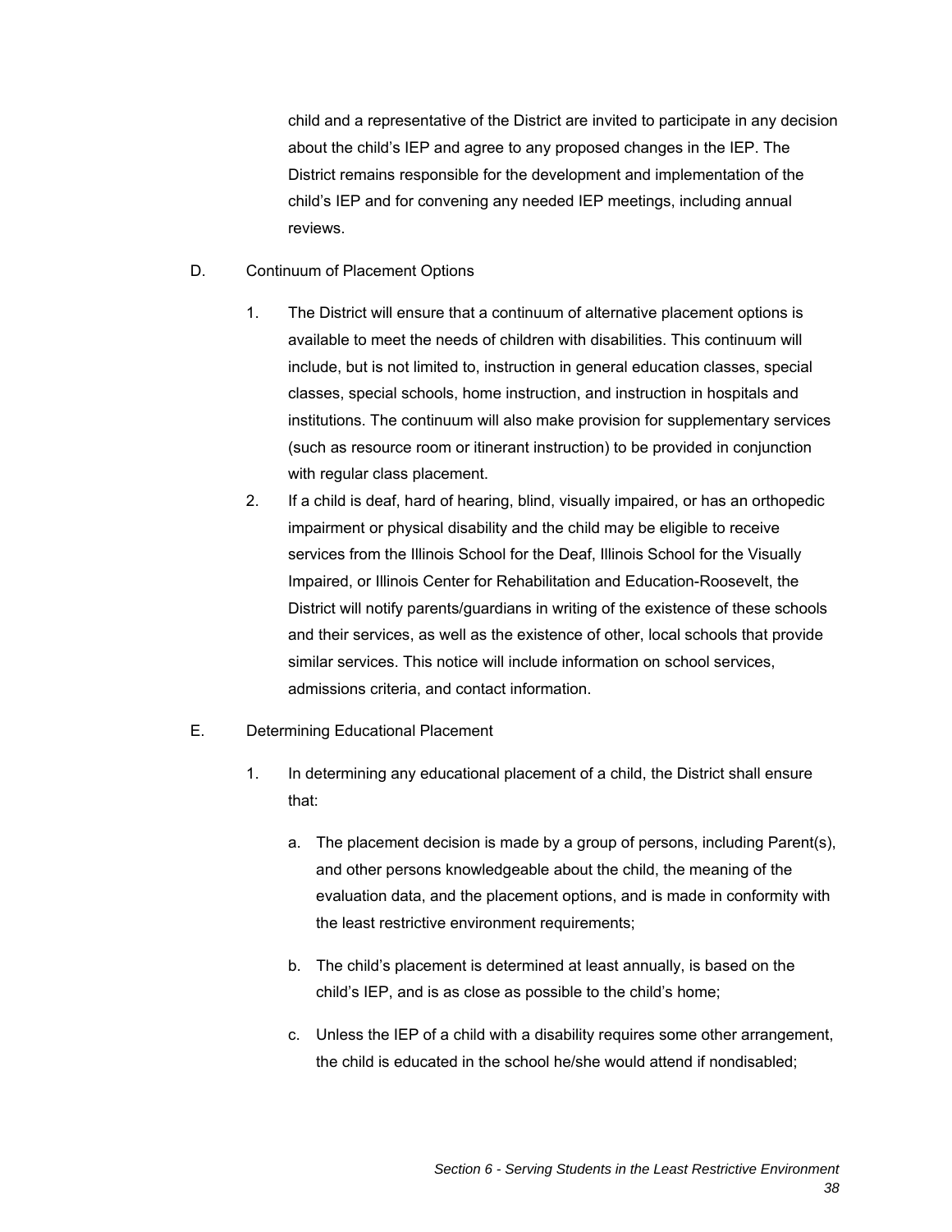child and a representative of the District are invited to participate in any decision about the child's IEP and agree to any proposed changes in the IEP. The District remains responsible for the development and implementation of the child's IEP and for convening any needed IEP meetings, including annual reviews.

D. Continuum of Placement Options

1. The District will ensure that a continuum of alternative placement options is available to meet the needs of children with disabilities. This continuum will include, but is not limited to, instruction in general education classes, special classes, special schools, home instruction, and instruction in hospitals and institutions. The continuum will also make provision for supplementary services (such as resource room or itinerant instruction) to be provided in conjunction with regular class placement.
2. If a child is deaf, hard of hearing, blind, visually impaired, or has an orthopedic impairment or physical disability and the child may be eligible to receive services from the Illinois School for the Deaf, Illinois School for the Visually Impaired, or Illinois Center for Rehabilitation and Education-Roosevelt, the District will notify parents/guardians in writing of the existence of these schools and their services, as well as the existence of other, local schools that provide similar services. This notice will include information on school services, admissions criteria, and contact information.

E. Determining Educational Placement

1. In determining any educational placement of a child, the District shall ensure that:

   a. The placement decision is made by a group of persons, including Parent(s), and other persons knowledgeable about the child, the meaning of the evaluation data, and the placement options, and is made in conformity with the least restrictive environment requirements;

   b. The child's placement is determined at least annually, is based on the child's IEP, and is as close as possible to the child's home;

   c. Unless the IEP of a child with a disability requires some other arrangement, the child is educated in the school he/she would attend if nondisabled;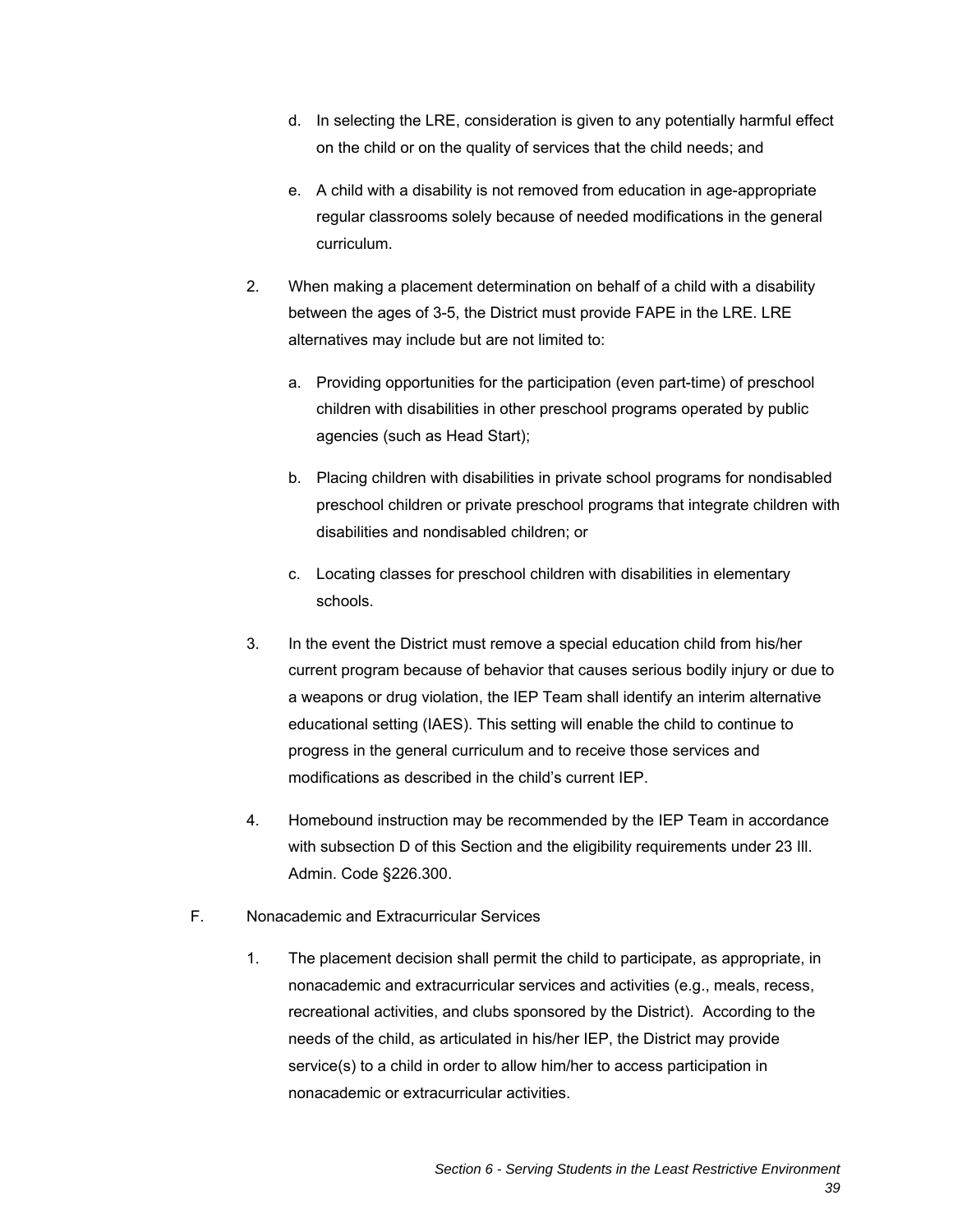d. In selecting the LRE, consideration is given to any potentially harmful effect on the child or on the quality of services that the child needs; and

e. A child with a disability is not removed from education in age-appropriate regular classrooms solely because of needed modifications in the general curriculum.

2. When making a placement determination on behalf of a child with a disability between the ages of 3-5, the District must provide FAPE in the LRE. LRE alternatives may include but are not limited to:

   a. Providing opportunities for the participation (even part-time) of preschool children with disabilities in other preschool programs operated by public agencies (such as Head Start);

   b. Placing children with disabilities in private school programs for nondisabled preschool children or private preschool programs that integrate children with disabilities and nondisabled children; or

   c. Locating classes for preschool children with disabilities in elementary schools.

3. In the event the District must remove a special education child from his/her current program because of behavior that causes serious bodily injury or due to a weapons or drug violation, the IEP Team shall identify an interim alternative educational setting (IAES). This setting will enable the child to continue to progress in the general curriculum and to receive those services and modifications as described in the child's current IEP.

4. Homebound instruction may be recommended by the IEP Team in accordance with subsection D of this Section and the eligibility requirements under 23 Ill. Admin. Code §226.300.

F. Nonacademic and Extracurricular Services

1. The placement decision shall permit the child to participate, as appropriate, in nonacademic and extracurricular services and activities (e.g., meals, recess, recreational activities, and clubs sponsored by the District). According to the needs of the child, as articulated in his/her IEP, the District may provide service(s) to a child in order to allow him/her to access participation in nonacademic or extracurricular activities.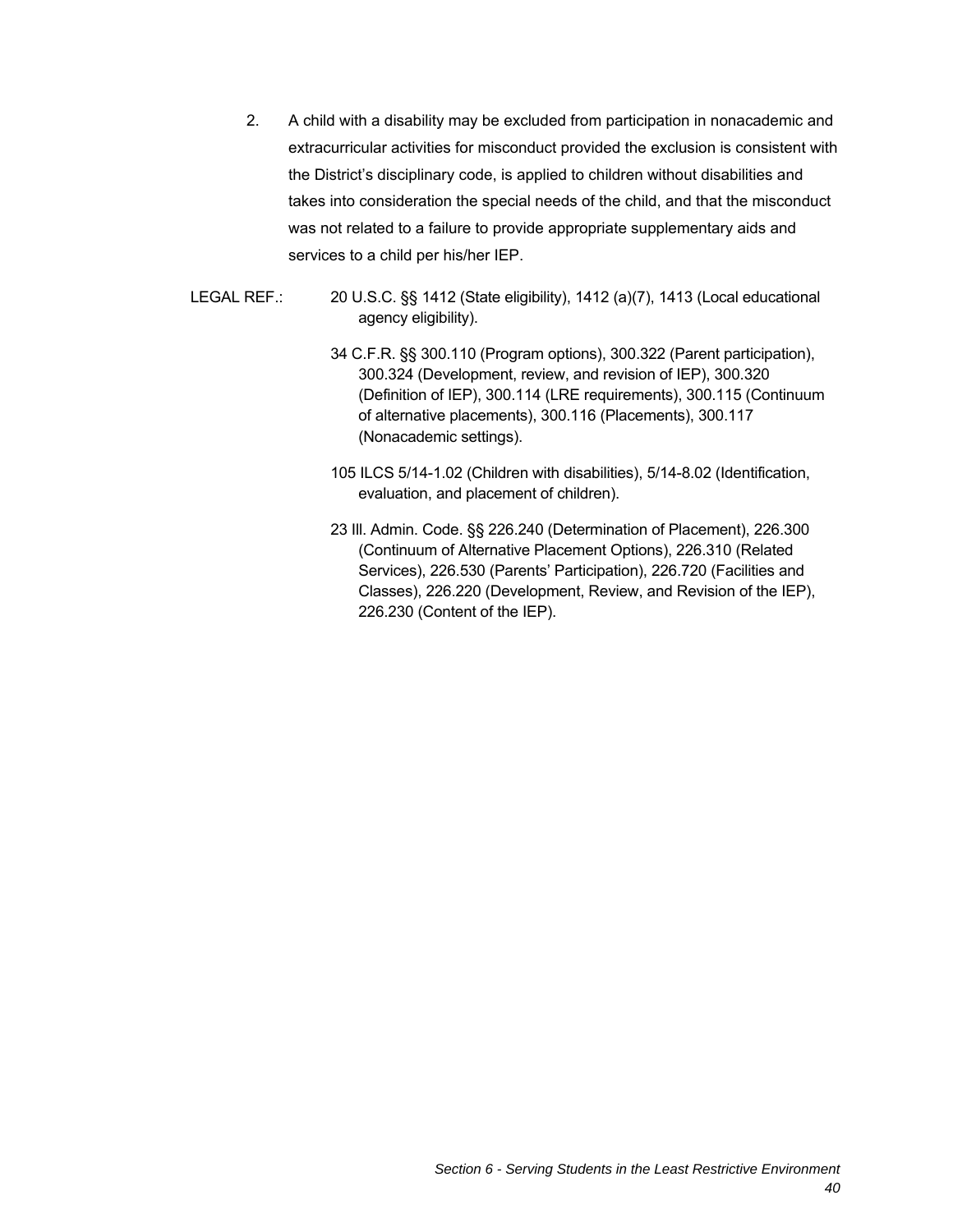2. A child with a disability may be excluded from participation in nonacademic and extracurricular activities for misconduct provided the exclusion is consistent with the District's disciplinary code, is applied to children without disabilities and takes into consideration the special needs of the child, and that the misconduct was not related to a failure to provide appropriate supplementary aids and services to a child per his/her IEP.

LEGAL REF.: 20 U.S.C. §§ 1412 (State eligibility), 1412 (a)(7), 1413 (Local educational agency eligibility).

34 C.F.R. §§ 300.110 (Program options), 300.322 (Parent participation), 300.324 (Development, review, and revision of IEP), 300.320 (Definition of IEP), 300.114 (LRE requirements), 300.115 (Continuum of alternative placements), 300.116 (Placements), 300.117 (Nonacademic settings).

105 ILCS 5/14-1.02 (Children with disabilities), 5/14-8.02 (Identification, evaluation, and placement of children).

23 Ill. Admin. Code. §§ 226.240 (Determination of Placement), 226.300 (Continuum of Alternative Placement Options), 226.310 (Related Services), 226.530 (Parents' Participation), 226.720 (Facilities and Classes), 226.220 (Development, Review, and Revision of the IEP), 226.230 (Content of the IEP).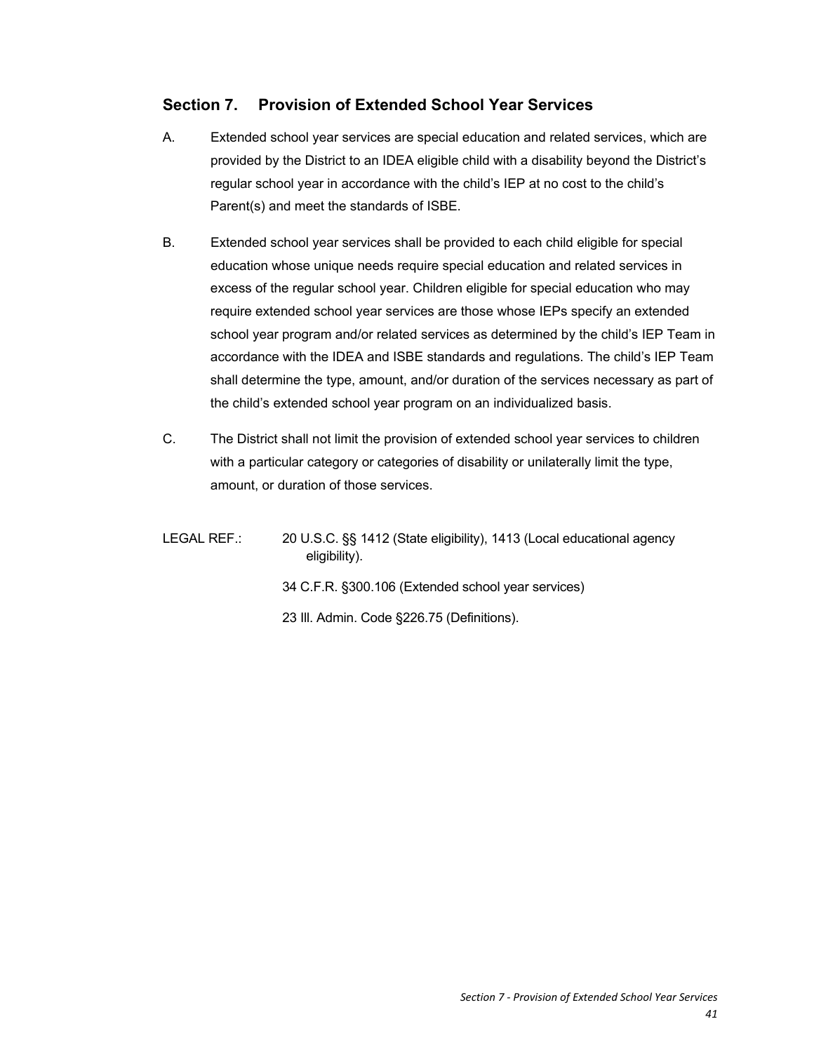## Section 7. Provision of Extended School Year Services

A. Extended school year services are special education and related services, which are provided by the District to an IDEA eligible child with a disability beyond the District's regular school year in accordance with the child's IEP at no cost to the child's Parent(s) and meet the standards of ISBE.

B. Extended school year services shall be provided to each child eligible for special education whose unique needs require special education and related services in excess of the regular school year. Children eligible for special education who may require extended school year services are those whose IEPs specify an extended school year program and/or related services as determined by the child's IEP Team in accordance with the IDEA and ISBE standards and regulations. The child's IEP Team shall determine the type, amount, and/or duration of the services necessary as part of the child's extended school year program on an individualized basis.

C. The District shall not limit the provision of extended school year services to children with a particular category or categories of disability or unilaterally limit the type, amount, or duration of those services.

LEGAL REF.: 20 U.S.C. §§ 1412 (State eligibility), 1413 (Local educational agency eligibility).

34 C.F.R. §300.106 (Extended school year services)

23 Ill. Admin. Code §226.75 (Definitions).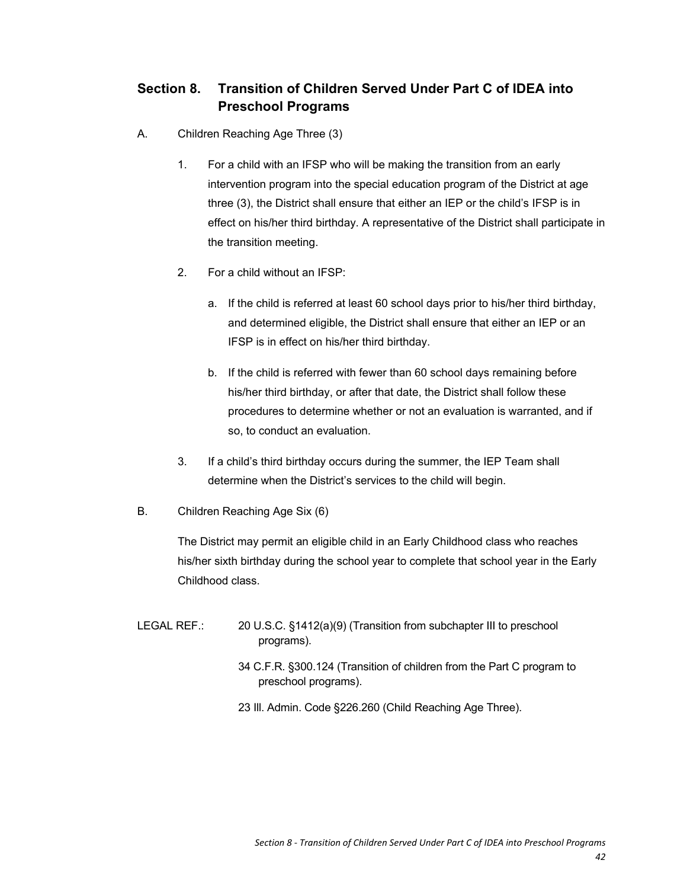## Section 8. Transition of Children Served Under Part C of IDEA into Preschool Programs

A. Children Reaching Age Three (3)

1. For a child with an IFSP who will be making the transition from an early intervention program into the special education program of the District at age three (3), the District shall ensure that either an IEP or the child's IFSP is in effect on his/her third birthday. A representative of the District shall participate in the transition meeting.

2. For a child without an IFSP:

   a. If the child is referred at least 60 school days prior to his/her third birthday, and determined eligible, the District shall ensure that either an IEP or an IFSP is in effect on his/her third birthday.

   b. If the child is referred with fewer than 60 school days remaining before his/her third birthday, or after that date, the District shall follow these procedures to determine whether or not an evaluation is warranted, and if so, to conduct an evaluation.

3. If a child's third birthday occurs during the summer, the IEP Team shall determine when the District's services to the child will begin.

B. Children Reaching Age Six (6)

The District may permit an eligible child in an Early Childhood class who reaches his/her sixth birthday during the school year to complete that school year in the Early Childhood class.

LEGAL REF.:

20 U.S.C. §1412(a)(9) (Transition from subchapter III to preschool programs).

34 C.F.R. §300.124 (Transition of children from the Part C program to preschool programs).

23 Ill. Admin. Code §226.260 (Child Reaching Age Three).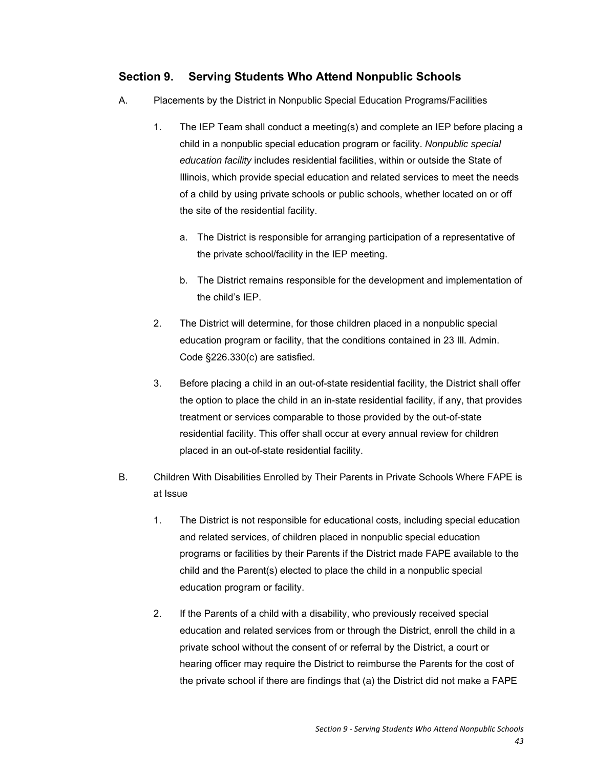## Section 9. Serving Students Who Attend Nonpublic Schools

A. Placements by the District in Nonpublic Special Education Programs/Facilities

1. The IEP Team shall conduct a meeting(s) and complete an IEP before placing a child in a nonpublic special education program or facility. *Nonpublic special education facility* includes residential facilities, within or outside the State of Illinois, which provide special education and related services to meet the needs of a child by using private schools or public schools, whether located on or off the site of the residential facility.

   a. The District is responsible for arranging participation of a representative of the private school/facility in the IEP meeting.

   b. The District remains responsible for the development and implementation of the child's IEP.

2. The District will determine, for those children placed in a nonpublic special education program or facility, that the conditions contained in 23 Ill. Admin. Code §226.330(c) are satisfied.

3. Before placing a child in an out-of-state residential facility, the District shall offer the option to place the child in an in-state residential facility, if any, that provides treatment or services comparable to those provided by the out-of-state residential facility. This offer shall occur at every annual review for children placed in an out-of-state residential facility.

B. Children With Disabilities Enrolled by Their Parents in Private Schools Where FAPE is at Issue

1. The District is not responsible for educational costs, including special education and related services, of children placed in nonpublic special education programs or facilities by their Parents if the District made FAPE available to the child and the Parent(s) elected to place the child in a nonpublic special education program or facility.

2. If the Parents of a child with a disability, who previously received special education and related services from or through the District, enroll the child in a private school without the consent of or referral by the District, a court or hearing officer may require the District to reimburse the Parents for the cost of the private school if there are findings that (a) the District did not make a FAPE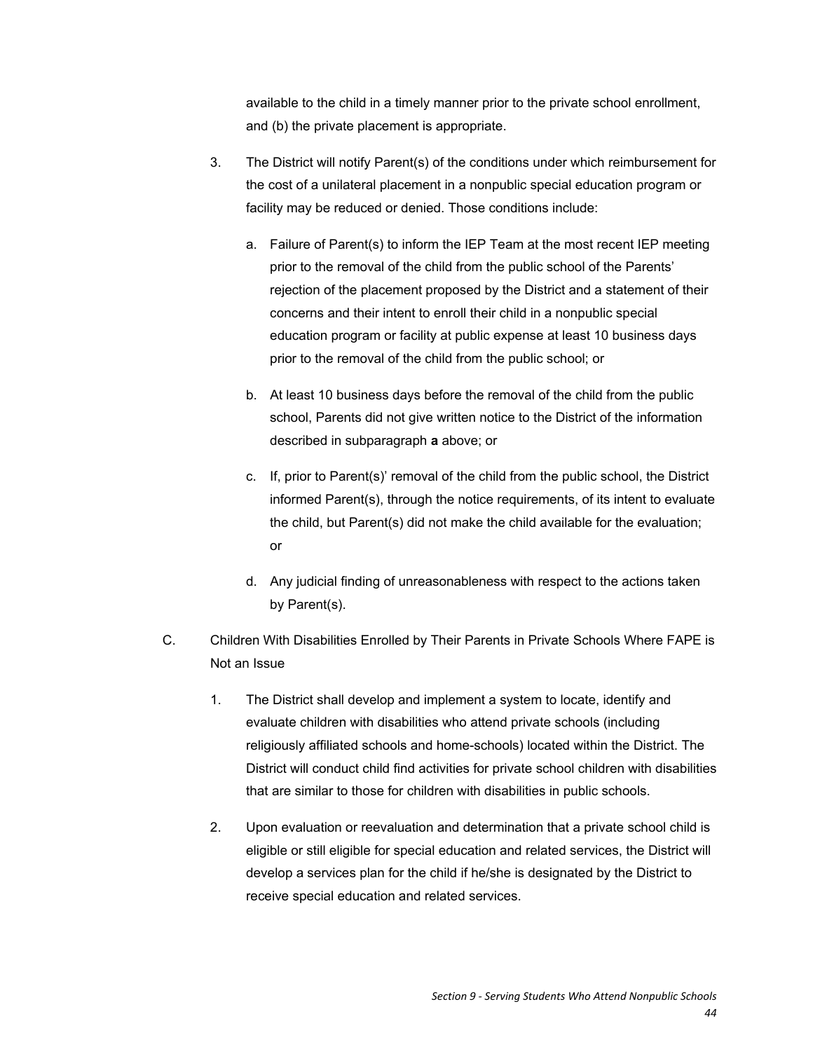available to the child in a timely manner prior to the private school enrollment, and (b) the private placement is appropriate.

3. The District will notify Parent(s) of the conditions under which reimbursement for the cost of a unilateral placement in a nonpublic special education program or facility may be reduced or denied. Those conditions include:

   a. Failure of Parent(s) to inform the IEP Team at the most recent IEP meeting prior to the removal of the child from the public school of the Parents' rejection of the placement proposed by the District and a statement of their concerns and their intent to enroll their child in a nonpublic special education program or facility at public expense at least 10 business days prior to the removal of the child from the public school; or

   b. At least 10 business days before the removal of the child from the public school, Parents did not give written notice to the District of the information described in subparagraph **a** above; or

   c. If, prior to Parent(s)' removal of the child from the public school, the District informed Parent(s), through the notice requirements, of its intent to evaluate the child, but Parent(s) did not make the child available for the evaluation; or

   d. Any judicial finding of unreasonableness with respect to the actions taken by Parent(s).

C. Children With Disabilities Enrolled by Their Parents in Private Schools Where FAPE is Not an Issue

1. The District shall develop and implement a system to locate, identify and evaluate children with disabilities who attend private schools (including religiously affiliated schools and home-schools) located within the District. The District will conduct child find activities for private school children with disabilities that are similar to those for children with disabilities in public schools.

2. Upon evaluation or reevaluation and determination that a private school child is eligible or still eligible for special education and related services, the District will develop a services plan for the child if he/she is designated by the District to receive special education and related services.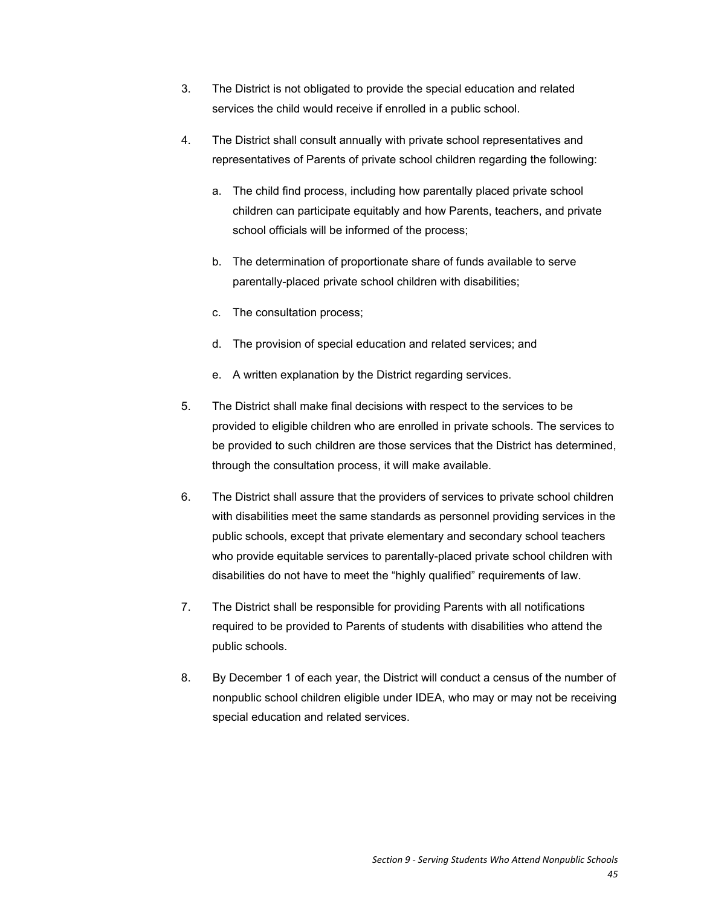3. The District is not obligated to provide the special education and related services the child would receive if enrolled in a public school.

4. The District shall consult annually with private school representatives and representatives of Parents of private school children regarding the following:

   a. The child find process, including how parentally placed private school children can participate equitably and how Parents, teachers, and private school officials will be informed of the process;

   b. The determination of proportionate share of funds available to serve parentally-placed private school children with disabilities;

   c. The consultation process;

   d. The provision of special education and related services; and

   e. A written explanation by the District regarding services.

5. The District shall make final decisions with respect to the services to be provided to eligible children who are enrolled in private schools. The services to be provided to such children are those services that the District has determined, through the consultation process, it will make available.

6. The District shall assure that the providers of services to private school children with disabilities meet the same standards as personnel providing services in the public schools, except that private elementary and secondary school teachers who provide equitable services to parentally-placed private school children with disabilities do not have to meet the "highly qualified" requirements of law.

7. The District shall be responsible for providing Parents with all notifications required to be provided to Parents of students with disabilities who attend the public schools.

8. By December 1 of each year, the District will conduct a census of the number of nonpublic school children eligible under IDEA, who may or may not be receiving special education and related services.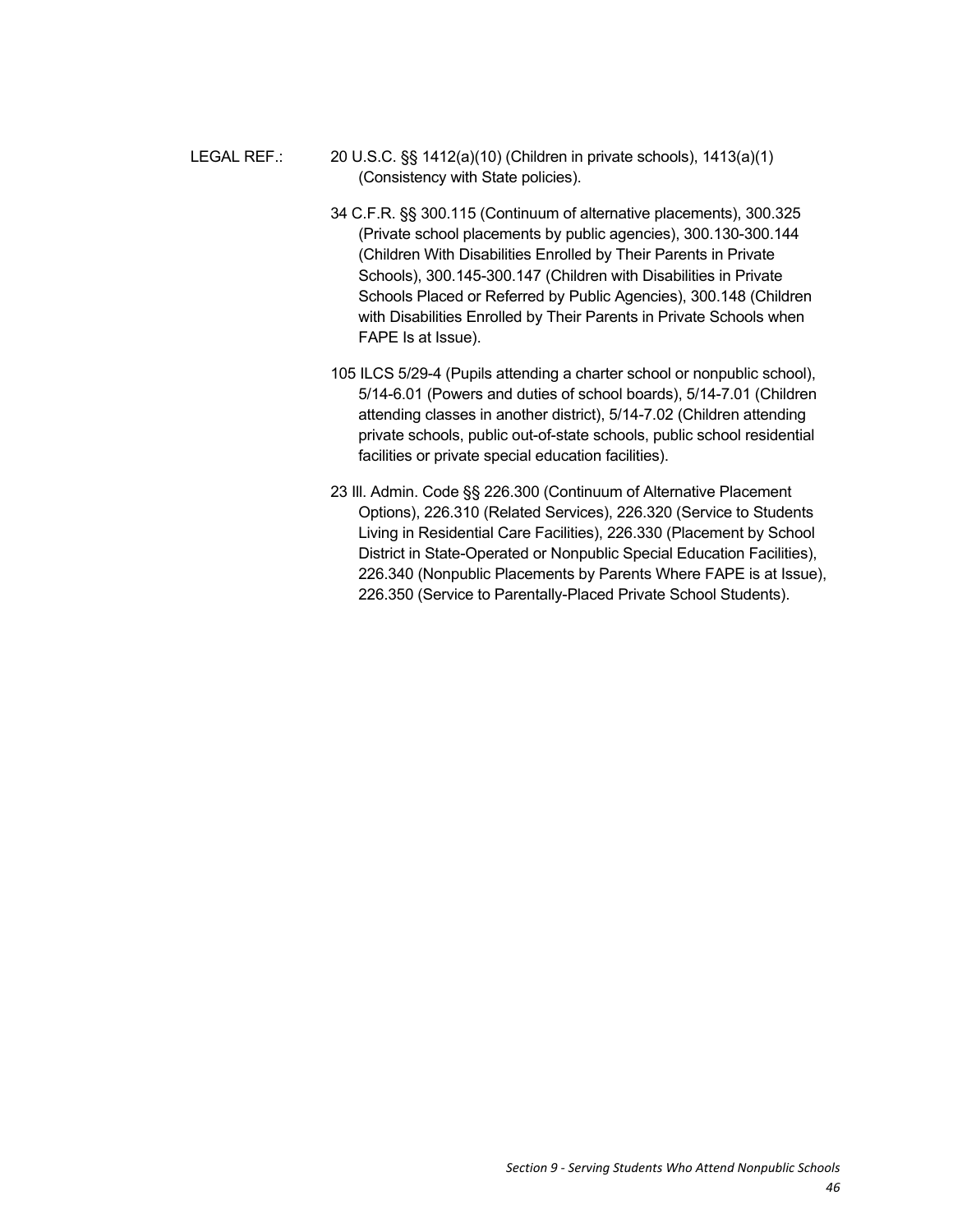LEGAL REF.: 20 U.S.C. §§ 1412(a)(10) (Children in private schools), 1413(a)(1) (Consistency with State policies).

34 C.F.R. §§ 300.115 (Continuum of alternative placements), 300.325 (Private school placements by public agencies), 300.130-300.144 (Children With Disabilities Enrolled by Their Parents in Private Schools), 300.145-300.147 (Children with Disabilities in Private Schools Placed or Referred by Public Agencies), 300.148 (Children with Disabilities Enrolled by Their Parents in Private Schools when FAPE Is at Issue).

105 ILCS 5/29-4 (Pupils attending a charter school or nonpublic school), 5/14-6.01 (Powers and duties of school boards), 5/14-7.01 (Children attending classes in another district), 5/14-7.02 (Children attending private schools, public out-of-state schools, public school residential facilities or private special education facilities).

23 Ill. Admin. Code §§ 226.300 (Continuum of Alternative Placement Options), 226.310 (Related Services), 226.320 (Service to Students Living in Residential Care Facilities), 226.330 (Placement by School District in State-Operated or Nonpublic Special Education Facilities), 226.340 (Nonpublic Placements by Parents Where FAPE is at Issue), 226.350 (Service to Parentally-Placed Private School Students).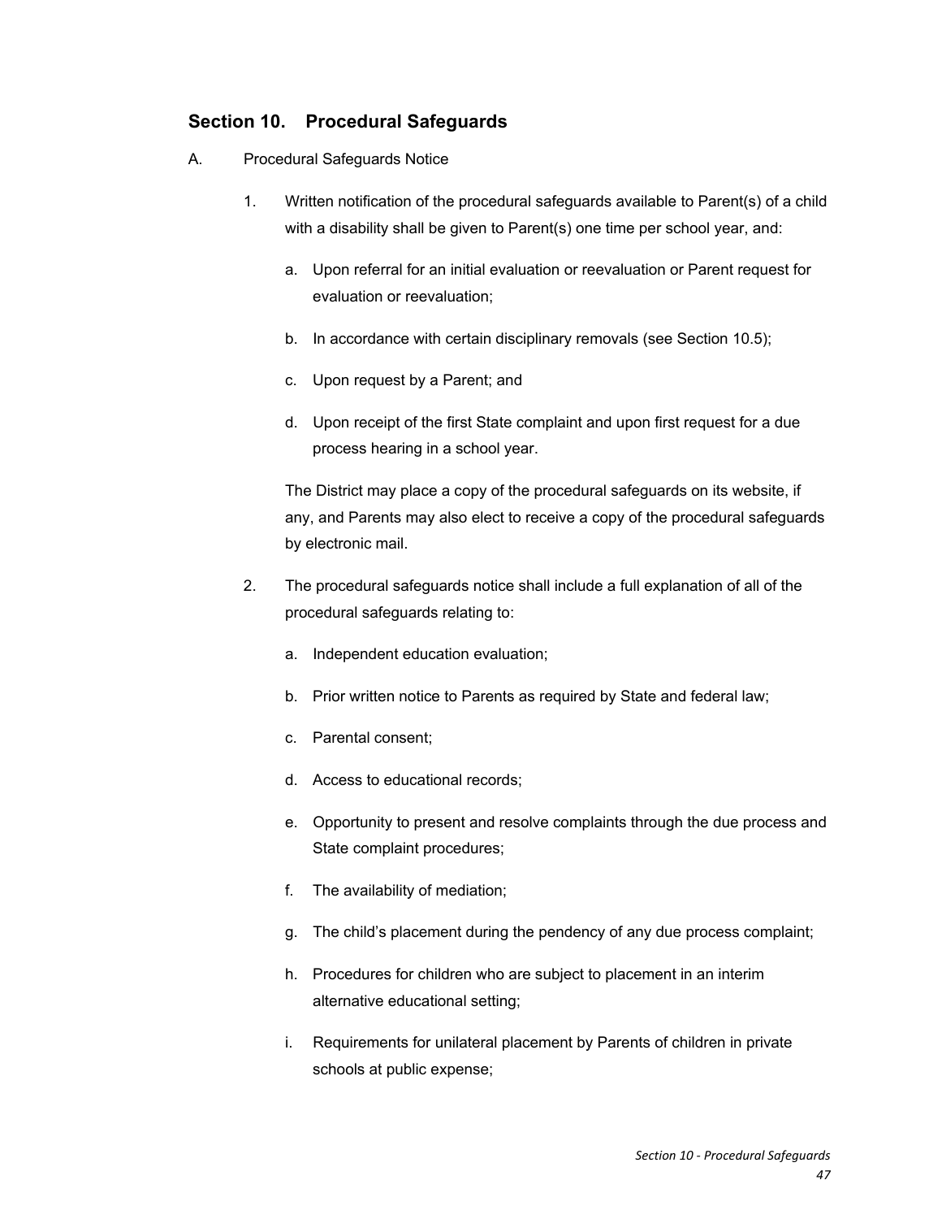## Section 10. Procedural Safeguards

A. Procedural Safeguards Notice

1. Written notification of the procedural safeguards available to Parent(s) of a child with a disability shall be given to Parent(s) one time per school year, and:

   a. Upon referral for an initial evaluation or reevaluation or Parent request for evaluation or reevaluation;

   b. In accordance with certain disciplinary removals (see Section 10.5);

   c. Upon request by a Parent; and

   d. Upon receipt of the first State complaint and upon first request for a due process hearing in a school year.

   The District may place a copy of the procedural safeguards on its website, if any, and Parents may also elect to receive a copy of the procedural safeguards by electronic mail.

2. The procedural safeguards notice shall include a full explanation of all of the procedural safeguards relating to:

   a. Independent education evaluation;

   b. Prior written notice to Parents as required by State and federal law;

   c. Parental consent;

   d. Access to educational records;

   e. Opportunity to present and resolve complaints through the due process and State complaint procedures;

   f. The availability of mediation;

   g. The child's placement during the pendency of any due process complaint;

   h. Procedures for children who are subject to placement in an interim alternative educational setting;

   i. Requirements for unilateral placement by Parents of children in private schools at public expense;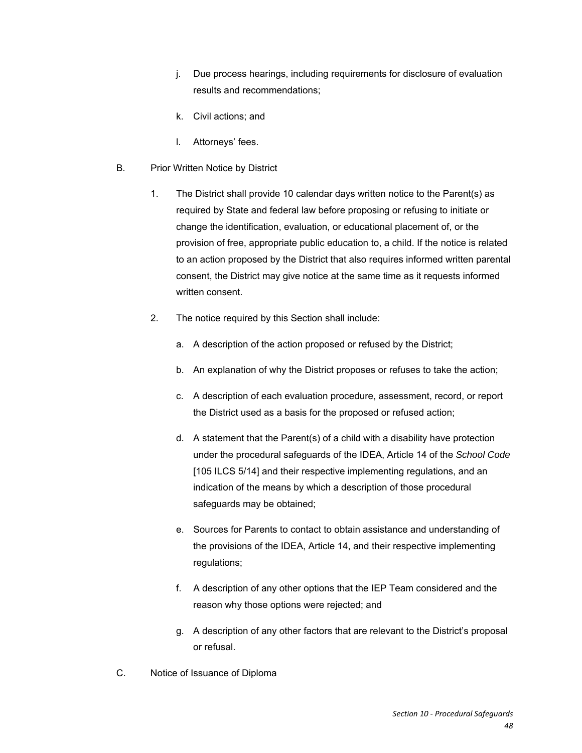j. Due process hearings, including requirements for disclosure of evaluation results and recommendations;

k. Civil actions; and

l. Attorneys' fees.

B. Prior Written Notice by District

1. The District shall provide 10 calendar days written notice to the Parent(s) as required by State and federal law before proposing or refusing to initiate or change the identification, evaluation, or educational placement of, or the provision of free, appropriate public education to, a child. If the notice is related to an action proposed by the District that also requires informed written parental consent, the District may give notice at the same time as it requests informed written consent.

2. The notice required by this Section shall include:

   a. A description of the action proposed or refused by the District;

   b. An explanation of why the District proposes or refuses to take the action;

   c. A description of each evaluation procedure, assessment, record, or report the District used as a basis for the proposed or refused action;

   d. A statement that the Parent(s) of a child with a disability have protection under the procedural safeguards of the IDEA, Article 14 of the *School Code* [105 ILCS 5/14] and their respective implementing regulations, and an indication of the means by which a description of those procedural safeguards may be obtained;

   e. Sources for Parents to contact to obtain assistance and understanding of the provisions of the IDEA, Article 14, and their respective implementing regulations;

   f. A description of any other options that the IEP Team considered and the reason why those options were rejected; and

   g. A description of any other factors that are relevant to the District's proposal or refusal.

C. Notice of Issuance of Diploma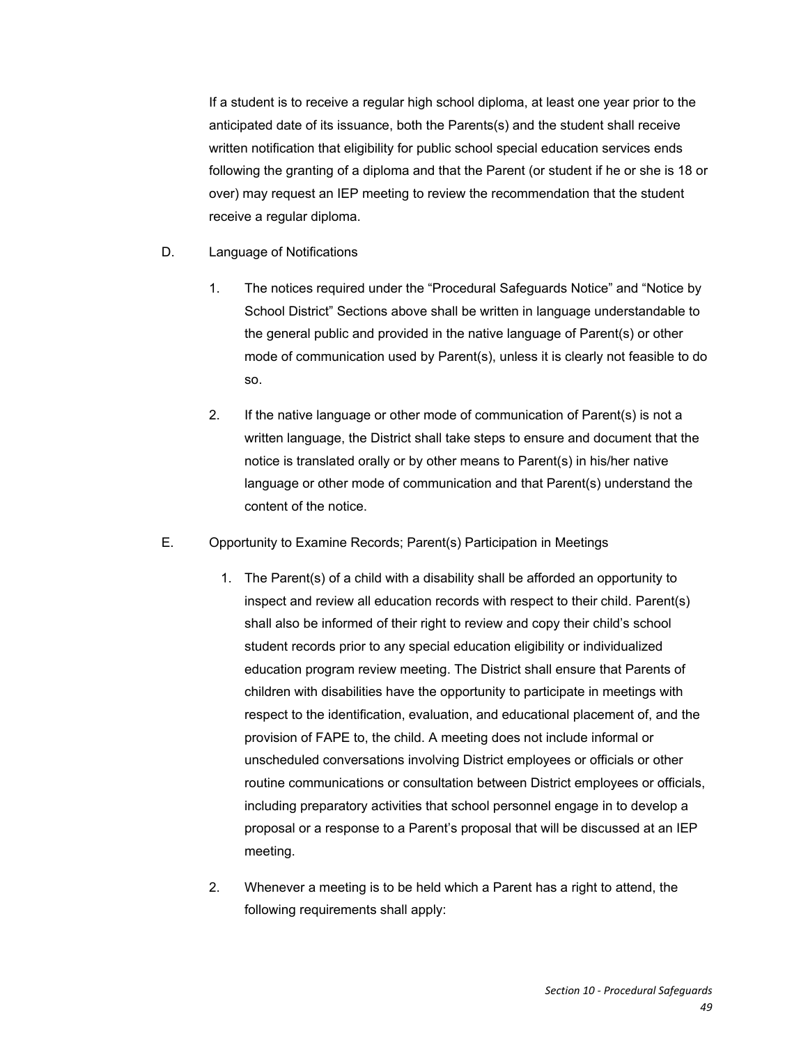If a student is to receive a regular high school diploma, at least one year prior to the anticipated date of its issuance, both the Parents(s) and the student shall receive written notification that eligibility for public school special education services ends following the granting of a diploma and that the Parent (or student if he or she is 18 or over) may request an IEP meeting to review the recommendation that the student receive a regular diploma.

D. Language of Notifications

1. The notices required under the "Procedural Safeguards Notice" and "Notice by School District" Sections above shall be written in language understandable to the general public and provided in the native language of Parent(s) or other mode of communication used by Parent(s), unless it is clearly not feasible to do so.

2. If the native language or other mode of communication of Parent(s) is not a written language, the District shall take steps to ensure and document that the notice is translated orally or by other means to Parent(s) in his/her native language or other mode of communication and that Parent(s) understand the content of the notice.

E. Opportunity to Examine Records; Parent(s) Participation in Meetings

1. The Parent(s) of a child with a disability shall be afforded an opportunity to inspect and review all education records with respect to their child. Parent(s) shall also be informed of their right to review and copy their child's school student records prior to any special education eligibility or individualized education program review meeting. The District shall ensure that Parents of children with disabilities have the opportunity to participate in meetings with respect to the identification, evaluation, and educational placement of, and the provision of FAPE to, the child. A meeting does not include informal or unscheduled conversations involving District employees or officials or other routine communications or consultation between District employees or officials, including preparatory activities that school personnel engage in to develop a proposal or a response to a Parent's proposal that will be discussed at an IEP meeting.

2. Whenever a meeting is to be held which a Parent has a right to attend, the following requirements shall apply: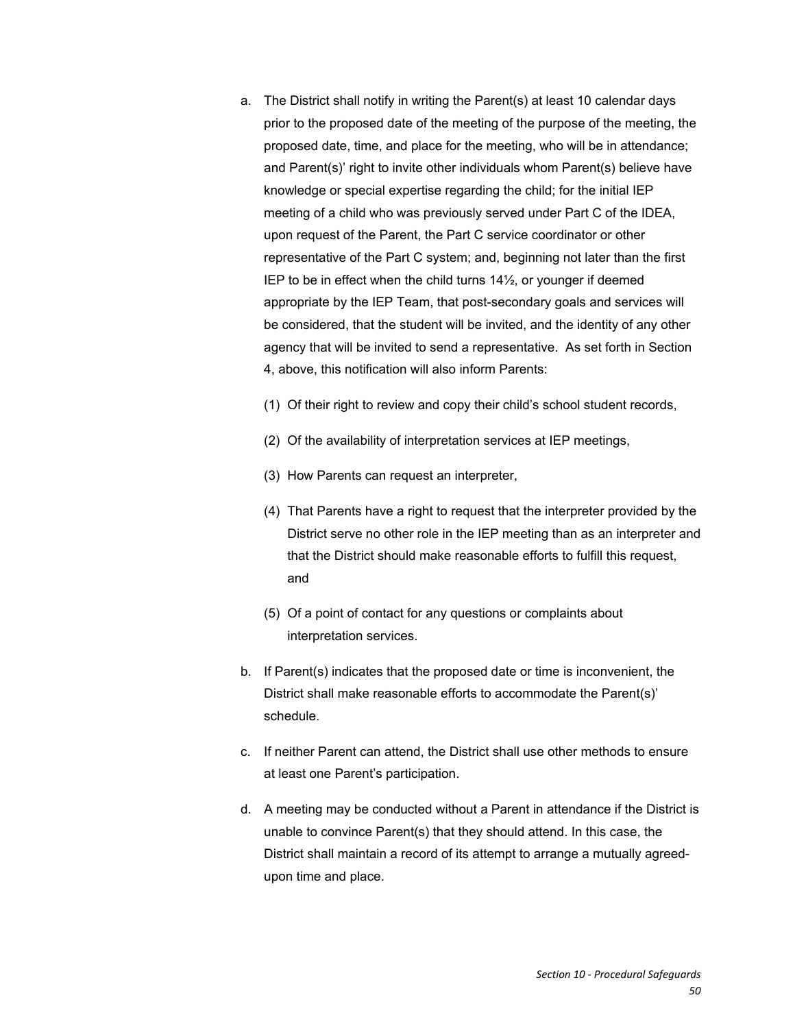a. The District shall notify in writing the Parent(s) at least 10 calendar days prior to the proposed date of the meeting of the purpose of the meeting, the proposed date, time, and place for the meeting, who will be in attendance; and Parent(s)' right to invite other individuals whom Parent(s) believe have knowledge or special expertise regarding the child; for the initial IEP meeting of a child who was previously served under Part C of the IDEA, upon request of the Parent, the Part C service coordinator or other representative of the Part C system; and, beginning not later than the first IEP to be in effect when the child turns 14½, or younger if deemed appropriate by the IEP Team, that post-secondary goals and services will be considered, that the student will be invited, and the identity of any other agency that will be invited to send a representative. As set forth in Section 4, above, this notification will also inform Parents:

   (1) Of their right to review and copy their child's school student records,

   (2) Of the availability of interpretation services at IEP meetings,

   (3) How Parents can request an interpreter,

   (4) That Parents have a right to request that the interpreter provided by the District serve no other role in the IEP meeting than as an interpreter and that the District should make reasonable efforts to fulfill this request, and

   (5) Of a point of contact for any questions or complaints about interpretation services.

b. If Parent(s) indicates that the proposed date or time is inconvenient, the District shall make reasonable efforts to accommodate the Parent(s)' schedule.

c. If neither Parent can attend, the District shall use other methods to ensure at least one Parent's participation.

d. A meeting may be conducted without a Parent in attendance if the District is unable to convince Parent(s) that they should attend. In this case, the District shall maintain a record of its attempt to arrange a mutually agreed-upon time and place.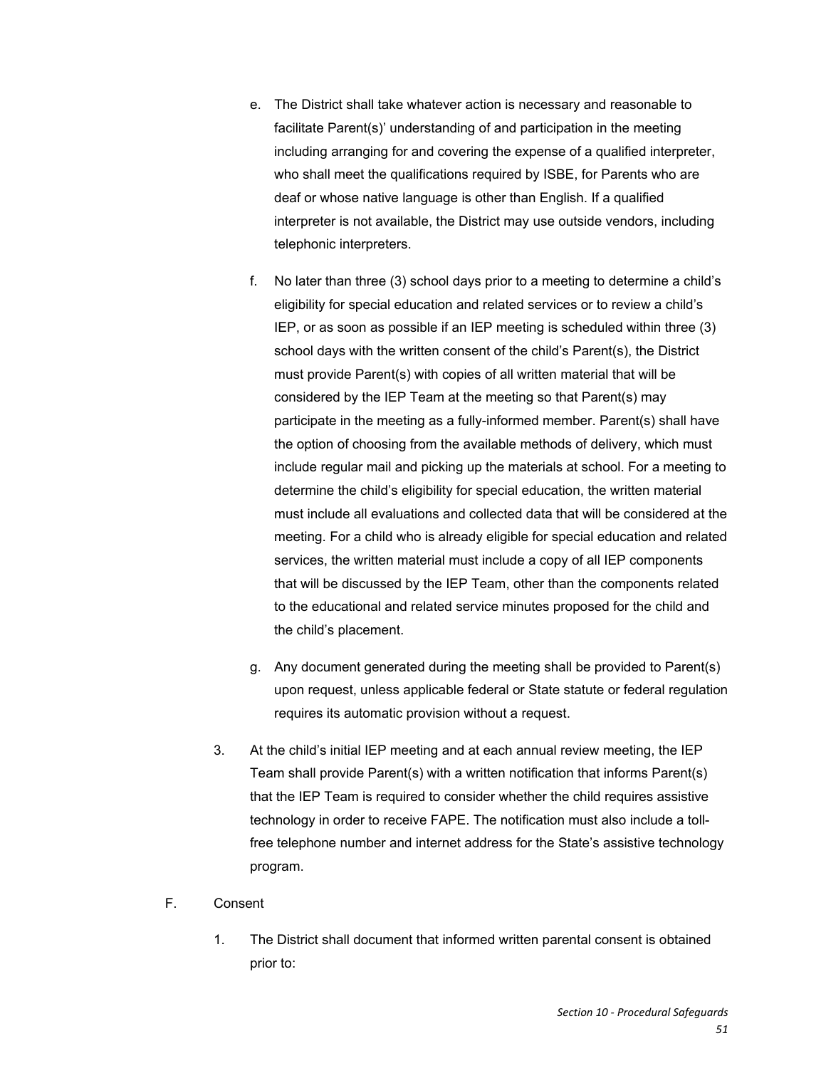e. The District shall take whatever action is necessary and reasonable to facilitate Parent(s)' understanding of and participation in the meeting including arranging for and covering the expense of a qualified interpreter, who shall meet the qualifications required by ISBE, for Parents who are deaf or whose native language is other than English. If a qualified interpreter is not available, the District may use outside vendors, including telephonic interpreters.

f. No later than three (3) school days prior to a meeting to determine a child's eligibility for special education and related services or to review a child's IEP, or as soon as possible if an IEP meeting is scheduled within three (3) school days with the written consent of the child's Parent(s), the District must provide Parent(s) with copies of all written material that will be considered by the IEP Team at the meeting so that Parent(s) may participate in the meeting as a fully-informed member. Parent(s) shall have the option of choosing from the available methods of delivery, which must include regular mail and picking up the materials at school. For a meeting to determine the child's eligibility for special education, the written material must include all evaluations and collected data that will be considered at the meeting. For a child who is already eligible for special education and related services, the written material must include a copy of all IEP components that will be discussed by the IEP Team, other than the components related to the educational and related service minutes proposed for the child and the child's placement.

g. Any document generated during the meeting shall be provided to Parent(s) upon request, unless applicable federal or State statute or federal regulation requires its automatic provision without a request.

3. At the child's initial IEP meeting and at each annual review meeting, the IEP Team shall provide Parent(s) with a written notification that informs Parent(s) that the IEP Team is required to consider whether the child requires assistive technology in order to receive FAPE. The notification must also include a toll-free telephone number and internet address for the State's assistive technology program.

F. Consent

1. The District shall document that informed written parental consent is obtained prior to: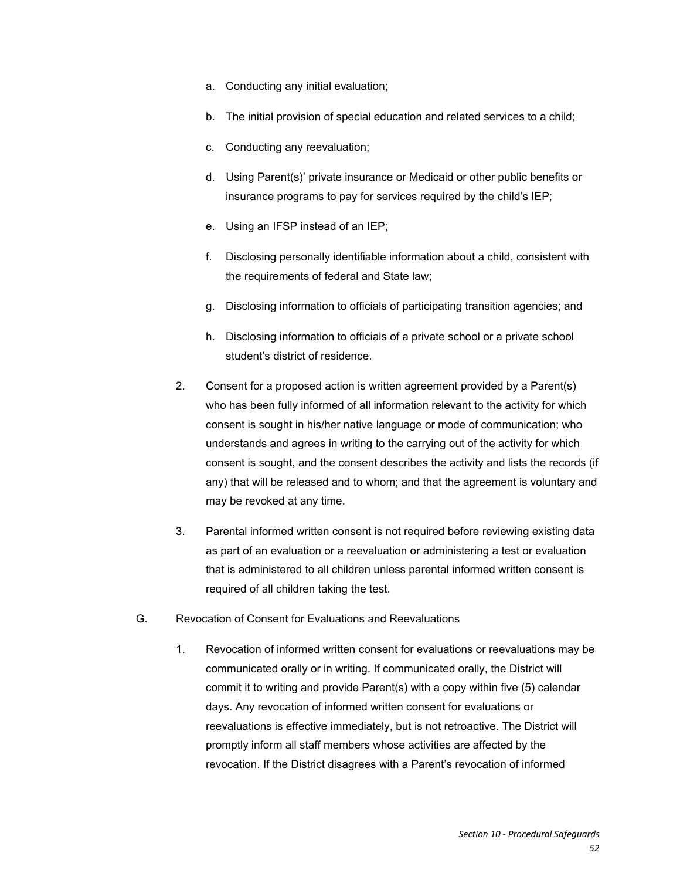a. Conducting any initial evaluation;

b. The initial provision of special education and related services to a child;

c. Conducting any reevaluation;

d. Using Parent(s)' private insurance or Medicaid or other public benefits or insurance programs to pay for services required by the child's IEP;

e. Using an IFSP instead of an IEP;

f. Disclosing personally identifiable information about a child, consistent with the requirements of federal and State law;

g. Disclosing information to officials of participating transition agencies; and

h. Disclosing information to officials of a private school or a private school student's district of residence.

2. Consent for a proposed action is written agreement provided by a Parent(s) who has been fully informed of all information relevant to the activity for which consent is sought in his/her native language or mode of communication; who understands and agrees in writing to the carrying out of the activity for which consent is sought, and the consent describes the activity and lists the records (if any) that will be released and to whom; and that the agreement is voluntary and may be revoked at any time.

3. Parental informed written consent is not required before reviewing existing data as part of an evaluation or a reevaluation or administering a test or evaluation that is administered to all children unless parental informed written consent is required of all children taking the test.

G. Revocation of Consent for Evaluations and Reevaluations

1. Revocation of informed written consent for evaluations or reevaluations may be communicated orally or in writing. If communicated orally, the District will commit it to writing and provide Parent(s) with a copy within five (5) calendar days. Any revocation of informed written consent for evaluations or reevaluations is effective immediately, but is not retroactive. The District will promptly inform all staff members whose activities are affected by the revocation. If the District disagrees with a Parent's revocation of informed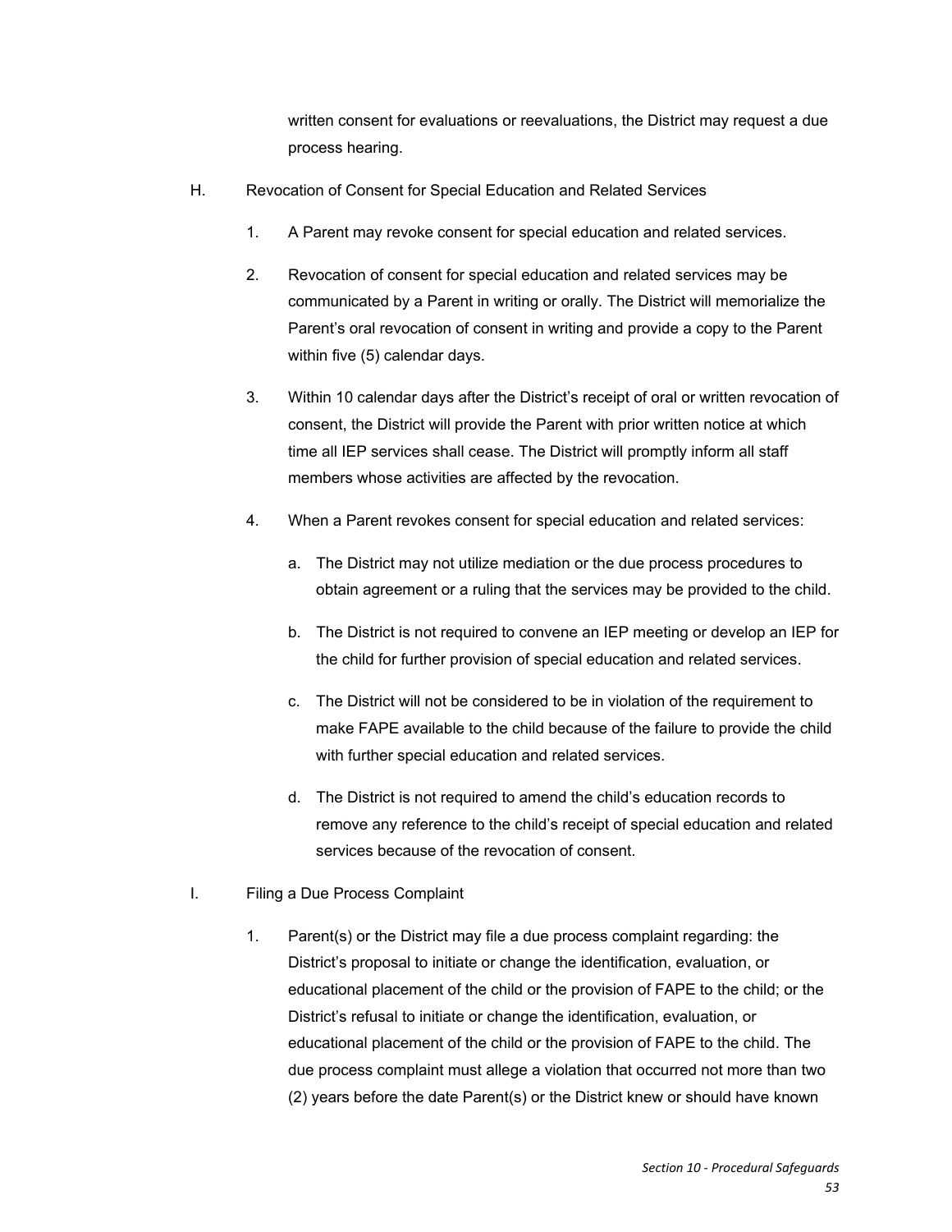written consent for evaluations or reevaluations, the District may request a due process hearing.

H. Revocation of Consent for Special Education and Related Services

1. A Parent may revoke consent for special education and related services.

2. Revocation of consent for special education and related services may be communicated by a Parent in writing or orally. The District will memorialize the Parent's oral revocation of consent in writing and provide a copy to the Parent within five (5) calendar days.

3. Within 10 calendar days after the District's receipt of oral or written revocation of consent, the District will provide the Parent with prior written notice at which time all IEP services shall cease. The District will promptly inform all staff members whose activities are affected by the revocation.

4. When a Parent revokes consent for special education and related services:

   a. The District may not utilize mediation or the due process procedures to obtain agreement or a ruling that the services may be provided to the child.

   b. The District is not required to convene an IEP meeting or develop an IEP for the child for further provision of special education and related services.

   c. The District will not be considered to be in violation of the requirement to make FAPE available to the child because of the failure to provide the child with further special education and related services.

   d. The District is not required to amend the child's education records to remove any reference to the child's receipt of special education and related services because of the revocation of consent.

I. Filing a Due Process Complaint

1. Parent(s) or the District may file a due process complaint regarding: the District's proposal to initiate or change the identification, evaluation, or educational placement of the child or the provision of FAPE to the child; or the District's refusal to initiate or change the identification, evaluation, or educational placement of the child or the provision of FAPE to the child. The due process complaint must allege a violation that occurred not more than two (2) years before the date Parent(s) or the District knew or should have known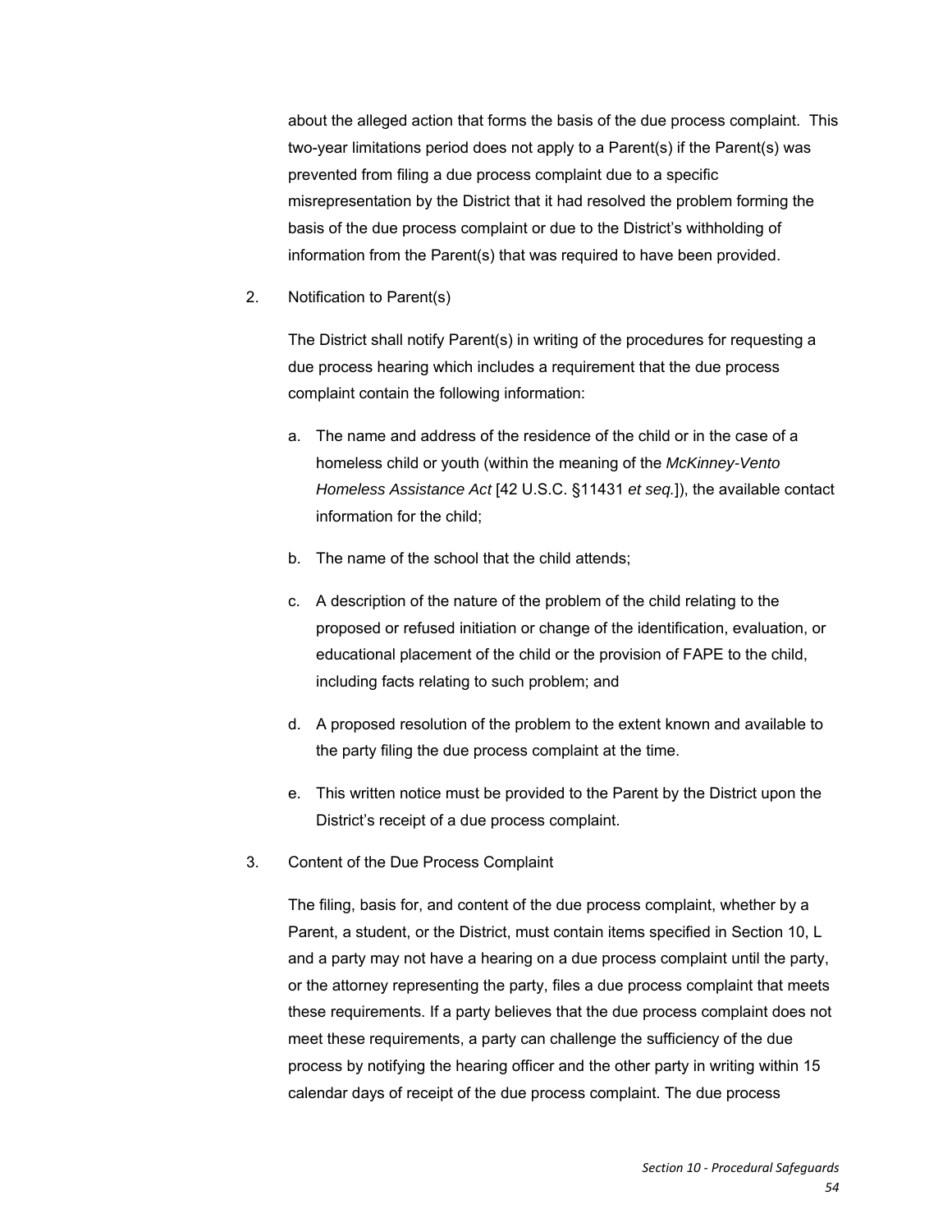about the alleged action that forms the basis of the due process complaint. This two-year limitations period does not apply to a Parent(s) if the Parent(s) was prevented from filing a due process complaint due to a specific misrepresentation by the District that it had resolved the problem forming the basis of the due process complaint or due to the District's withholding of information from the Parent(s) that was required to have been provided.

2. Notification to Parent(s)

   The District shall notify Parent(s) in writing of the procedures for requesting a due process hearing which includes a requirement that the due process complaint contain the following information:

   a. The name and address of the residence of the child or in the case of a homeless child or youth (within the meaning of the *McKinney-Vento Homeless Assistance Act* [42 U.S.C. §11431 *et seq.*]), the available contact information for the child;

   b. The name of the school that the child attends;

   c. A description of the nature of the problem of the child relating to the proposed or refused initiation or change of the identification, evaluation, or educational placement of the child or the provision of FAPE to the child, including facts relating to such problem; and

   d. A proposed resolution of the problem to the extent known and available to the party filing the due process complaint at the time.

   e. This written notice must be provided to the Parent by the District upon the District's receipt of a due process complaint.

3. Content of the Due Process Complaint

   The filing, basis for, and content of the due process complaint, whether by a Parent, a student, or the District, must contain items specified in Section 10, L and a party may not have a hearing on a due process complaint until the party, or the attorney representing the party, files a due process complaint that meets these requirements. If a party believes that the due process complaint does not meet these requirements, a party can challenge the sufficiency of the due process by notifying the hearing officer and the other party in writing within 15 calendar days of receipt of the due process complaint. The due process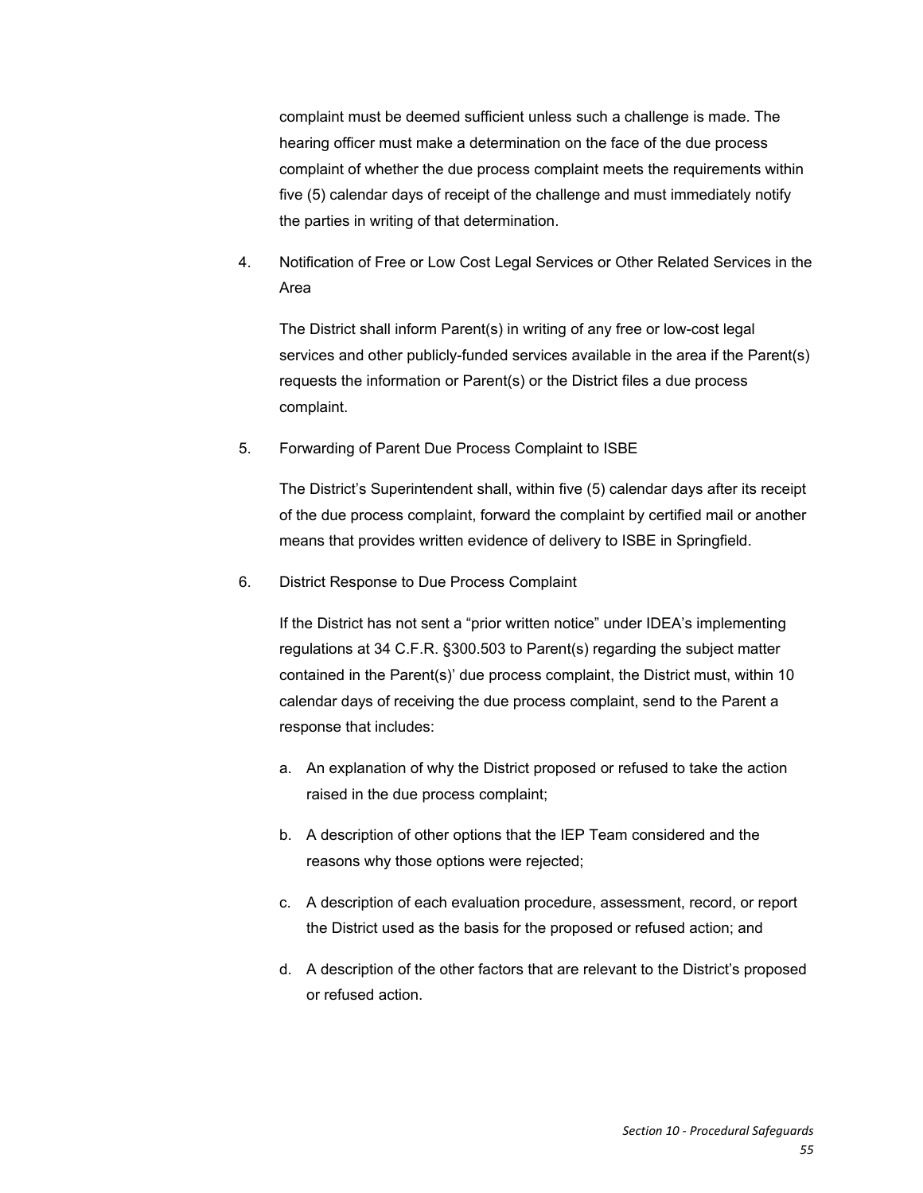complaint must be deemed sufficient unless such a challenge is made. The hearing officer must make a determination on the face of the due process complaint of whether the due process complaint meets the requirements within five (5) calendar days of receipt of the challenge and must immediately notify the parties in writing of that determination.

4. Notification of Free or Low Cost Legal Services or Other Related Services in the Area

   The District shall inform Parent(s) in writing of any free or low-cost legal services and other publicly-funded services available in the area if the Parent(s) requests the information or Parent(s) or the District files a due process complaint.

5. Forwarding of Parent Due Process Complaint to ISBE

   The District's Superintendent shall, within five (5) calendar days after its receipt of the due process complaint, forward the complaint by certified mail or another means that provides written evidence of delivery to ISBE in Springfield.

6. District Response to Due Process Complaint

   If the District has not sent a "prior written notice" under IDEA's implementing regulations at 34 C.F.R. §300.503 to Parent(s) regarding the subject matter contained in the Parent(s)' due process complaint, the District must, within 10 calendar days of receiving the due process complaint, send to the Parent a response that includes:

   a. An explanation of why the District proposed or refused to take the action raised in the due process complaint;

   b. A description of other options that the IEP Team considered and the reasons why those options were rejected;

   c. A description of each evaluation procedure, assessment, record, or report the District used as the basis for the proposed or refused action; and

   d. A description of the other factors that are relevant to the District's proposed or refused action.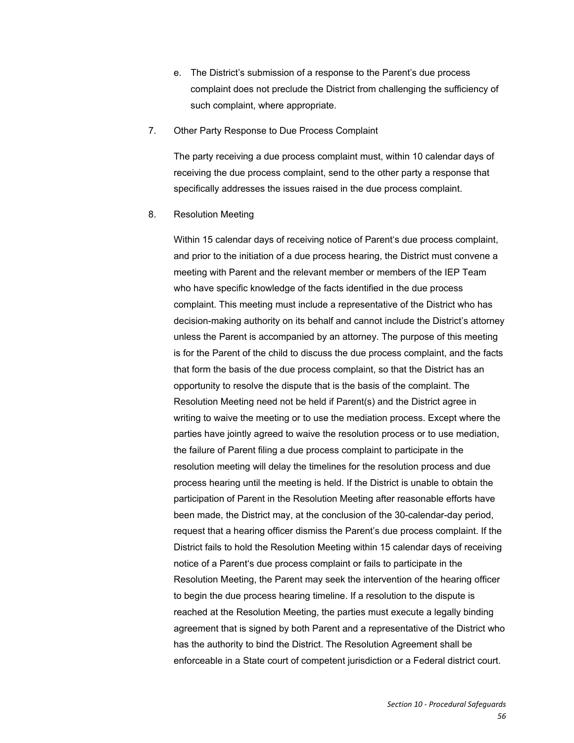e. The District's submission of a response to the Parent's due process complaint does not preclude the District from challenging the sufficiency of such complaint, where appropriate.

7. Other Party Response to Due Process Complaint

   The party receiving a due process complaint must, within 10 calendar days of receiving the due process complaint, send to the other party a response that specifically addresses the issues raised in the due process complaint.

8. Resolution Meeting

   Within 15 calendar days of receiving notice of Parent's due process complaint, and prior to the initiation of a due process hearing, the District must convene a meeting with Parent and the relevant member or members of the IEP Team who have specific knowledge of the facts identified in the due process complaint. This meeting must include a representative of the District who has decision-making authority on its behalf and cannot include the District's attorney unless the Parent is accompanied by an attorney. The purpose of this meeting is for the Parent of the child to discuss the due process complaint, and the facts that form the basis of the due process complaint, so that the District has an opportunity to resolve the dispute that is the basis of the complaint. The Resolution Meeting need not be held if Parent(s) and the District agree in writing to waive the meeting or to use the mediation process. Except where the parties have jointly agreed to waive the resolution process or to use mediation, the failure of Parent filing a due process complaint to participate in the resolution meeting will delay the timelines for the resolution process and due process hearing until the meeting is held. If the District is unable to obtain the participation of Parent in the Resolution Meeting after reasonable efforts have been made, the District may, at the conclusion of the 30-calendar-day period, request that a hearing officer dismiss the Parent's due process complaint. If the District fails to hold the Resolution Meeting within 15 calendar days of receiving notice of a Parent's due process complaint or fails to participate in the Resolution Meeting, the Parent may seek the intervention of the hearing officer to begin the due process hearing timeline. If a resolution to the dispute is reached at the Resolution Meeting, the parties must execute a legally binding agreement that is signed by both Parent and a representative of the District who has the authority to bind the District. The Resolution Agreement shall be enforceable in a State court of competent jurisdiction or a Federal district court.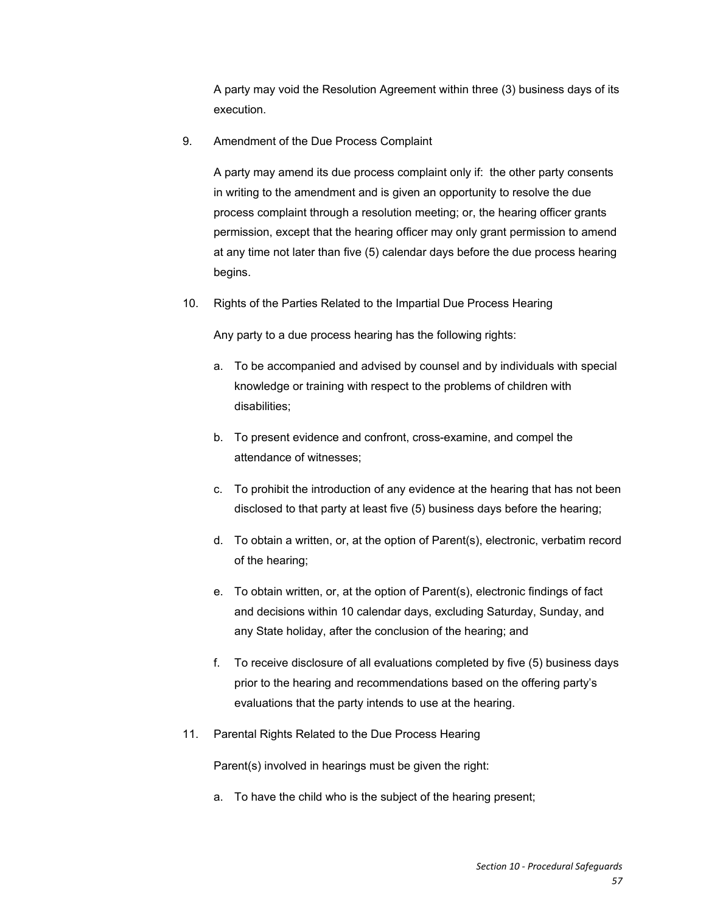A party may void the Resolution Agreement within three (3) business days of its execution.

9. Amendment of the Due Process Complaint

   A party may amend its due process complaint only if: the other party consents in writing to the amendment and is given an opportunity to resolve the due process complaint through a resolution meeting; or, the hearing officer grants permission, except that the hearing officer may only grant permission to amend at any time not later than five (5) calendar days before the due process hearing begins.

10. Rights of the Parties Related to the Impartial Due Process Hearing

    Any party to a due process hearing has the following rights:

    a. To be accompanied and advised by counsel and by individuals with special knowledge or training with respect to the problems of children with disabilities;

    b. To present evidence and confront, cross-examine, and compel the attendance of witnesses;

    c. To prohibit the introduction of any evidence at the hearing that has not been disclosed to that party at least five (5) business days before the hearing;

    d. To obtain a written, or, at the option of Parent(s), electronic, verbatim record of the hearing;

    e. To obtain written, or, at the option of Parent(s), electronic findings of fact and decisions within 10 calendar days, excluding Saturday, Sunday, and any State holiday, after the conclusion of the hearing; and

    f. To receive disclosure of all evaluations completed by five (5) business days prior to the hearing and recommendations based on the offering party's evaluations that the party intends to use at the hearing.

11. Parental Rights Related to the Due Process Hearing

    Parent(s) involved in hearings must be given the right:

    a. To have the child who is the subject of the hearing present;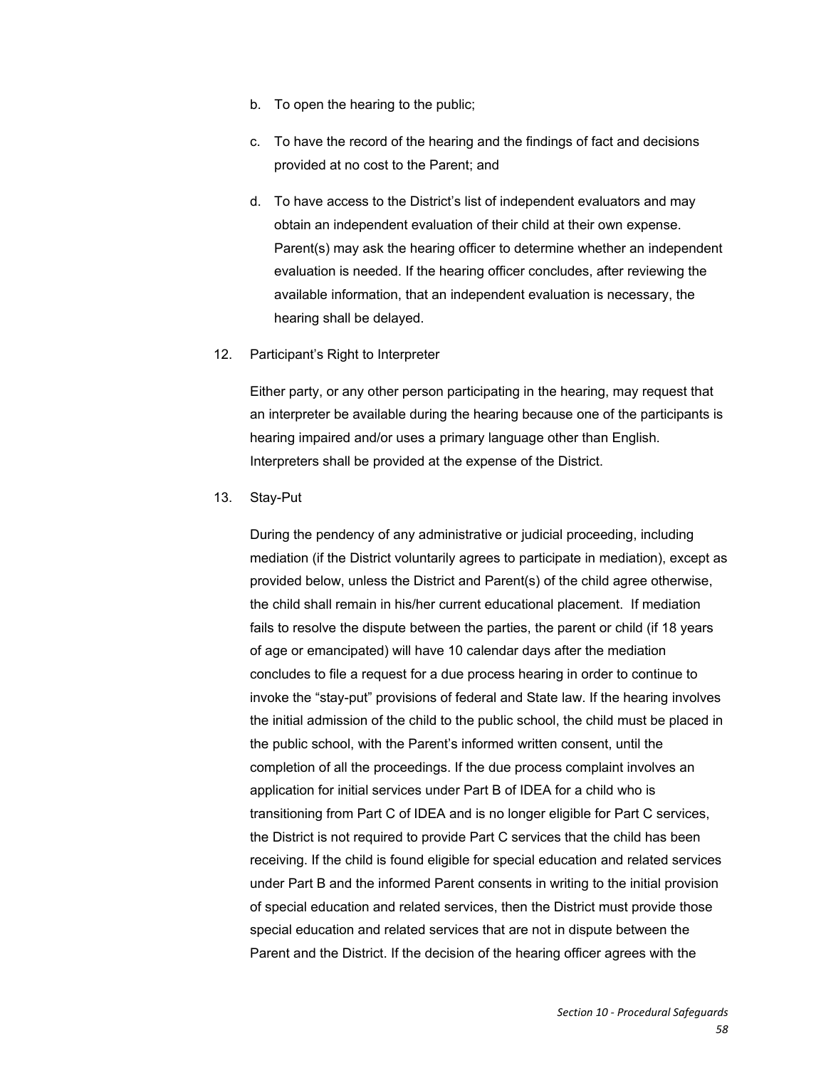b. To open the hearing to the public;

c. To have the record of the hearing and the findings of fact and decisions provided at no cost to the Parent; and

d. To have access to the District's list of independent evaluators and may obtain an independent evaluation of their child at their own expense. Parent(s) may ask the hearing officer to determine whether an independent evaluation is needed. If the hearing officer concludes, after reviewing the available information, that an independent evaluation is necessary, the hearing shall be delayed.

12. Participant's Right to Interpreter

Either party, or any other person participating in the hearing, may request that an interpreter be available during the hearing because one of the participants is hearing impaired and/or uses a primary language other than English. Interpreters shall be provided at the expense of the District.

13. Stay-Put

During the pendency of any administrative or judicial proceeding, including mediation (if the District voluntarily agrees to participate in mediation), except as provided below, unless the District and Parent(s) of the child agree otherwise, the child shall remain in his/her current educational placement. If mediation fails to resolve the dispute between the parties, the parent or child (if 18 years of age or emancipated) will have 10 calendar days after the mediation concludes to file a request for a due process hearing in order to continue to invoke the "stay-put" provisions of federal and State law. If the hearing involves the initial admission of the child to the public school, the child must be placed in the public school, with the Parent's informed written consent, until the completion of all the proceedings. If the due process complaint involves an application for initial services under Part B of IDEA for a child who is transitioning from Part C of IDEA and is no longer eligible for Part C services, the District is not required to provide Part C services that the child has been receiving. If the child is found eligible for special education and related services under Part B and the informed Parent consents in writing to the initial provision of special education and related services, then the District must provide those special education and related services that are not in dispute between the Parent and the District. If the decision of the hearing officer agrees with the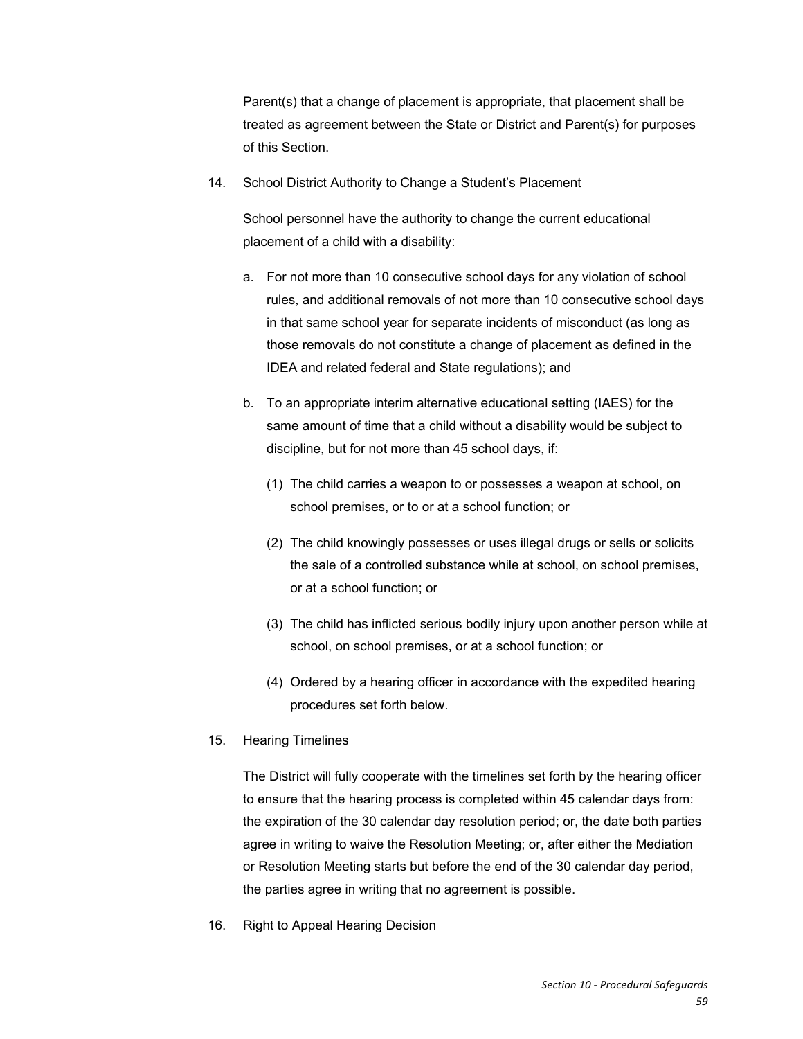Parent(s) that a change of placement is appropriate, that placement shall be treated as agreement between the State or District and Parent(s) for purposes of this Section.

14. School District Authority to Change a Student's Placement

    School personnel have the authority to change the current educational placement of a child with a disability:

    a. For not more than 10 consecutive school days for any violation of school rules, and additional removals of not more than 10 consecutive school days in that same school year for separate incidents of misconduct (as long as those removals do not constitute a change of placement as defined in the IDEA and related federal and State regulations); and

    b. To an appropriate interim alternative educational setting (IAES) for the same amount of time that a child without a disability would be subject to discipline, but for not more than 45 school days, if:

        (1) The child carries a weapon to or possesses a weapon at school, on school premises, or to or at a school function; or

        (2) The child knowingly possesses or uses illegal drugs or sells or solicits the sale of a controlled substance while at school, on school premises, or at a school function; or

        (3) The child has inflicted serious bodily injury upon another person while at school, on school premises, or at a school function; or

        (4) Ordered by a hearing officer in accordance with the expedited hearing procedures set forth below.

15. Hearing Timelines

    The District will fully cooperate with the timelines set forth by the hearing officer to ensure that the hearing process is completed within 45 calendar days from: the expiration of the 30 calendar day resolution period; or, the date both parties agree in writing to waive the Resolution Meeting; or, after either the Mediation or Resolution Meeting starts but before the end of the 30 calendar day period, the parties agree in writing that no agreement is possible.

16. Right to Appeal Hearing Decision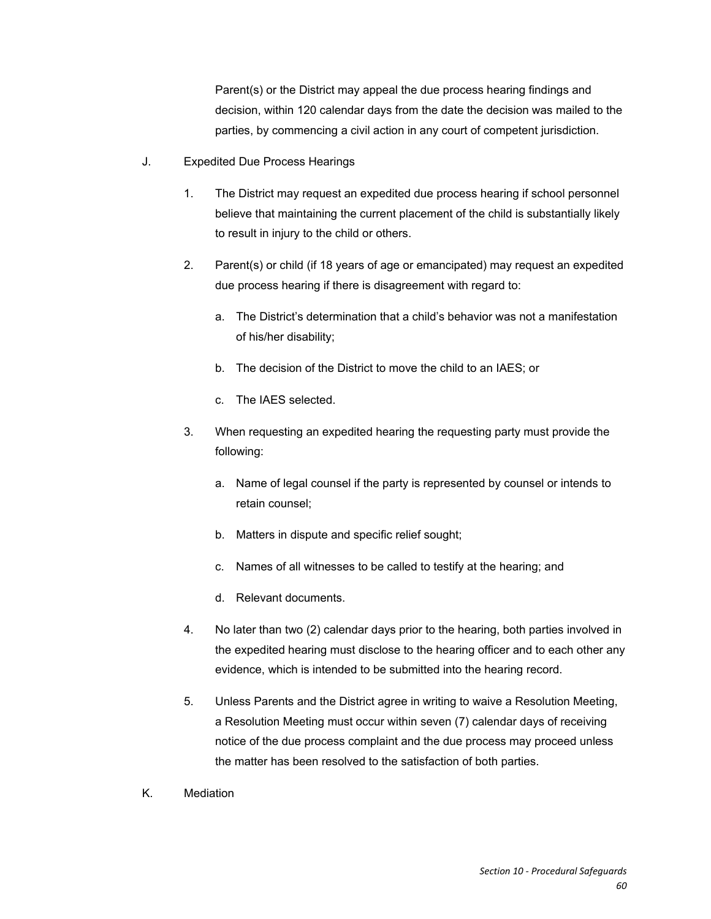Parent(s) or the District may appeal the due process hearing findings and decision, within 120 calendar days from the date the decision was mailed to the parties, by commencing a civil action in any court of competent jurisdiction.

J. Expedited Due Process Hearings

1. The District may request an expedited due process hearing if school personnel believe that maintaining the current placement of the child is substantially likely to result in injury to the child or others.

2. Parent(s) or child (if 18 years of age or emancipated) may request an expedited due process hearing if there is disagreement with regard to:

   a. The District's determination that a child's behavior was not a manifestation of his/her disability;

   b. The decision of the District to move the child to an IAES; or

   c. The IAES selected.

3. When requesting an expedited hearing the requesting party must provide the following:

   a. Name of legal counsel if the party is represented by counsel or intends to retain counsel;

   b. Matters in dispute and specific relief sought;

   c. Names of all witnesses to be called to testify at the hearing; and

   d. Relevant documents.

4. No later than two (2) calendar days prior to the hearing, both parties involved in the expedited hearing must disclose to the hearing officer and to each other any evidence, which is intended to be submitted into the hearing record.

5. Unless Parents and the District agree in writing to waive a Resolution Meeting, a Resolution Meeting must occur within seven (7) calendar days of receiving notice of the due process complaint and the due process may proceed unless the matter has been resolved to the satisfaction of both parties.

K. Mediation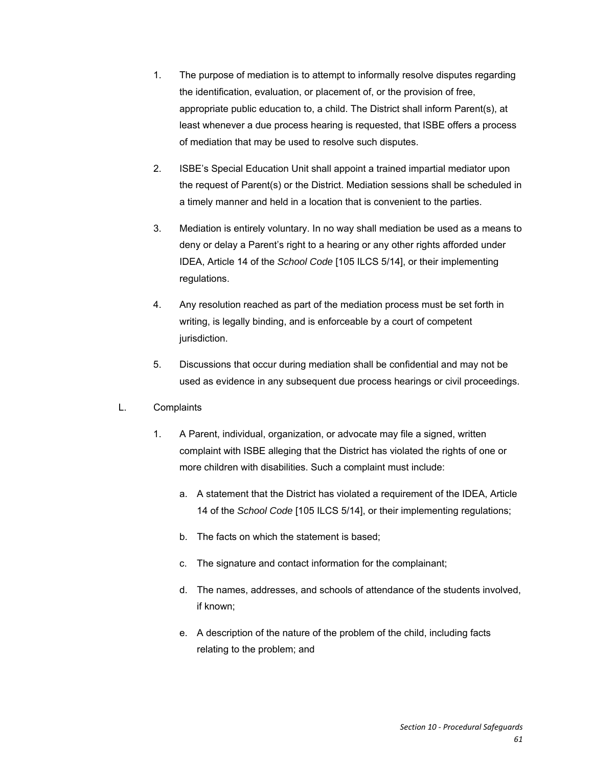1. The purpose of mediation is to attempt to informally resolve disputes regarding the identification, evaluation, or placement of, or the provision of free, appropriate public education to, a child. The District shall inform Parent(s), at least whenever a due process hearing is requested, that ISBE offers a process of mediation that may be used to resolve such disputes.

2. ISBE's Special Education Unit shall appoint a trained impartial mediator upon the request of Parent(s) or the District. Mediation sessions shall be scheduled in a timely manner and held in a location that is convenient to the parties.

3. Mediation is entirely voluntary. In no way shall mediation be used as a means to deny or delay a Parent's right to a hearing or any other rights afforded under IDEA, Article 14 of the *School Code* [105 ILCS 5/14], or their implementing regulations.

4. Any resolution reached as part of the mediation process must be set forth in writing, is legally binding, and is enforceable by a court of competent jurisdiction.

5. Discussions that occur during mediation shall be confidential and may not be used as evidence in any subsequent due process hearings or civil proceedings.

L. Complaints

1. A Parent, individual, organization, or advocate may file a signed, written complaint with ISBE alleging that the District has violated the rights of one or more children with disabilities. Such a complaint must include:

    a. A statement that the District has violated a requirement of the IDEA, Article 14 of the *School Code* [105 ILCS 5/14], or their implementing regulations;

    b. The facts on which the statement is based;

    c. The signature and contact information for the complainant;

    d. The names, addresses, and schools of attendance of the students involved, if known;

    e. A description of the nature of the problem of the child, including facts relating to the problem; and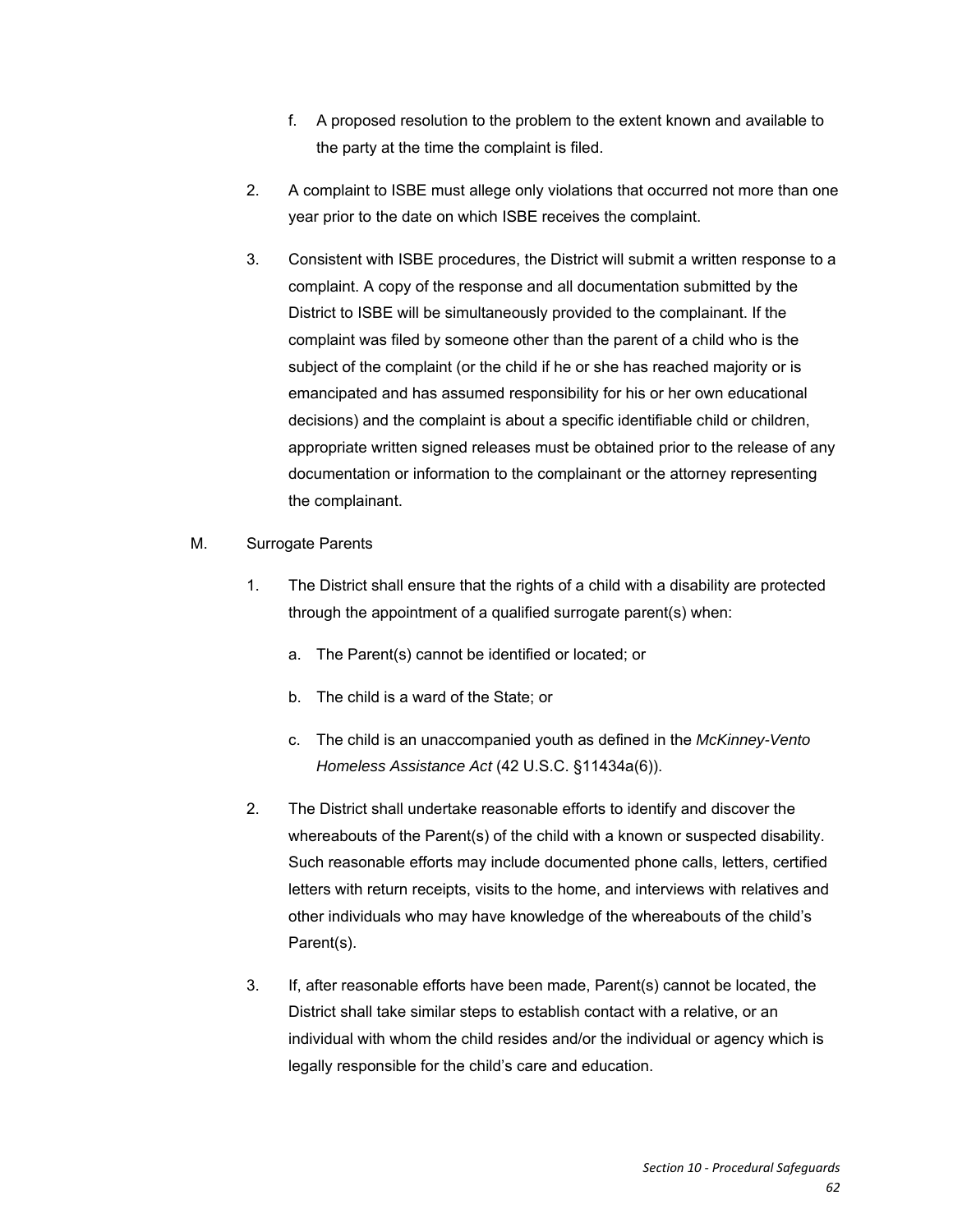f. A proposed resolution to the problem to the extent known and available to the party at the time the complaint is filed.

2. A complaint to ISBE must allege only violations that occurred not more than one year prior to the date on which ISBE receives the complaint.

3. Consistent with ISBE procedures, the District will submit a written response to a complaint. A copy of the response and all documentation submitted by the District to ISBE will be simultaneously provided to the complainant. If the complaint was filed by someone other than the parent of a child who is the subject of the complaint (or the child if he or she has reached majority or is emancipated and has assumed responsibility for his or her own educational decisions) and the complaint is about a specific identifiable child or children, appropriate written signed releases must be obtained prior to the release of any documentation or information to the complainant or the attorney representing the complainant.

M. Surrogate Parents

1. The District shall ensure that the rights of a child with a disability are protected through the appointment of a qualified surrogate parent(s) when:

   a. The Parent(s) cannot be identified or located; or

   b. The child is a ward of the State; or

   c. The child is an unaccompanied youth as defined in the *McKinney-Vento Homeless Assistance Act* (42 U.S.C. §11434a(6)).

2. The District shall undertake reasonable efforts to identify and discover the whereabouts of the Parent(s) of the child with a known or suspected disability. Such reasonable efforts may include documented phone calls, letters, certified letters with return receipts, visits to the home, and interviews with relatives and other individuals who may have knowledge of the whereabouts of the child's Parent(s).

3. If, after reasonable efforts have been made, Parent(s) cannot be located, the District shall take similar steps to establish contact with a relative, or an individual with whom the child resides and/or the individual or agency which is legally responsible for the child's care and education.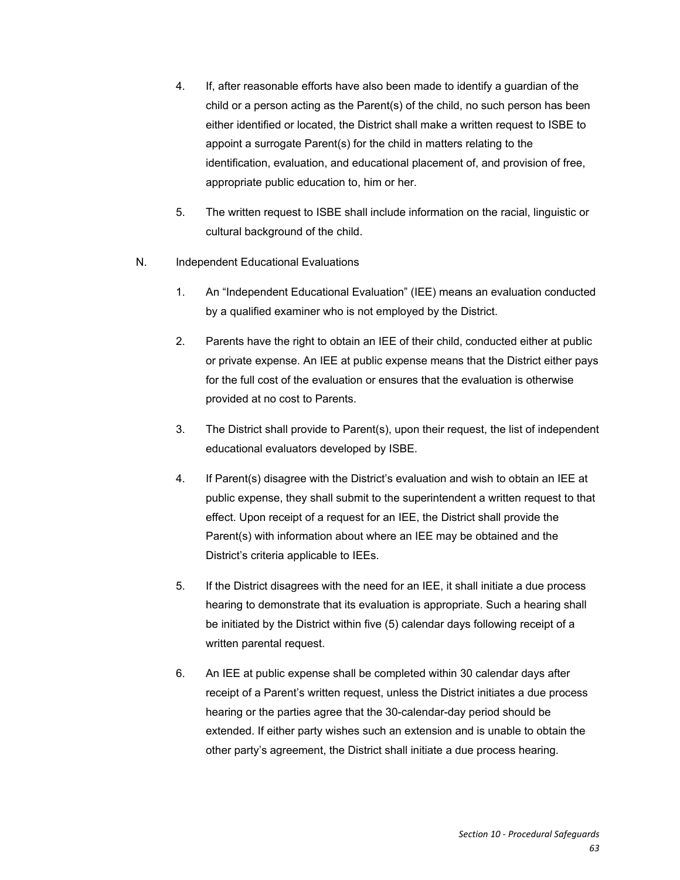4. If, after reasonable efforts have also been made to identify a guardian of the child or a person acting as the Parent(s) of the child, no such person has been either identified or located, the District shall make a written request to ISBE to appoint a surrogate Parent(s) for the child in matters relating to the identification, evaluation, and educational placement of, and provision of free, appropriate public education to, him or her.

5. The written request to ISBE shall include information on the racial, linguistic or cultural background of the child.

N. Independent Educational Evaluations

1. An "Independent Educational Evaluation" (IEE) means an evaluation conducted by a qualified examiner who is not employed by the District.

2. Parents have the right to obtain an IEE of their child, conducted either at public or private expense. An IEE at public expense means that the District either pays for the full cost of the evaluation or ensures that the evaluation is otherwise provided at no cost to Parents.

3. The District shall provide to Parent(s), upon their request, the list of independent educational evaluators developed by ISBE.

4. If Parent(s) disagree with the District's evaluation and wish to obtain an IEE at public expense, they shall submit to the superintendent a written request to that effect. Upon receipt of a request for an IEE, the District shall provide the Parent(s) with information about where an IEE may be obtained and the District's criteria applicable to IEEs.

5. If the District disagrees with the need for an IEE, it shall initiate a due process hearing to demonstrate that its evaluation is appropriate. Such a hearing shall be initiated by the District within five (5) calendar days following receipt of a written parental request.

6. An IEE at public expense shall be completed within 30 calendar days after receipt of a Parent's written request, unless the District initiates a due process hearing or the parties agree that the 30-calendar-day period should be extended. If either party wishes such an extension and is unable to obtain the other party's agreement, the District shall initiate a due process hearing.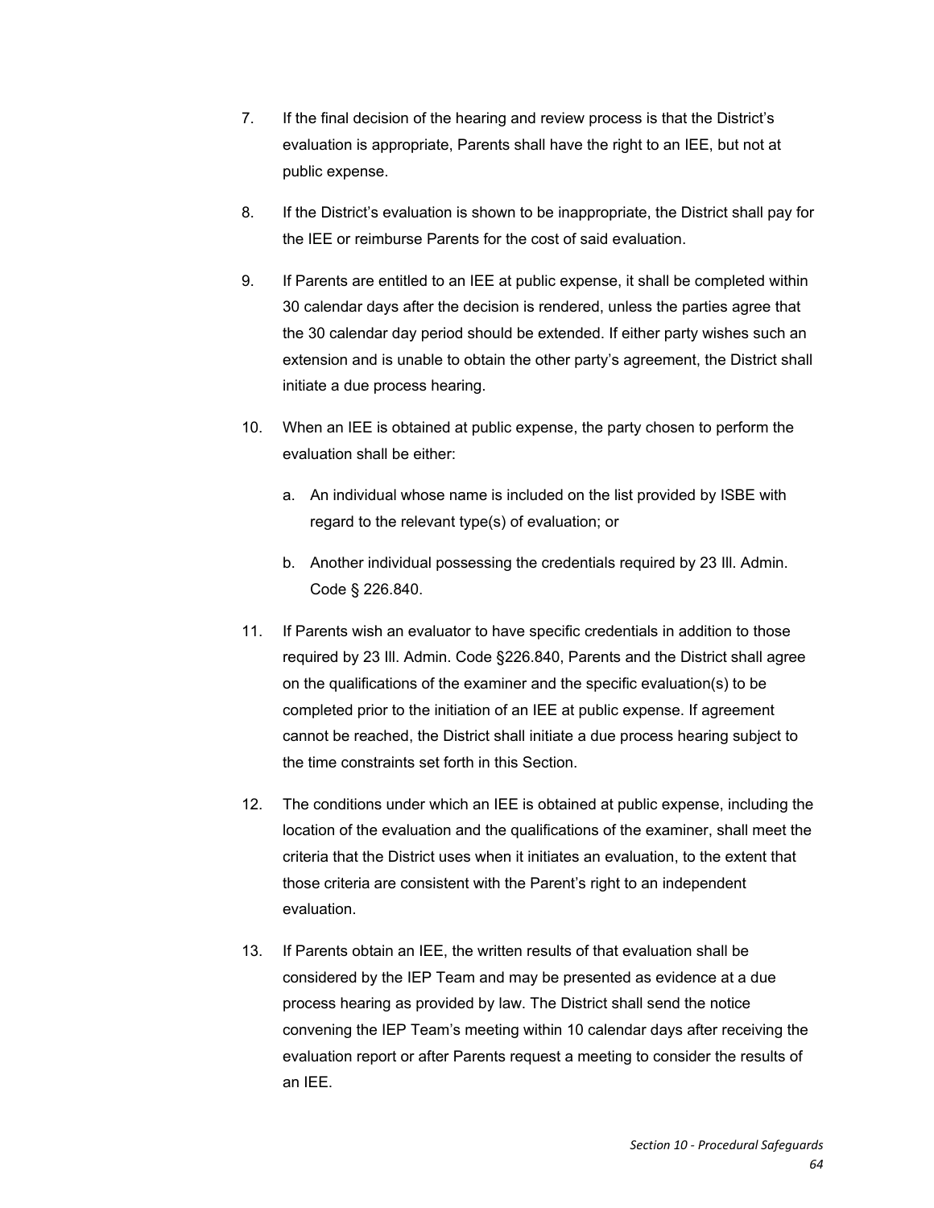7. If the final decision of the hearing and review process is that the District's evaluation is appropriate, Parents shall have the right to an IEE, but not at public expense.

8. If the District's evaluation is shown to be inappropriate, the District shall pay for the IEE or reimburse Parents for the cost of said evaluation.

9. If Parents are entitled to an IEE at public expense, it shall be completed within 30 calendar days after the decision is rendered, unless the parties agree that the 30 calendar day period should be extended. If either party wishes such an extension and is unable to obtain the other party's agreement, the District shall initiate a due process hearing.

10. When an IEE is obtained at public expense, the party chosen to perform the evaluation shall be either:

    a. An individual whose name is included on the list provided by ISBE with regard to the relevant type(s) of evaluation; or

    b. Another individual possessing the credentials required by 23 Ill. Admin. Code § 226.840.

11. If Parents wish an evaluator to have specific credentials in addition to those required by 23 Ill. Admin. Code §226.840, Parents and the District shall agree on the qualifications of the examiner and the specific evaluation(s) to be completed prior to the initiation of an IEE at public expense. If agreement cannot be reached, the District shall initiate a due process hearing subject to the time constraints set forth in this Section.

12. The conditions under which an IEE is obtained at public expense, including the location of the evaluation and the qualifications of the examiner, shall meet the criteria that the District uses when it initiates an evaluation, to the extent that those criteria are consistent with the Parent's right to an independent evaluation.

13. If Parents obtain an IEE, the written results of that evaluation shall be considered by the IEP Team and may be presented as evidence at a due process hearing as provided by law. The District shall send the notice convening the IEP Team's meeting within 10 calendar days after receiving the evaluation report or after Parents request a meeting to consider the results of an IEE.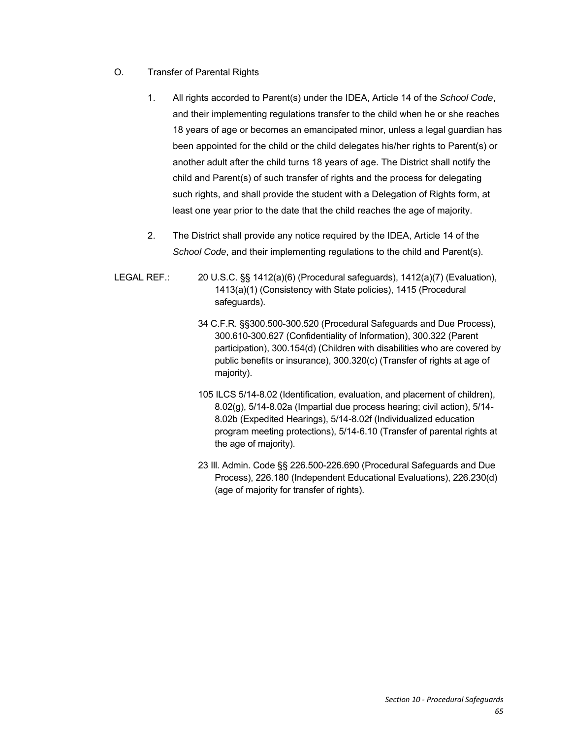O. Transfer of Parental Rights

1. All rights accorded to Parent(s) under the IDEA, Article 14 of the *School Code*, and their implementing regulations transfer to the child when he or she reaches 18 years of age or becomes an emancipated minor, unless a legal guardian has been appointed for the child or the child delegates his/her rights to Parent(s) or another adult after the child turns 18 years of age. The District shall notify the child and Parent(s) of such transfer of rights and the process for delegating such rights, and shall provide the student with a Delegation of Rights form, at least one year prior to the date that the child reaches the age of majority.

2. The District shall provide any notice required by the IDEA, Article 14 of the *School Code*, and their implementing regulations to the child and Parent(s).

LEGAL REF.:

20 U.S.C. §§ 1412(a)(6) (Procedural safeguards), 1412(a)(7) (Evaluation), 1413(a)(1) (Consistency with State policies), 1415 (Procedural safeguards).

34 C.F.R. §§300.500-300.520 (Procedural Safeguards and Due Process), 300.610-300.627 (Confidentiality of Information), 300.322 (Parent participation), 300.154(d) (Children with disabilities who are covered by public benefits or insurance), 300.320(c) (Transfer of rights at age of majority).

105 ILCS 5/14-8.02 (Identification, evaluation, and placement of children), 8.02(g), 5/14-8.02a (Impartial due process hearing; civil action), 5/14-8.02b (Expedited Hearings), 5/14-8.02f (Individualized education program meeting protections), 5/14-6.10 (Transfer of parental rights at the age of majority).

23 Ill. Admin. Code §§ 226.500-226.690 (Procedural Safeguards and Due Process), 226.180 (Independent Educational Evaluations), 226.230(d) (age of majority for transfer of rights).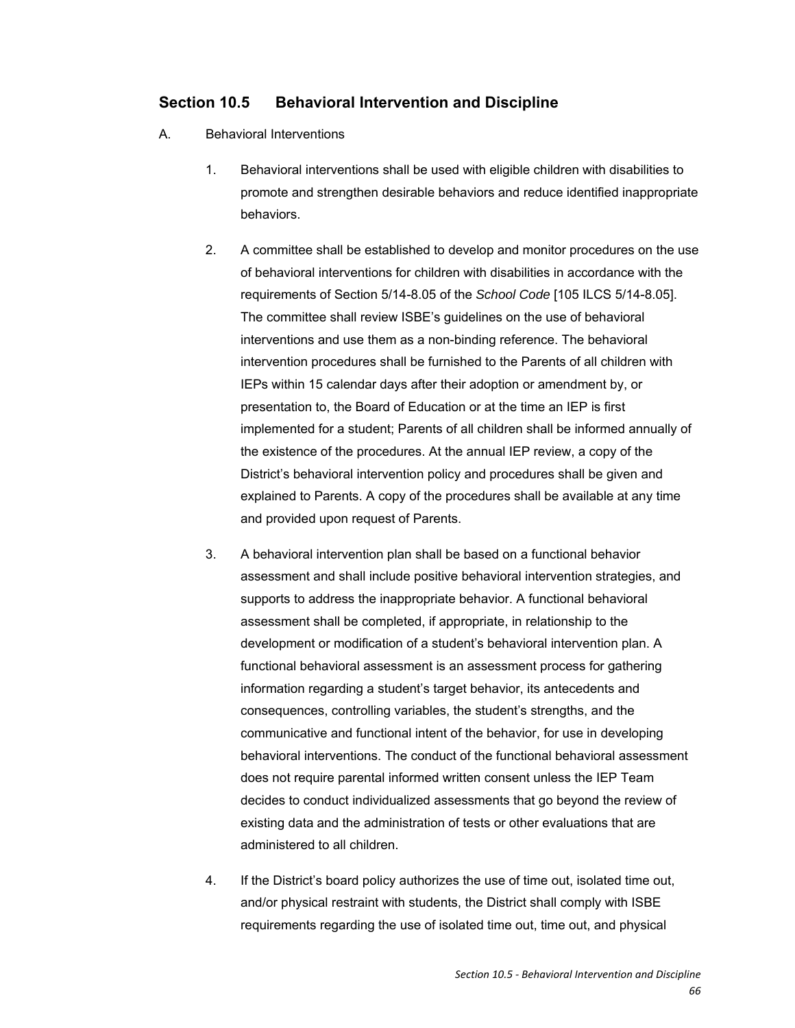## Section 10.5 Behavioral Intervention and Discipline

A. Behavioral Interventions

1. Behavioral interventions shall be used with eligible children with disabilities to promote and strengthen desirable behaviors and reduce identified inappropriate behaviors.

2. A committee shall be established to develop and monitor procedures on the use of behavioral interventions for children with disabilities in accordance with the requirements of Section 5/14-8.05 of the *School Code* [105 ILCS 5/14-8.05]. The committee shall review ISBE's guidelines on the use of behavioral interventions and use them as a non-binding reference. The behavioral intervention procedures shall be furnished to the Parents of all children with IEPs within 15 calendar days after their adoption or amendment by, or presentation to, the Board of Education or at the time an IEP is first implemented for a student; Parents of all children shall be informed annually of the existence of the procedures. At the annual IEP review, a copy of the District's behavioral intervention policy and procedures shall be given and explained to Parents. A copy of the procedures shall be available at any time and provided upon request of Parents.

3. A behavioral intervention plan shall be based on a functional behavior assessment and shall include positive behavioral intervention strategies, and supports to address the inappropriate behavior. A functional behavioral assessment shall be completed, if appropriate, in relationship to the development or modification of a student's behavioral intervention plan. A functional behavioral assessment is an assessment process for gathering information regarding a student's target behavior, its antecedents and consequences, controlling variables, the student's strengths, and the communicative and functional intent of the behavior, for use in developing behavioral interventions. The conduct of the functional behavioral assessment does not require parental informed written consent unless the IEP Team decides to conduct individualized assessments that go beyond the review of existing data and the administration of tests or other evaluations that are administered to all children.

4. If the District's board policy authorizes the use of time out, isolated time out, and/or physical restraint with students, the District shall comply with ISBE requirements regarding the use of isolated time out, time out, and physical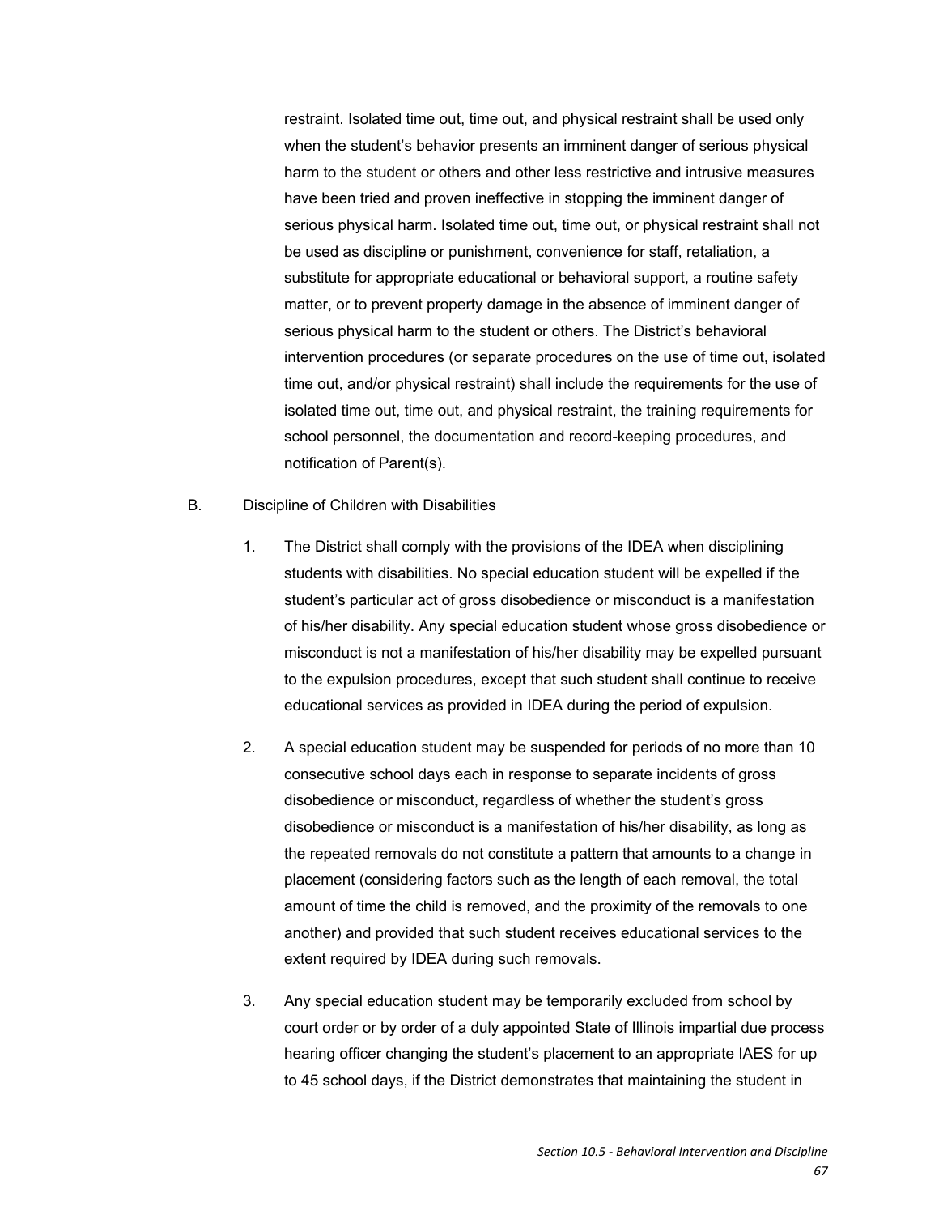restraint. Isolated time out, time out, and physical restraint shall be used only when the student's behavior presents an imminent danger of serious physical harm to the student or others and other less restrictive and intrusive measures have been tried and proven ineffective in stopping the imminent danger of serious physical harm. Isolated time out, time out, or physical restraint shall not be used as discipline or punishment, convenience for staff, retaliation, a substitute for appropriate educational or behavioral support, a routine safety matter, or to prevent property damage in the absence of imminent danger of serious physical harm to the student or others. The District's behavioral intervention procedures (or separate procedures on the use of time out, isolated time out, and/or physical restraint) shall include the requirements for the use of isolated time out, time out, and physical restraint, the training requirements for school personnel, the documentation and record-keeping procedures, and notification of Parent(s).

B. Discipline of Children with Disabilities

1. The District shall comply with the provisions of the IDEA when disciplining students with disabilities. No special education student will be expelled if the student's particular act of gross disobedience or misconduct is a manifestation of his/her disability. Any special education student whose gross disobedience or misconduct is not a manifestation of his/her disability may be expelled pursuant to the expulsion procedures, except that such student shall continue to receive educational services as provided in IDEA during the period of expulsion.

2. A special education student may be suspended for periods of no more than 10 consecutive school days each in response to separate incidents of gross disobedience or misconduct, regardless of whether the student's gross disobedience or misconduct is a manifestation of his/her disability, as long as the repeated removals do not constitute a pattern that amounts to a change in placement (considering factors such as the length of each removal, the total amount of time the child is removed, and the proximity of the removals to one another) and provided that such student receives educational services to the extent required by IDEA during such removals.

3. Any special education student may be temporarily excluded from school by court order or by order of a duly appointed State of Illinois impartial due process hearing officer changing the student's placement to an appropriate IAES for up to 45 school days, if the District demonstrates that maintaining the student in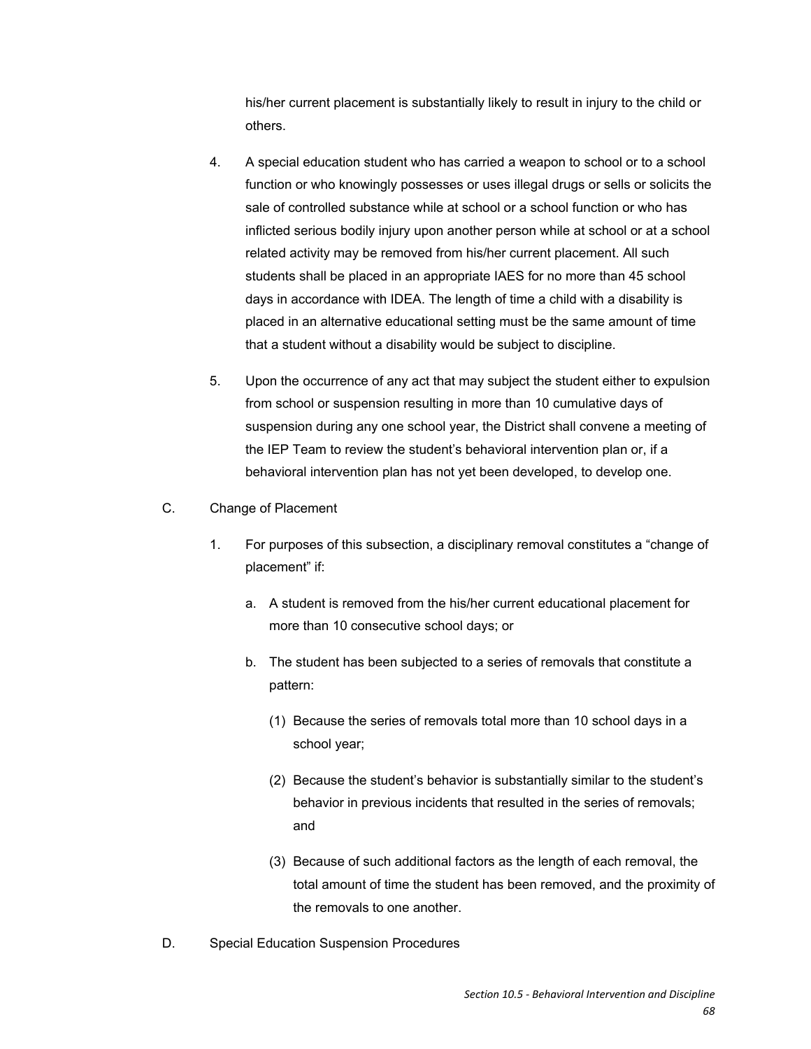his/her current placement is substantially likely to result in injury to the child or others.

4. A special education student who has carried a weapon to school or to a school function or who knowingly possesses or uses illegal drugs or sells or solicits the sale of controlled substance while at school or a school function or who has inflicted serious bodily injury upon another person while at school or at a school related activity may be removed from his/her current placement. All such students shall be placed in an appropriate IAES for no more than 45 school days in accordance with IDEA. The length of time a child with a disability is placed in an alternative educational setting must be the same amount of time that a student without a disability would be subject to discipline.

5. Upon the occurrence of any act that may subject the student either to expulsion from school or suspension resulting in more than 10 cumulative days of suspension during any one school year, the District shall convene a meeting of the IEP Team to review the student's behavioral intervention plan or, if a behavioral intervention plan has not yet been developed, to develop one.

C. Change of Placement

1. For purposes of this subsection, a disciplinary removal constitutes a "change of placement" if:

   a. A student is removed from the his/her current educational placement for more than 10 consecutive school days; or

   b. The student has been subjected to a series of removals that constitute a pattern:

      (1) Because the series of removals total more than 10 school days in a school year;

      (2) Because the student's behavior is substantially similar to the student's behavior in previous incidents that resulted in the series of removals; and

      (3) Because of such additional factors as the length of each removal, the total amount of time the student has been removed, and the proximity of the removals to one another.

D. Special Education Suspension Procedures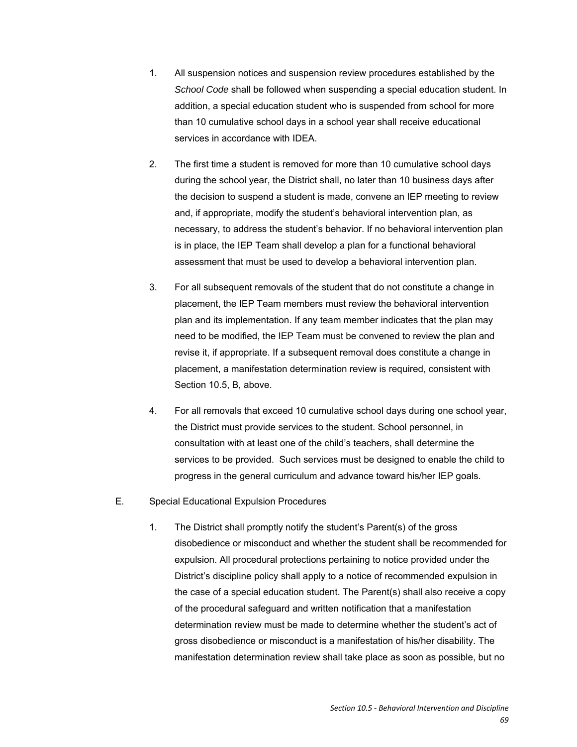1. All suspension notices and suspension review procedures established by the *School Code* shall be followed when suspending a special education student. In addition, a special education student who is suspended from school for more than 10 cumulative school days in a school year shall receive educational services in accordance with IDEA.

2. The first time a student is removed for more than 10 cumulative school days during the school year, the District shall, no later than 10 business days after the decision to suspend a student is made, convene an IEP meeting to review and, if appropriate, modify the student's behavioral intervention plan, as necessary, to address the student's behavior. If no behavioral intervention plan is in place, the IEP Team shall develop a plan for a functional behavioral assessment that must be used to develop a behavioral intervention plan.

3. For all subsequent removals of the student that do not constitute a change in placement, the IEP Team members must review the behavioral intervention plan and its implementation. If any team member indicates that the plan may need to be modified, the IEP Team must be convened to review the plan and revise it, if appropriate. If a subsequent removal does constitute a change in placement, a manifestation determination review is required, consistent with Section 10.5, B, above.

4. For all removals that exceed 10 cumulative school days during one school year, the District must provide services to the student. School personnel, in consultation with at least one of the child's teachers, shall determine the services to be provided. Such services must be designed to enable the child to progress in the general curriculum and advance toward his/her IEP goals.

E. Special Educational Expulsion Procedures

1. The District shall promptly notify the student's Parent(s) of the gross disobedience or misconduct and whether the student shall be recommended for expulsion. All procedural protections pertaining to notice provided under the District's discipline policy shall apply to a notice of recommended expulsion in the case of a special education student. The Parent(s) shall also receive a copy of the procedural safeguard and written notification that a manifestation determination review must be made to determine whether the student's act of gross disobedience or misconduct is a manifestation of his/her disability. The manifestation determination review shall take place as soon as possible, but no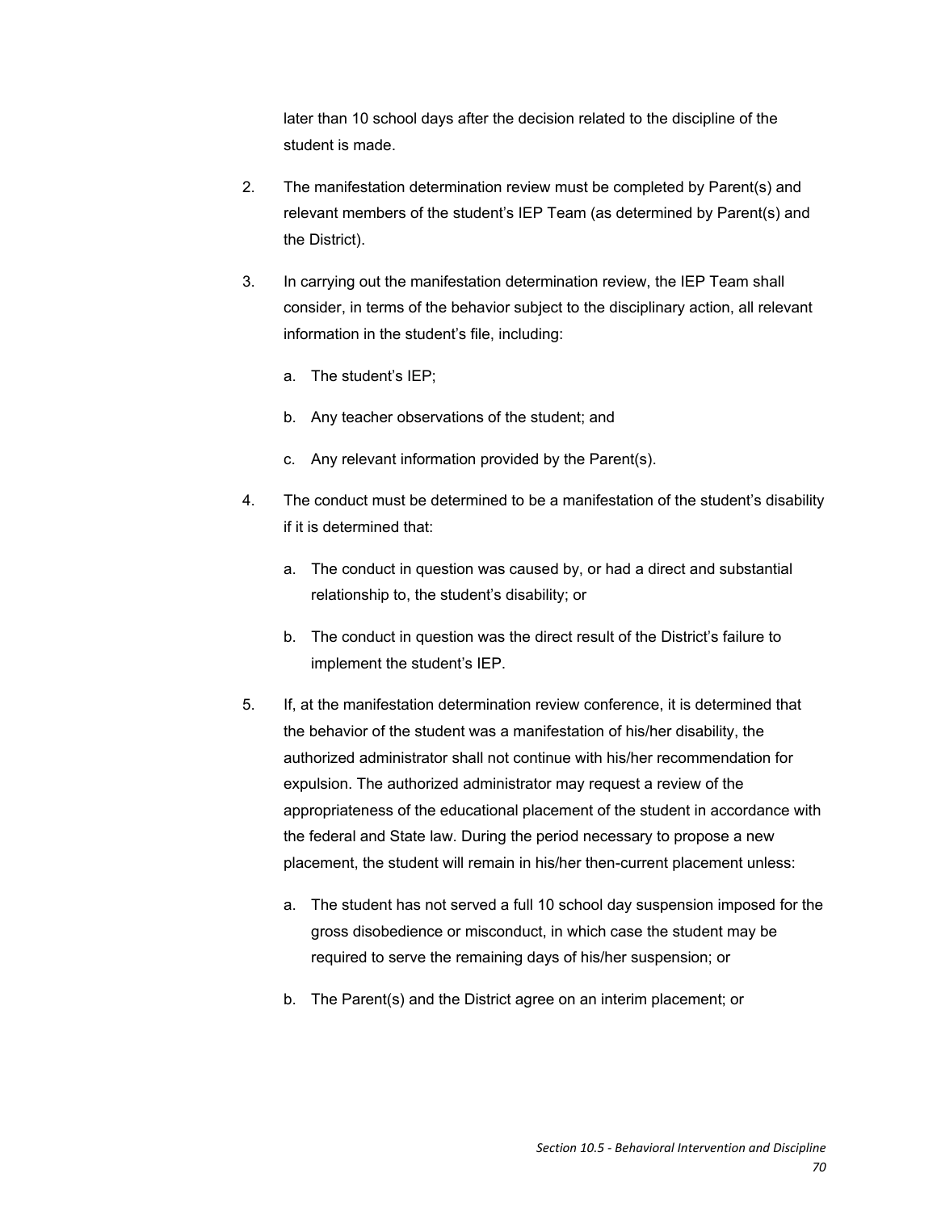later than 10 school days after the decision related to the discipline of the student is made.

2. The manifestation determination review must be completed by Parent(s) and relevant members of the student's IEP Team (as determined by Parent(s) and the District).

3. In carrying out the manifestation determination review, the IEP Team shall consider, in terms of the behavior subject to the disciplinary action, all relevant information in the student's file, including:

   a. The student's IEP;

   b. Any teacher observations of the student; and

   c. Any relevant information provided by the Parent(s).

4. The conduct must be determined to be a manifestation of the student's disability if it is determined that:

   a. The conduct in question was caused by, or had a direct and substantial relationship to, the student's disability; or

   b. The conduct in question was the direct result of the District's failure to implement the student's IEP.

5. If, at the manifestation determination review conference, it is determined that the behavior of the student was a manifestation of his/her disability, the authorized administrator shall not continue with his/her recommendation for expulsion. The authorized administrator may request a review of the appropriateness of the educational placement of the student in accordance with the federal and State law. During the period necessary to propose a new placement, the student will remain in his/her then-current placement unless:

   a. The student has not served a full 10 school day suspension imposed for the gross disobedience or misconduct, in which case the student may be required to serve the remaining days of his/her suspension; or

   b. The Parent(s) and the District agree on an interim placement; or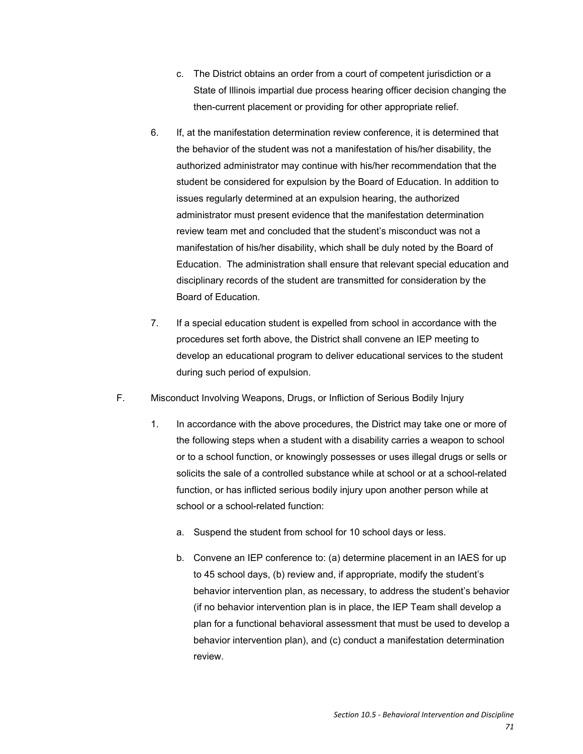c. The District obtains an order from a court of competent jurisdiction or a State of Illinois impartial due process hearing officer decision changing the then-current placement or providing for other appropriate relief.

6. If, at the manifestation determination review conference, it is determined that the behavior of the student was not a manifestation of his/her disability, the authorized administrator may continue with his/her recommendation that the student be considered for expulsion by the Board of Education. In addition to issues regularly determined at an expulsion hearing, the authorized administrator must present evidence that the manifestation determination review team met and concluded that the student's misconduct was not a manifestation of his/her disability, which shall be duly noted by the Board of Education. The administration shall ensure that relevant special education and disciplinary records of the student are transmitted for consideration by the Board of Education.

7. If a special education student is expelled from school in accordance with the procedures set forth above, the District shall convene an IEP meeting to develop an educational program to deliver educational services to the student during such period of expulsion.

F. Misconduct Involving Weapons, Drugs, or Infliction of Serious Bodily Injury

1. In accordance with the above procedures, the District may take one or more of the following steps when a student with a disability carries a weapon to school or to a school function, or knowingly possesses or uses illegal drugs or sells or solicits the sale of a controlled substance while at school or at a school-related function, or has inflicted serious bodily injury upon another person while at school or a school-related function:

   a. Suspend the student from school for 10 school days or less.

   b. Convene an IEP conference to: (a) determine placement in an IAES for up to 45 school days, (b) review and, if appropriate, modify the student's behavior intervention plan, as necessary, to address the student's behavior (if no behavior intervention plan is in place, the IEP Team shall develop a plan for a functional behavioral assessment that must be used to develop a behavior intervention plan), and (c) conduct a manifestation determination review.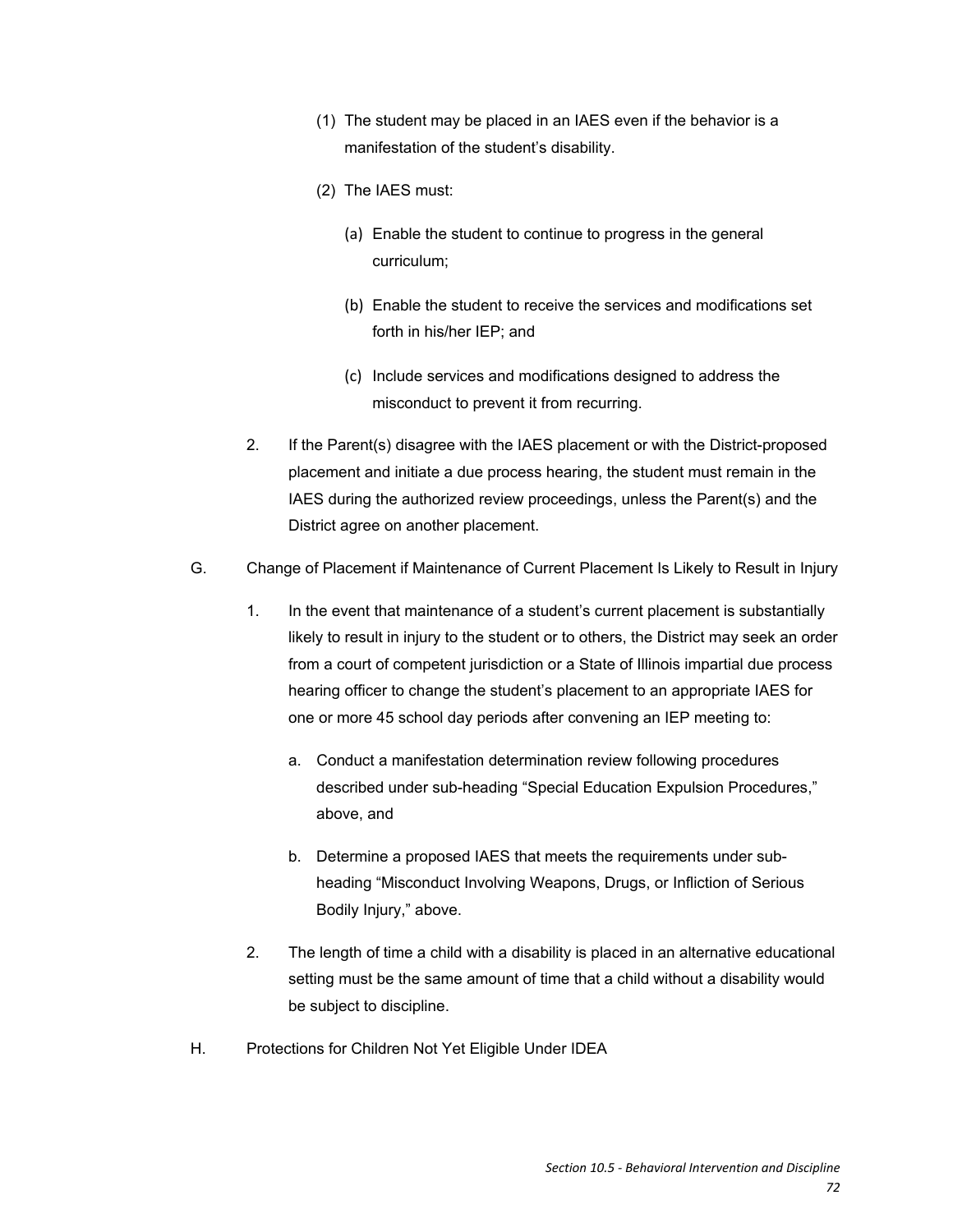(1) The student may be placed in an IAES even if the behavior is a manifestation of the student's disability.

(2) The IAES must:

(a) Enable the student to continue to progress in the general curriculum;

(b) Enable the student to receive the services and modifications set forth in his/her IEP; and

(c) Include services and modifications designed to address the misconduct to prevent it from recurring.

2. If the Parent(s) disagree with the IAES placement or with the District-proposed placement and initiate a due process hearing, the student must remain in the IAES during the authorized review proceedings, unless the Parent(s) and the District agree on another placement.

G. Change of Placement if Maintenance of Current Placement Is Likely to Result in Injury

1. In the event that maintenance of a student's current placement is substantially likely to result in injury to the student or to others, the District may seek an order from a court of competent jurisdiction or a State of Illinois impartial due process hearing officer to change the student's placement to an appropriate IAES for one or more 45 school day periods after convening an IEP meeting to:

   a. Conduct a manifestation determination review following procedures described under sub-heading "Special Education Expulsion Procedures," above, and

   b. Determine a proposed IAES that meets the requirements under sub-heading "Misconduct Involving Weapons, Drugs, or Infliction of Serious Bodily Injury," above.

2. The length of time a child with a disability is placed in an alternative educational setting must be the same amount of time that a child without a disability would be subject to discipline.

H. Protections for Children Not Yet Eligible Under IDEA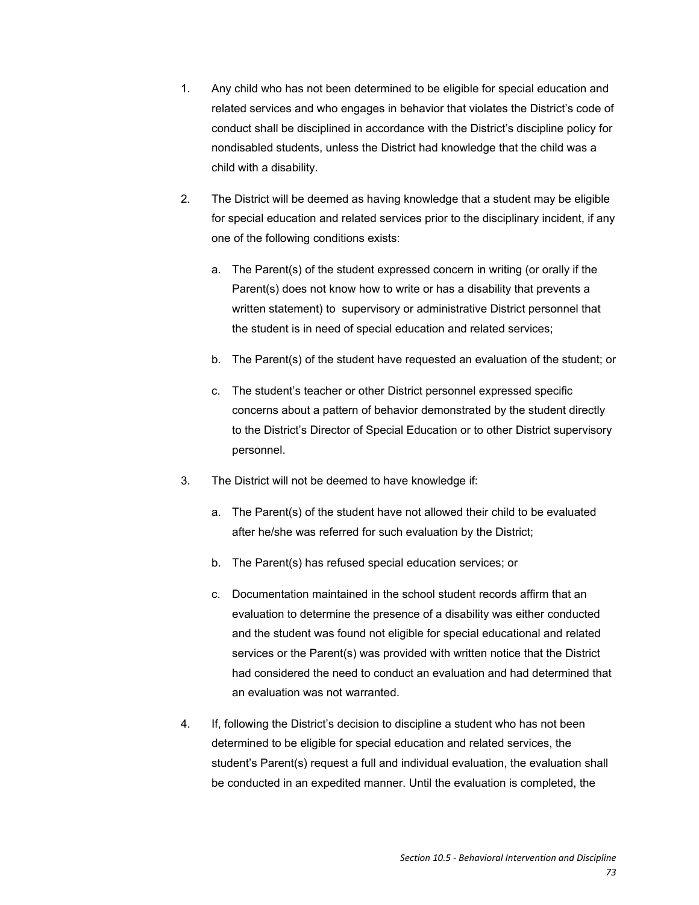1. Any child who has not been determined to be eligible for special education and related services and who engages in behavior that violates the District's code of conduct shall be disciplined in accordance with the District's discipline policy for nondisabled students, unless the District had knowledge that the child was a child with a disability.

2. The District will be deemed as having knowledge that a student may be eligible for special education and related services prior to the disciplinary incident, if any one of the following conditions exists:

   a. The Parent(s) of the student expressed concern in writing (or orally if the Parent(s) does not know how to write or has a disability that prevents a written statement) to supervisory or administrative District personnel that the student is in need of special education and related services;

   b. The Parent(s) of the student have requested an evaluation of the student; or

   c. The student's teacher or other District personnel expressed specific concerns about a pattern of behavior demonstrated by the student directly to the District's Director of Special Education or to other District supervisory personnel.

3. The District will not be deemed to have knowledge if:

   a. The Parent(s) of the student have not allowed their child to be evaluated after he/she was referred for such evaluation by the District;

   b. The Parent(s) has refused special education services; or

   c. Documentation maintained in the school student records affirm that an evaluation to determine the presence of a disability was either conducted and the student was found not eligible for special educational and related services or the Parent(s) was provided with written notice that the District had considered the need to conduct an evaluation and had determined that an evaluation was not warranted.

4. If, following the District's decision to discipline a student who has not been determined to be eligible for special education and related services, the student's Parent(s) request a full and individual evaluation, the evaluation shall be conducted in an expedited manner. Until the evaluation is completed, the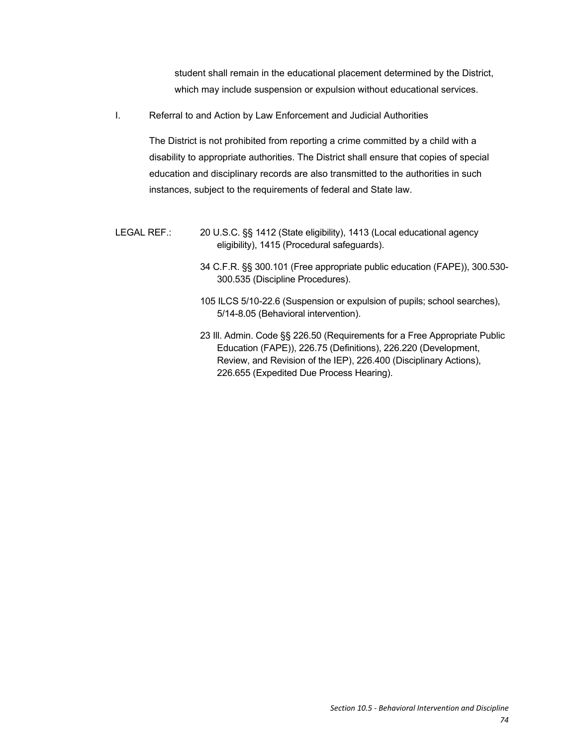student shall remain in the educational placement determined by the District, which may include suspension or expulsion without educational services.

I. Referral to and Action by Law Enforcement and Judicial Authorities

The District is not prohibited from reporting a crime committed by a child with a disability to appropriate authorities. The District shall ensure that copies of special education and disciplinary records are also transmitted to the authorities in such instances, subject to the requirements of federal and State law.

LEGAL REF.: 20 U.S.C. §§ 1412 (State eligibility), 1413 (Local educational agency eligibility), 1415 (Procedural safeguards).

34 C.F.R. §§ 300.101 (Free appropriate public education (FAPE)), 300.530-300.535 (Discipline Procedures).

105 ILCS 5/10-22.6 (Suspension or expulsion of pupils; school searches), 5/14-8.05 (Behavioral intervention).

23 Ill. Admin. Code §§ 226.50 (Requirements for a Free Appropriate Public Education (FAPE)), 226.75 (Definitions), 226.220 (Development, Review, and Revision of the IEP), 226.400 (Disciplinary Actions), 226.655 (Expedited Due Process Hearing).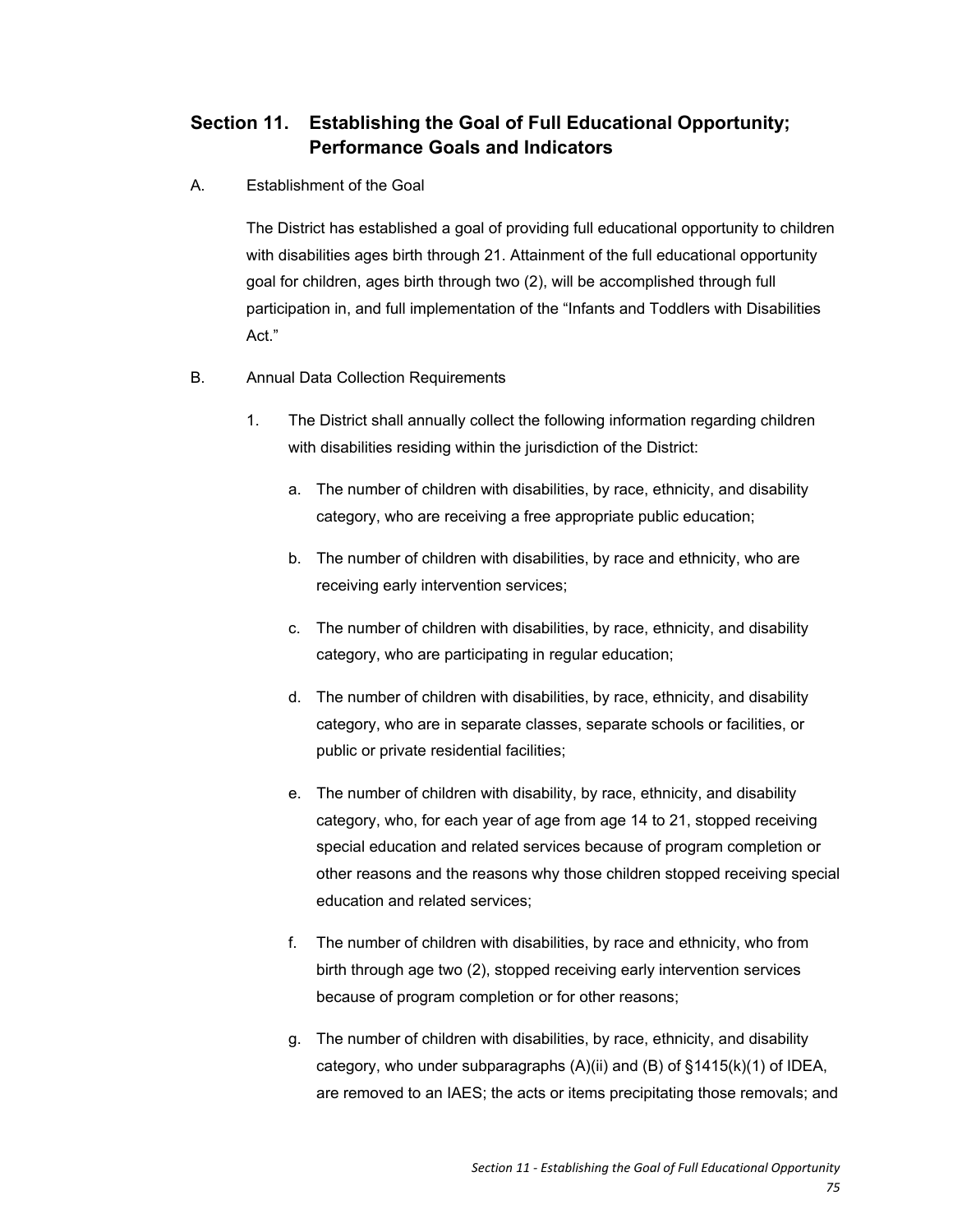## Section 11. Establishing the Goal of Full Educational Opportunity; Performance Goals and Indicators

A. Establishment of the Goal

The District has established a goal of providing full educational opportunity to children with disabilities ages birth through 21. Attainment of the full educational opportunity goal for children, ages birth through two (2), will be accomplished through full participation in, and full implementation of the "Infants and Toddlers with Disabilities Act."

B. Annual Data Collection Requirements

1. The District shall annually collect the following information regarding children with disabilities residing within the jurisdiction of the District:

   a. The number of children with disabilities, by race, ethnicity, and disability category, who are receiving a free appropriate public education;

   b. The number of children with disabilities, by race and ethnicity, who are receiving early intervention services;

   c. The number of children with disabilities, by race, ethnicity, and disability category, who are participating in regular education;

   d. The number of children with disabilities, by race, ethnicity, and disability category, who are in separate classes, separate schools or facilities, or public or private residential facilities;

   e. The number of children with disability, by race, ethnicity, and disability category, who, for each year of age from age 14 to 21, stopped receiving special education and related services because of program completion or other reasons and the reasons why those children stopped receiving special education and related services;

   f. The number of children with disabilities, by race and ethnicity, who from birth through age two (2), stopped receiving early intervention services because of program completion or for other reasons;

   g. The number of children with disabilities, by race, ethnicity, and disability category, who under subparagraphs (A)(ii) and (B) of §1415(k)(1) of IDEA, are removed to an IAES; the acts or items precipitating those removals; and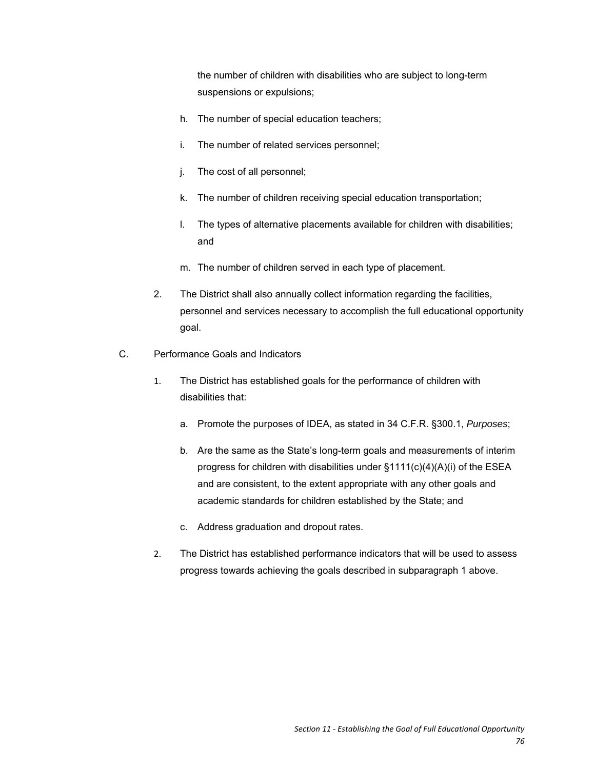the number of children with disabilities who are subject to long-term suspensions or expulsions;

h. The number of special education teachers;

i. The number of related services personnel;

j. The cost of all personnel;

k. The number of children receiving special education transportation;

l. The types of alternative placements available for children with disabilities; and

m. The number of children served in each type of placement.

2. The District shall also annually collect information regarding the facilities, personnel and services necessary to accomplish the full educational opportunity goal.

C. Performance Goals and Indicators

1. The District has established goals for the performance of children with disabilities that:

   a. Promote the purposes of IDEA, as stated in 34 C.F.R. §300.1, *Purposes*;

   b. Are the same as the State's long-term goals and measurements of interim progress for children with disabilities under §1111(c)(4)(A)(i) of the ESEA and are consistent, to the extent appropriate with any other goals and academic standards for children established by the State; and

   c. Address graduation and dropout rates.

2. The District has established performance indicators that will be used to assess progress towards achieving the goals described in subparagraph 1 above.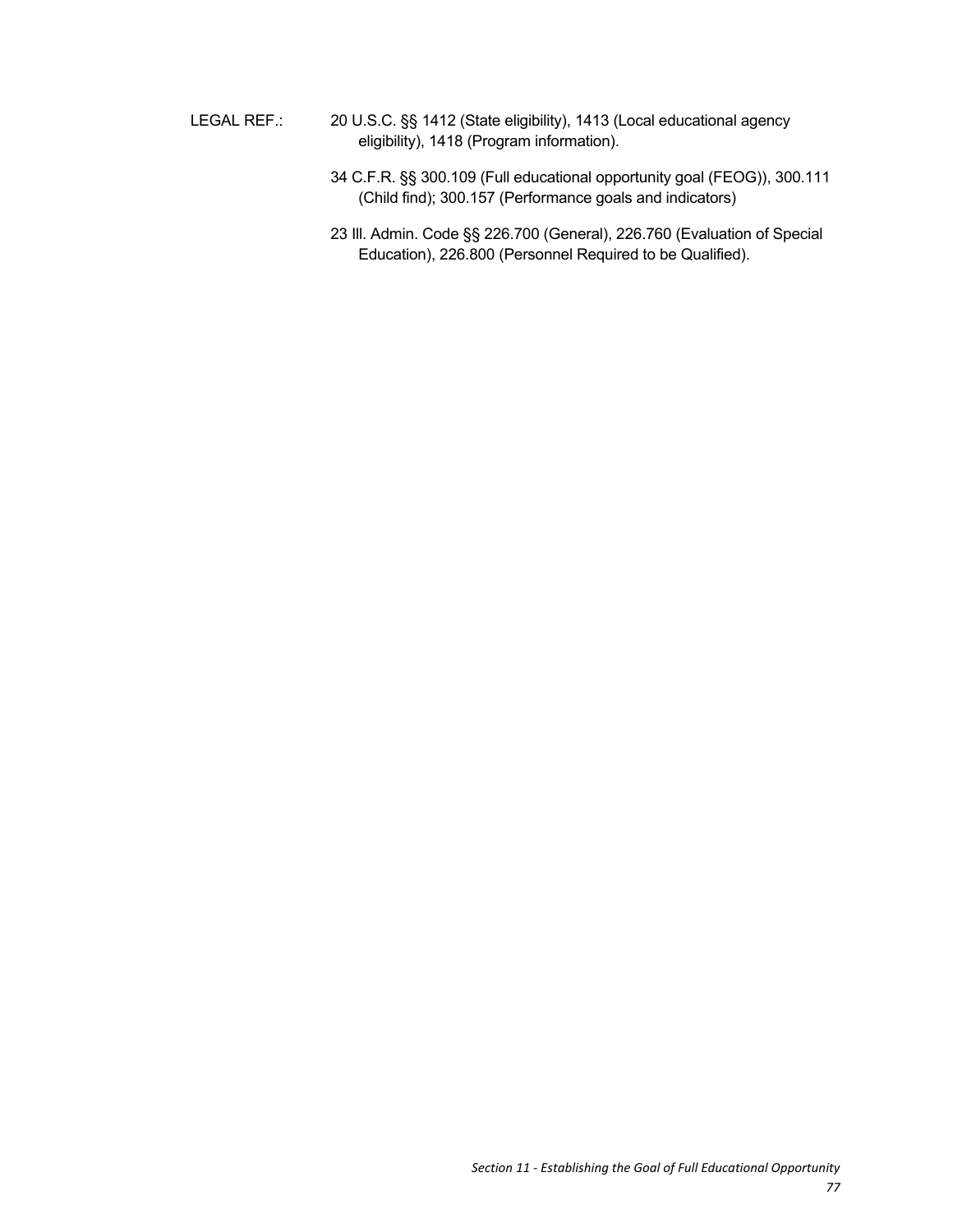LEGAL REF.: 20 U.S.C. §§ 1412 (State eligibility), 1413 (Local educational agency eligibility), 1418 (Program information).

34 C.F.R. §§ 300.109 (Full educational opportunity goal (FEOG)), 300.111 (Child find); 300.157 (Performance goals and indicators)

23 Ill. Admin. Code §§ 226.700 (General), 226.760 (Evaluation of Special Education), 226.800 (Personnel Required to be Qualified).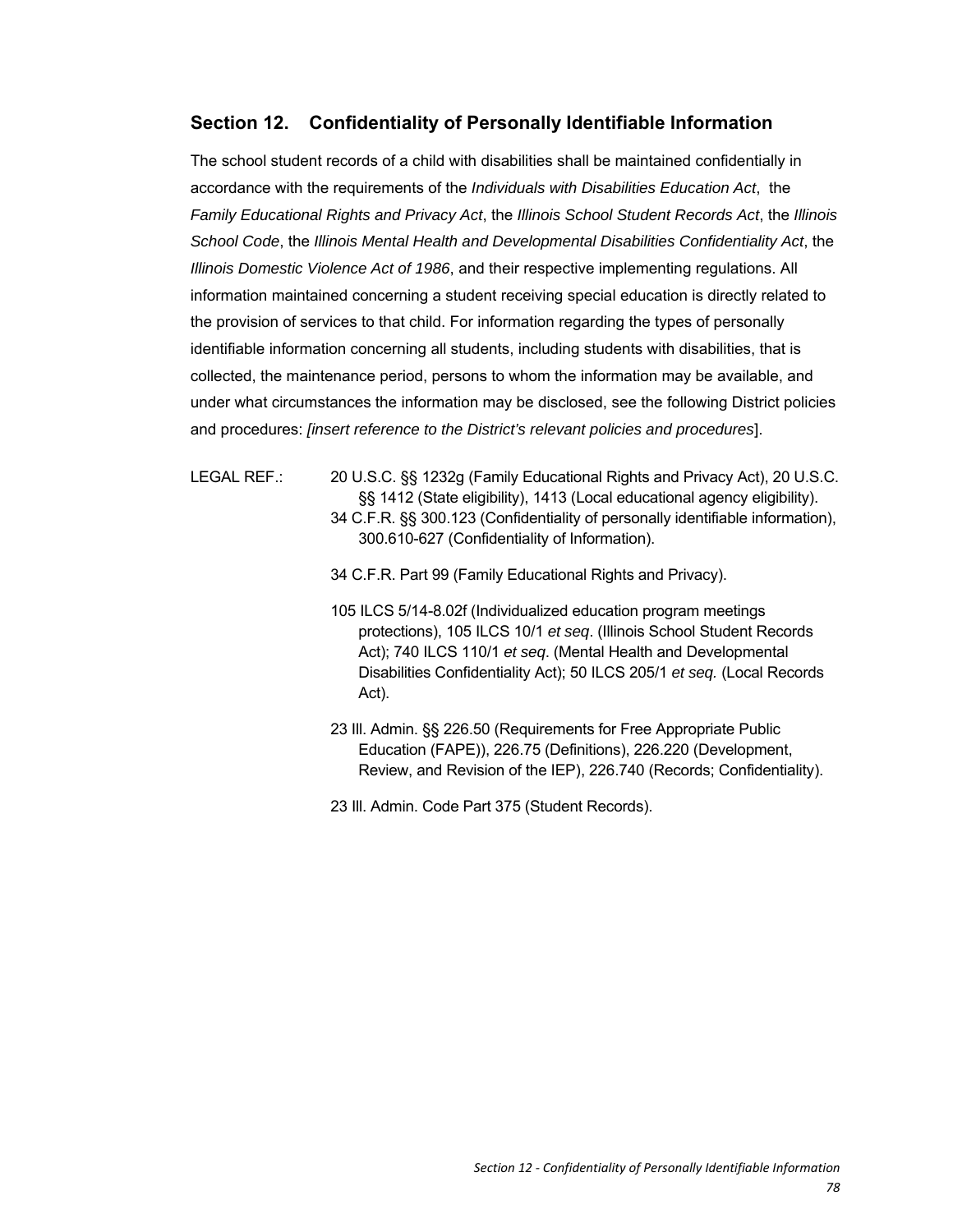## Section 12. Confidentiality of Personally Identifiable Information

The school student records of a child with disabilities shall be maintained confidentially in accordance with the requirements of the *Individuals with Disabilities Education Act*, the *Family Educational Rights and Privacy Act*, the *Illinois School Student Records Act*, the *Illinois School Code*, the *Illinois Mental Health and Developmental Disabilities Confidentiality Act*, the *Illinois Domestic Violence Act of 1986*, and their respective implementing regulations. All information maintained concerning a student receiving special education is directly related to the provision of services to that child. For information regarding the types of personally identifiable information concerning all students, including students with disabilities, that is collected, the maintenance period, persons to whom the information may be available, and under what circumstances the information may be disclosed, see the following District policies and procedures: [*insert reference to the District's relevant policies and procedures*].

LEGAL REF.:

20 U.S.C. §§ 1232g (Family Educational Rights and Privacy Act), 20 U.S.C. §§ 1412 (State eligibility), 1413 (Local educational agency eligibility).
34 C.F.R. §§ 300.123 (Confidentiality of personally identifiable information), 300.610-627 (Confidentiality of Information).

34 C.F.R. Part 99 (Family Educational Rights and Privacy).

105 ILCS 5/14-8.02f (Individualized education program meetings protections), 105 ILCS 10/1 *et seq*. (Illinois School Student Records Act); 740 ILCS 110/1 *et seq*. (Mental Health and Developmental Disabilities Confidentiality Act); 50 ILCS 205/1 *et seq.* (Local Records Act).

23 Ill. Admin. §§ 226.50 (Requirements for Free Appropriate Public Education (FAPE)), 226.75 (Definitions), 226.220 (Development, Review, and Revision of the IEP), 226.740 (Records; Confidentiality).

23 Ill. Admin. Code Part 375 (Student Records).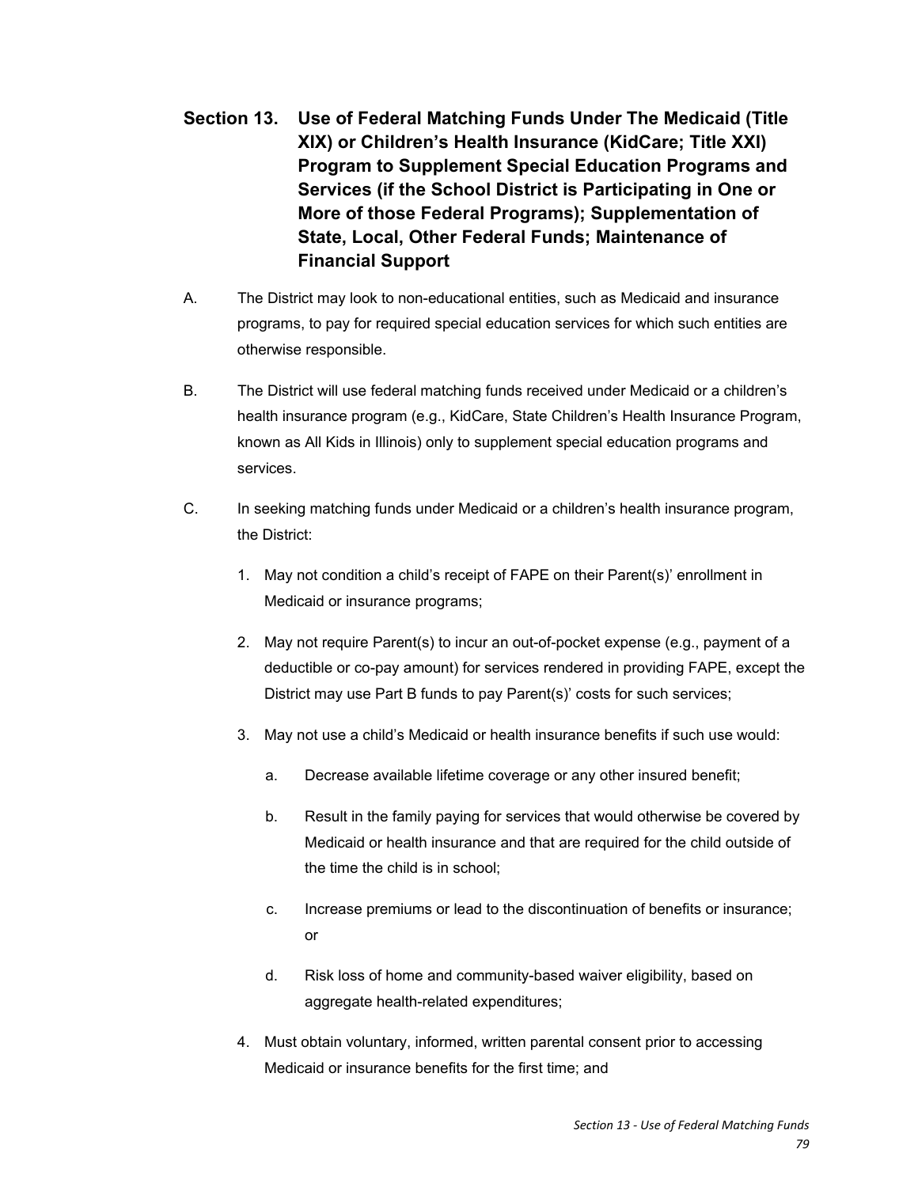## Section 13. Use of Federal Matching Funds Under The Medicaid (Title XIX) or Children's Health Insurance (KidCare; Title XXI) Program to Supplement Special Education Programs and Services (if the School District is Participating in One or More of those Federal Programs); Supplementation of State, Local, Other Federal Funds; Maintenance of Financial Support

A. The District may look to non-educational entities, such as Medicaid and insurance programs, to pay for required special education services for which such entities are otherwise responsible.

B. The District will use federal matching funds received under Medicaid or a children's health insurance program (e.g., KidCare, State Children's Health Insurance Program, known as All Kids in Illinois) only to supplement special education programs and services.

C. In seeking matching funds under Medicaid or a children's health insurance program, the District:

1. May not condition a child's receipt of FAPE on their Parent(s)' enrollment in Medicaid or insurance programs;
2. May not require Parent(s) to incur an out-of-pocket expense (e.g., payment of a deductible or co-pay amount) for services rendered in providing FAPE, except the District may use Part B funds to pay Parent(s)' costs for such services;
3. May not use a child's Medicaid or health insurance benefits if such use would:
   a. Decrease available lifetime coverage or any other insured benefit;
   b. Result in the family paying for services that would otherwise be covered by Medicaid or health insurance and that are required for the child outside of the time the child is in school;
   c. Increase premiums or lead to the discontinuation of benefits or insurance; or
   d. Risk loss of home and community-based waiver eligibility, based on aggregate health-related expenditures;
4. Must obtain voluntary, informed, written parental consent prior to accessing Medicaid or insurance benefits for the first time; and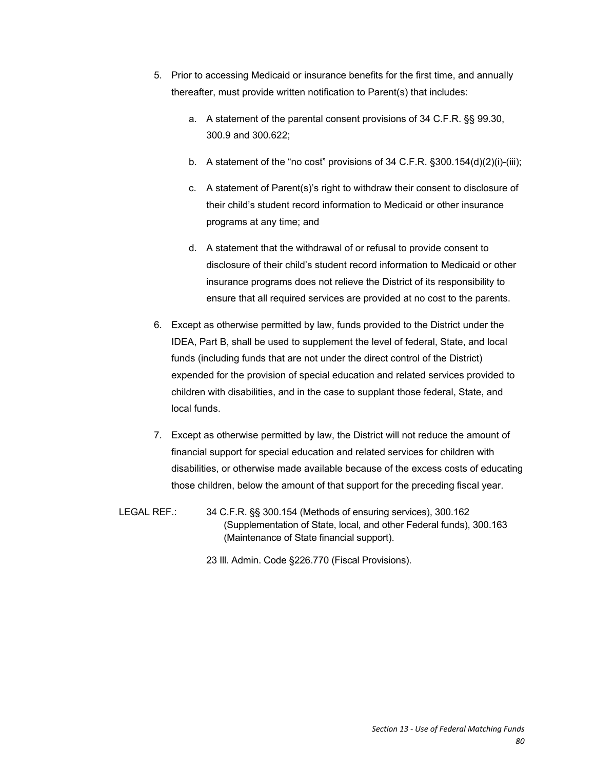5. Prior to accessing Medicaid or insurance benefits for the first time, and annually thereafter, must provide written notification to Parent(s) that includes:

    a. A statement of the parental consent provisions of 34 C.F.R. §§ 99.30, 300.9 and 300.622;

    b. A statement of the "no cost" provisions of 34 C.F.R. §300.154(d)(2)(i)-(iii);

    c. A statement of Parent(s)'s right to withdraw their consent to disclosure of their child's student record information to Medicaid or other insurance programs at any time; and

    d. A statement that the withdrawal of or refusal to provide consent to disclosure of their child's student record information to Medicaid or other insurance programs does not relieve the District of its responsibility to ensure that all required services are provided at no cost to the parents.

6. Except as otherwise permitted by law, funds provided to the District under the IDEA, Part B, shall be used to supplement the level of federal, State, and local funds (including funds that are not under the direct control of the District) expended for the provision of special education and related services provided to children with disabilities, and in the case to supplant those federal, State, and local funds.

7. Except as otherwise permitted by law, the District will not reduce the amount of financial support for special education and related services for children with disabilities, or otherwise made available because of the excess costs of educating those children, below the amount of that support for the preceding fiscal year.

LEGAL REF.: 34 C.F.R. §§ 300.154 (Methods of ensuring services), 300.162 (Supplementation of State, local, and other Federal funds), 300.163 (Maintenance of State financial support).

23 Ill. Admin. Code §226.770 (Fiscal Provisions).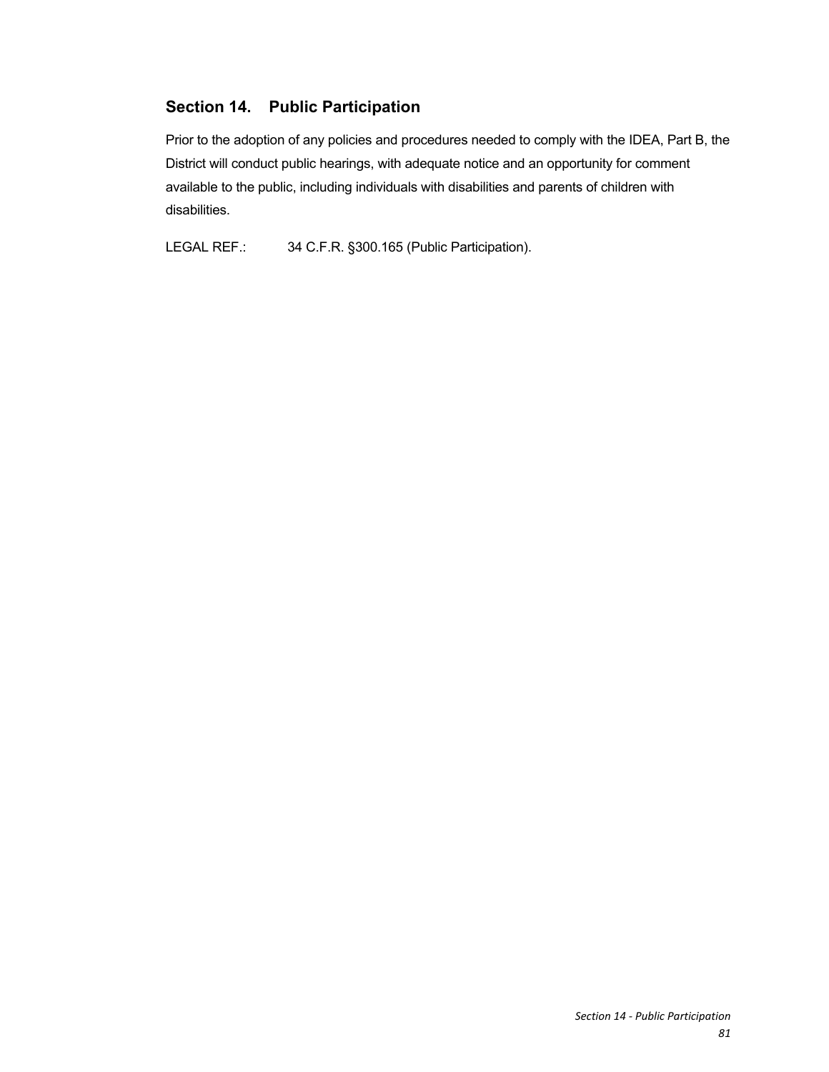## Section 14. Public Participation

Prior to the adoption of any policies and procedures needed to comply with the IDEA, Part B, the District will conduct public hearings, with adequate notice and an opportunity for comment available to the public, including individuals with disabilities and parents of children with disabilities.

LEGAL REF.: 34 C.F.R. §300.165 (Public Participation).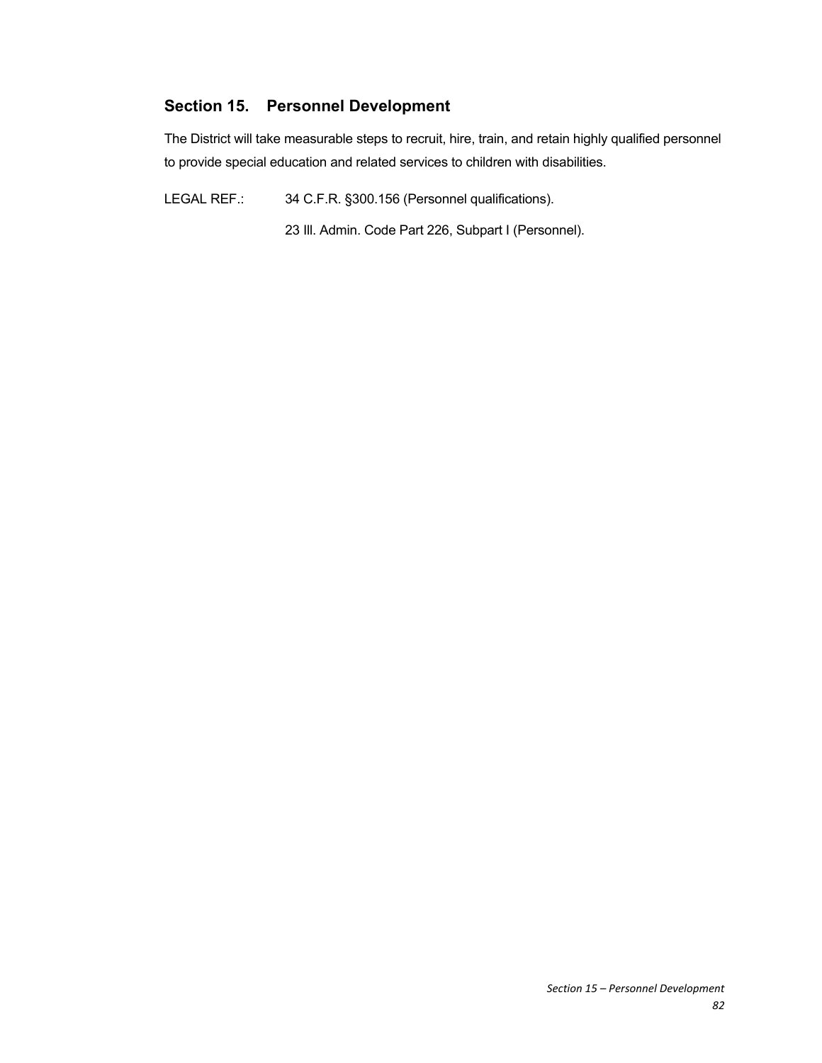## Section 15. Personnel Development

The District will take measurable steps to recruit, hire, train, and retain highly qualified personnel to provide special education and related services to children with disabilities.

LEGAL REF.: 34 C.F.R. §300.156 (Personnel qualifications).

23 Ill. Admin. Code Part 226, Subpart I (Personnel).